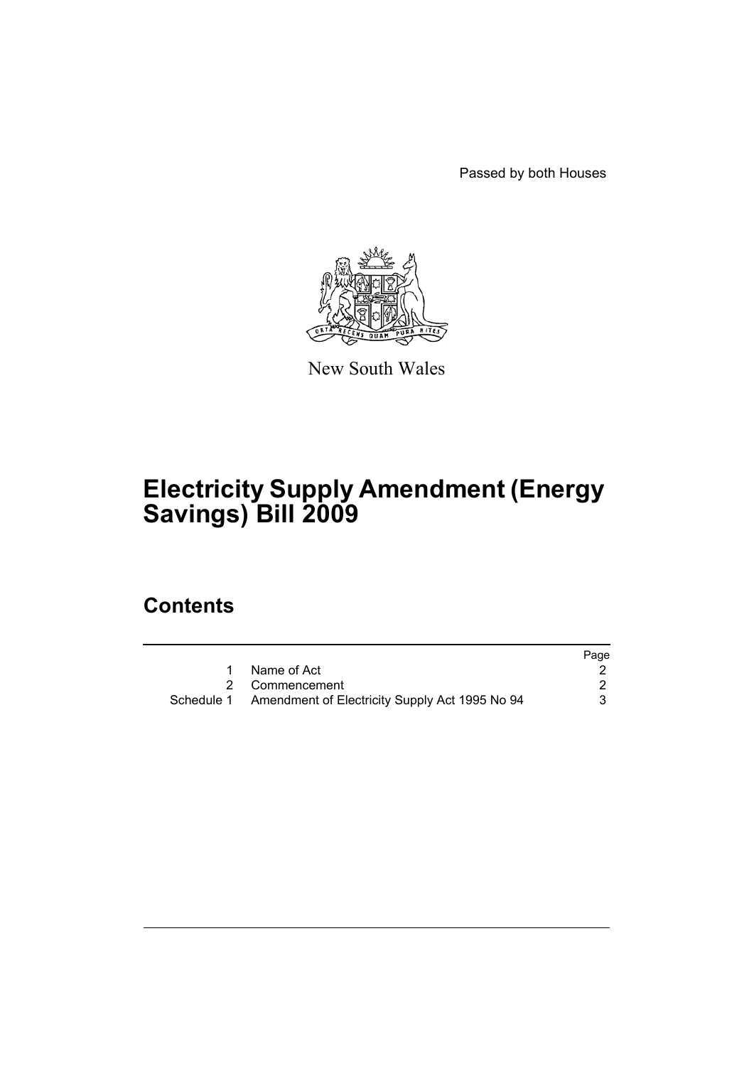Passed by both Houses

New South Wales

# Electricity Supply Amendment (Energy Savings) Bill 2009

## Contents

| | | Page |
|---|---|---|
| 1 | Name of Act | 2 |
| 2 | Commencement | 2 |
| Schedule 1 | Amendment of Electricity Supply Act 1995 No 94 | 3 |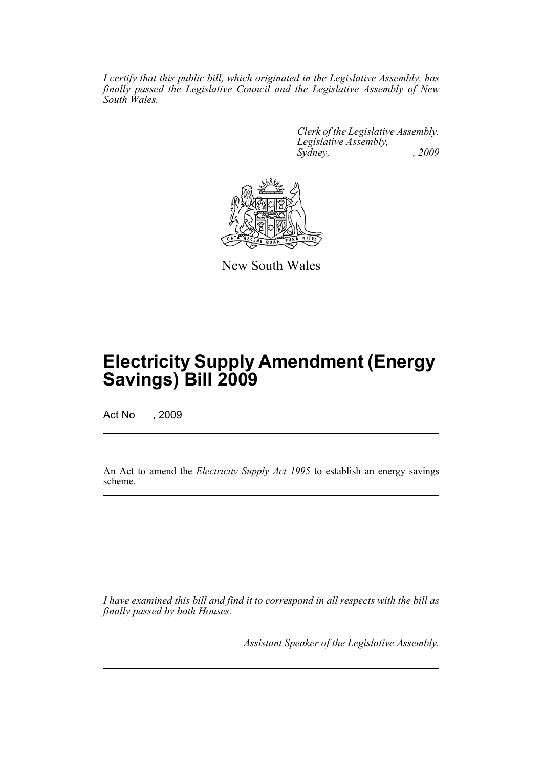*I certify that this public bill, which originated in the Legislative Assembly, has finally passed the Legislative Council and the Legislative Assembly of New South Wales.*

*Clerk of the Legislative Assembly.*
*Legislative Assembly,*
*Sydney, , 2009*

New South Wales

# Electricity Supply Amendment (Energy Savings) Bill 2009

Act No , 2009

An Act to amend the *Electricity Supply Act 1995* to establish an energy savings scheme.

*I have examined this bill and find it to correspond in all respects with the bill as finally passed by both Houses.*

*Assistant Speaker of the Legislative Assembly.*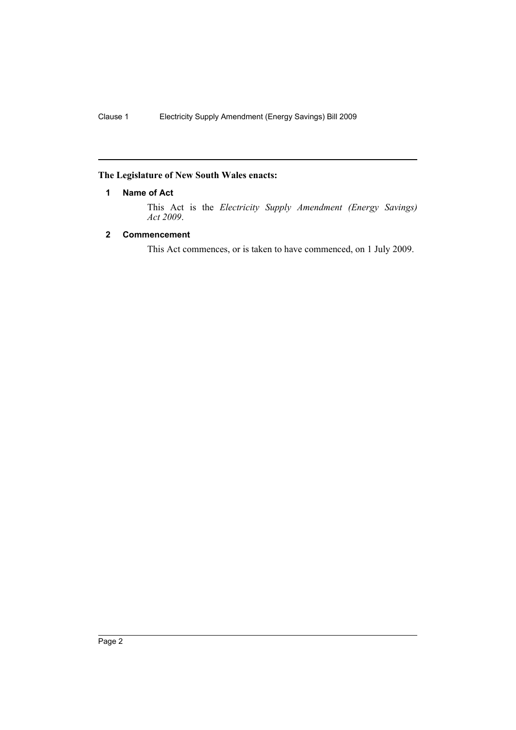**The Legislature of New South Wales enacts:**

## 1 Name of Act

This Act is the *Electricity Supply Amendment (Energy Savings) Act 2009*.

## 2 Commencement

This Act commences, or is taken to have commenced, on 1 July 2009.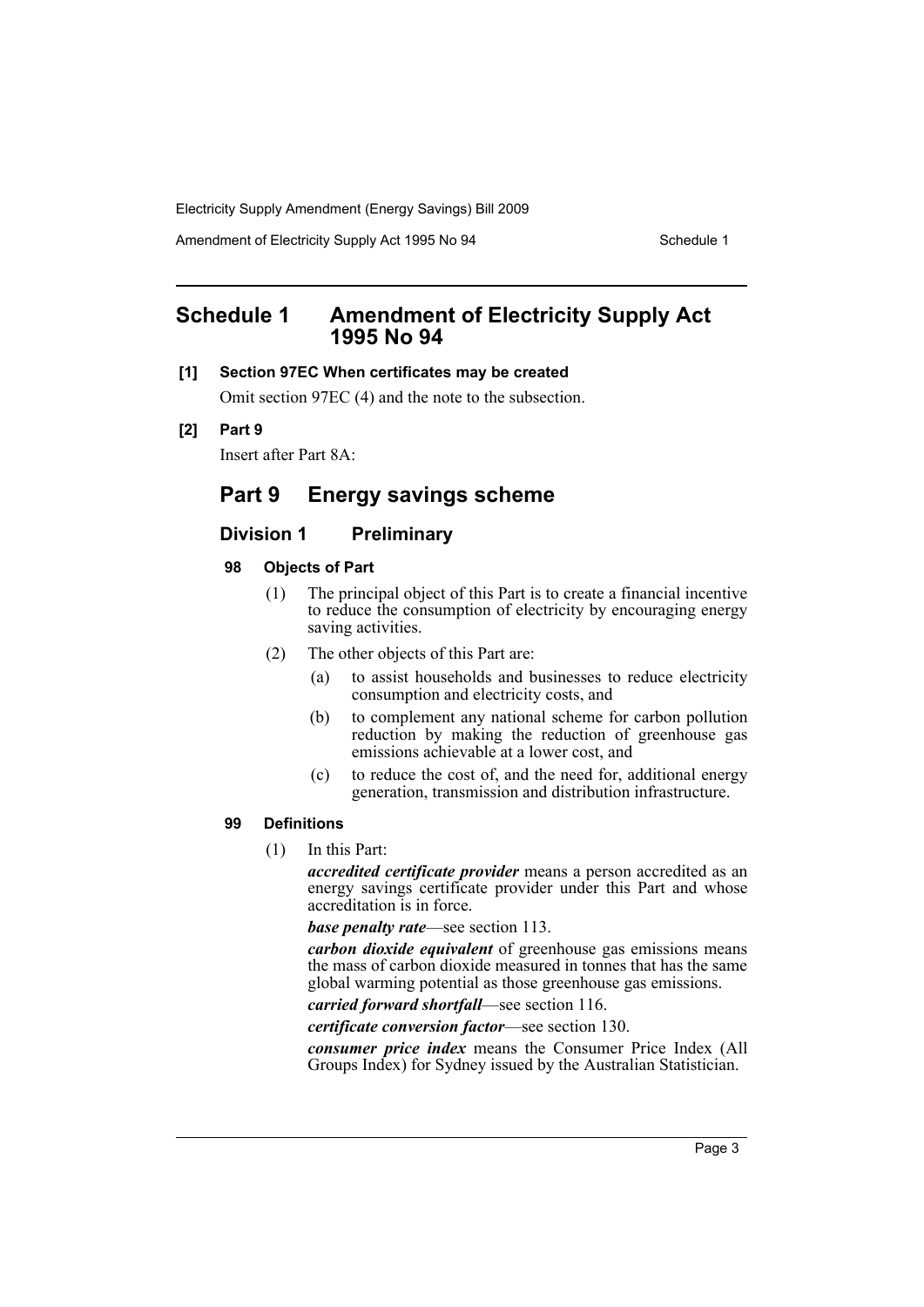# Schedule 1 Amendment of Electricity Supply Act 1995 No 94

**[1] Section 97EC When certificates may be created**

Omit section 97EC (4) and the note to the subsection.

**[2] Part 9**

Insert after Part 8A:

## Part 9 Energy savings scheme

### Division 1 Preliminary

#### 98 Objects of Part

(1) The principal object of this Part is to create a financial incentive to reduce the consumption of electricity by encouraging energy saving activities.

(2) The other objects of this Part are:

(a) to assist households and businesses to reduce electricity consumption and electricity costs, and

(b) to complement any national scheme for carbon pollution reduction by making the reduction of greenhouse gas emissions achievable at a lower cost, and

(c) to reduce the cost of, and the need for, additional energy generation, transmission and distribution infrastructure.

#### 99 Definitions

(1) In this Part:

***accredited certificate provider*** means a person accredited as an energy savings certificate provider under this Part and whose accreditation is in force.

***base penalty rate***—see section 113.

***carbon dioxide equivalent*** of greenhouse gas emissions means the mass of carbon dioxide measured in tonnes that has the same global warming potential as those greenhouse gas emissions.

***carried forward shortfall***—see section 116.

***certificate conversion factor***—see section 130.

***consumer price index*** means the Consumer Price Index (All Groups Index) for Sydney issued by the Australian Statistician.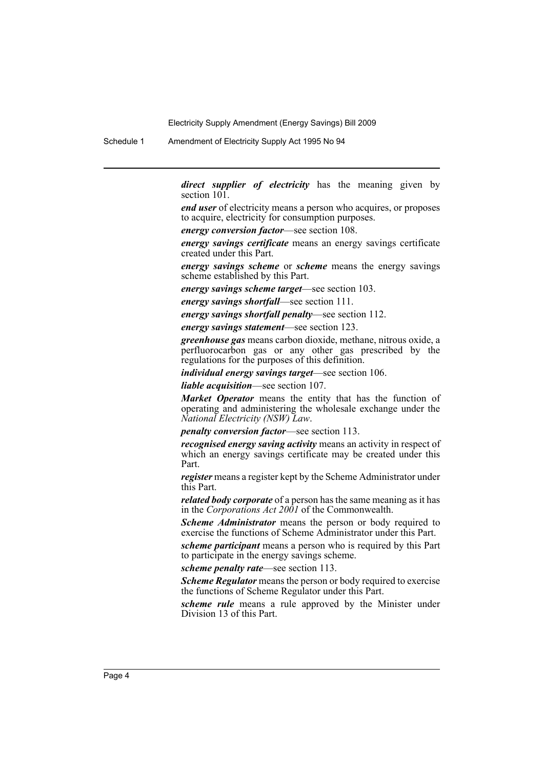***direct supplier of electricity*** has the meaning given by section 101.

***end user*** of electricity means a person who acquires, or proposes to acquire, electricity for consumption purposes.

***energy conversion factor***—see section 108.

***energy savings certificate*** means an energy savings certificate created under this Part.

***energy savings scheme*** or ***scheme*** means the energy savings scheme established by this Part.

***energy savings scheme target***—see section 103.

***energy savings shortfall***—see section 111.

***energy savings shortfall penalty***—see section 112.

***energy savings statement***—see section 123.

***greenhouse gas*** means carbon dioxide, methane, nitrous oxide, a perfluorocarbon gas or any other gas prescribed by the regulations for the purposes of this definition.

***individual energy savings target***—see section 106.

***liable acquisition***—see section 107.

***Market Operator*** means the entity that has the function of operating and administering the wholesale exchange under the *National Electricity (NSW) Law*.

***penalty conversion factor***—see section 113.

***recognised energy saving activity*** means an activity in respect of which an energy savings certificate may be created under this Part.

***register*** means a register kept by the Scheme Administrator under this Part.

***related body corporate*** of a person has the same meaning as it has in the *Corporations Act 2001* of the Commonwealth.

***Scheme Administrator*** means the person or body required to exercise the functions of Scheme Administrator under this Part.

***scheme participant*** means a person who is required by this Part to participate in the energy savings scheme.

***scheme penalty rate***—see section 113.

***Scheme Regulator*** means the person or body required to exercise the functions of Scheme Regulator under this Part.

***scheme rule*** means a rule approved by the Minister under Division 13 of this Part.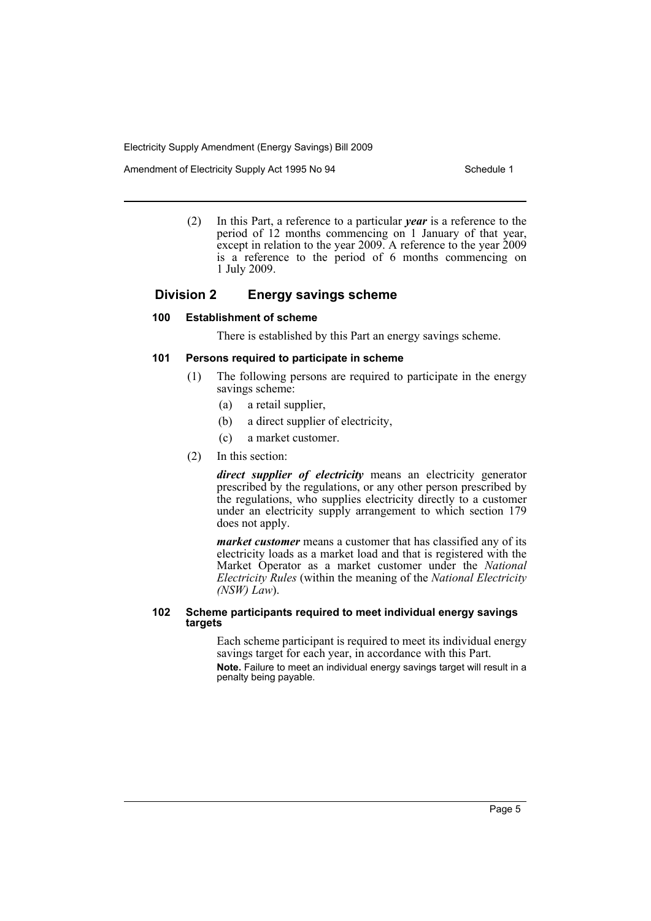(2) In this Part, a reference to a particular ***year*** is a reference to the period of 12 months commencing on 1 January of that year, except in relation to the year 2009. A reference to the year 2009 is a reference to the period of 6 months commencing on 1 July 2009.

## Division 2 Energy savings scheme

### 100 Establishment of scheme

There is established by this Part an energy savings scheme.

### 101 Persons required to participate in scheme

(1) The following persons are required to participate in the energy savings scheme:

(a) a retail supplier,

(b) a direct supplier of electricity,

(c) a market customer.

(2) In this section:

***direct supplier of electricity*** means an electricity generator prescribed by the regulations, or any other person prescribed by the regulations, who supplies electricity directly to a customer under an electricity supply arrangement to which section 179 does not apply.

***market customer*** means a customer that has classified any of its electricity loads as a market load and that is registered with the Market Operator as a market customer under the *National Electricity Rules* (within the meaning of the *National Electricity (NSW) Law*).

### 102 Scheme participants required to meet individual energy savings targets

Each scheme participant is required to meet its individual energy savings target for each year, in accordance with this Part.

**Note.** Failure to meet an individual energy savings target will result in a penalty being payable.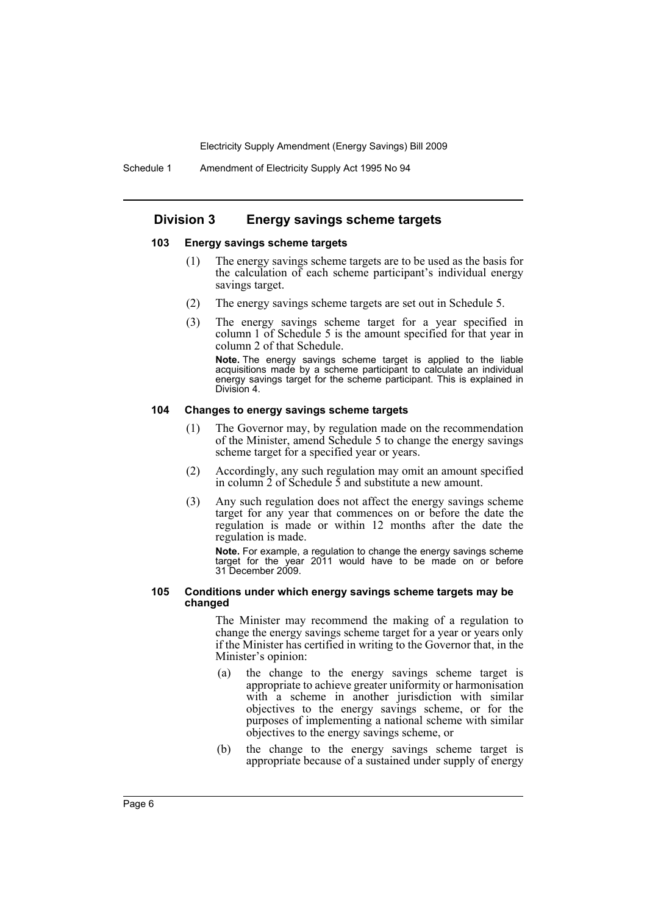## Division 3 Energy savings scheme targets

### 103 Energy savings scheme targets

(1) The energy savings scheme targets are to be used as the basis for the calculation of each scheme participant's individual energy savings target.

(2) The energy savings scheme targets are set out in Schedule 5.

(3) The energy savings scheme target for a year specified in column 1 of Schedule 5 is the amount specified for that year in column 2 of that Schedule.

**Note.** The energy savings scheme target is applied to the liable acquisitions made by a scheme participant to calculate an individual energy savings target for the scheme participant. This is explained in Division 4.

### 104 Changes to energy savings scheme targets

(1) The Governor may, by regulation made on the recommendation of the Minister, amend Schedule 5 to change the energy savings scheme target for a specified year or years.

(2) Accordingly, any such regulation may omit an amount specified in column 2 of Schedule 5 and substitute a new amount.

(3) Any such regulation does not affect the energy savings scheme target for any year that commences on or before the date the regulation is made or within 12 months after the date the regulation is made.

**Note.** For example, a regulation to change the energy savings scheme target for the year 2011 would have to be made on or before 31 December 2009.

### 105 Conditions under which energy savings scheme targets may be changed

The Minister may recommend the making of a regulation to change the energy savings scheme target for a year or years only if the Minister has certified in writing to the Governor that, in the Minister's opinion:

(a) the change to the energy savings scheme target is appropriate to achieve greater uniformity or harmonisation with a scheme in another jurisdiction with similar objectives to the energy savings scheme, or for the purposes of implementing a national scheme with similar objectives to the energy savings scheme, or

(b) the change to the energy savings scheme target is appropriate because of a sustained under supply of energy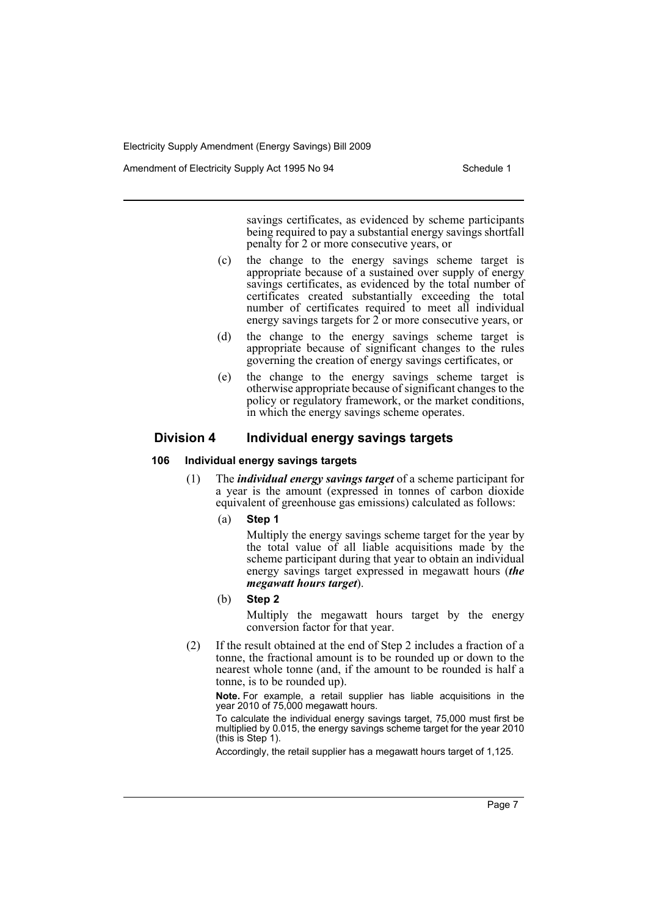savings certificates, as evidenced by scheme participants being required to pay a substantial energy savings shortfall penalty for 2 or more consecutive years, or

(c) the change to the energy savings scheme target is appropriate because of a sustained over supply of energy savings certificates, as evidenced by the total number of certificates created substantially exceeding the total number of certificates required to meet all individual energy savings targets for 2 or more consecutive years, or

(d) the change to the energy savings scheme target is appropriate because of significant changes to the rules governing the creation of energy savings certificates, or

(e) the change to the energy savings scheme target is otherwise appropriate because of significant changes to the policy or regulatory framework, or the market conditions, in which the energy savings scheme operates.

## Division 4 Individual energy savings targets

### 106 Individual energy savings targets

(1) The ***individual energy savings target*** of a scheme participant for a year is the amount (expressed in tonnes of carbon dioxide equivalent of greenhouse gas emissions) calculated as follows:

(a) **Step 1**

Multiply the energy savings scheme target for the year by the total value of all liable acquisitions made by the scheme participant during that year to obtain an individual energy savings target expressed in megawatt hours (***the megawatt hours target***).

(b) **Step 2**

Multiply the megawatt hours target by the energy conversion factor for that year.

(2) If the result obtained at the end of Step 2 includes a fraction of a tonne, the fractional amount is to be rounded up or down to the nearest whole tonne (and, if the amount to be rounded is half a tonne, is to be rounded up).

**Note.** For example, a retail supplier has liable acquisitions in the year 2010 of 75,000 megawatt hours.

To calculate the individual energy savings target, 75,000 must first be multiplied by 0.015, the energy savings scheme target for the year 2010 (this is Step 1).

Accordingly, the retail supplier has a megawatt hours target of 1,125.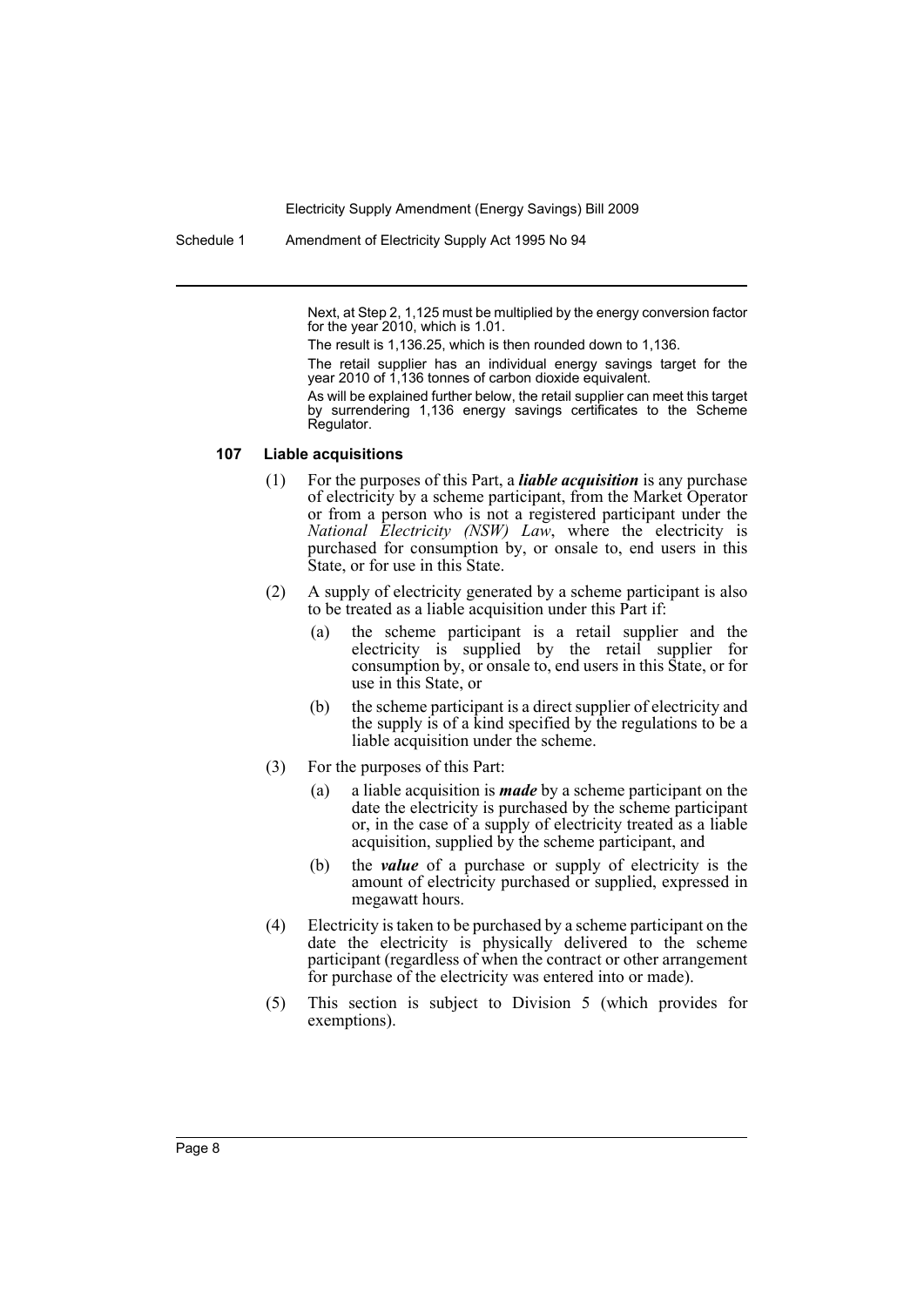Next, at Step 2, 1,125 must be multiplied by the energy conversion factor for the year 2010, which is 1.01.

The result is 1,136.25, which is then rounded down to 1,136.

The retail supplier has an individual energy savings target for the year 2010 of 1,136 tonnes of carbon dioxide equivalent.

As will be explained further below, the retail supplier can meet this target by surrendering 1,136 energy savings certificates to the Scheme Regulator.

### 107 Liable acquisitions

(1) For the purposes of this Part, a ***liable acquisition*** is any purchase of electricity by a scheme participant, from the Market Operator or from a person who is not a registered participant under the *National Electricity (NSW) Law*, where the electricity is purchased for consumption by, or onsale to, end users in this State, or for use in this State.

(2) A supply of electricity generated by a scheme participant is also to be treated as a liable acquisition under this Part if:

- (a) the scheme participant is a retail supplier and the electricity is supplied by the retail supplier for consumption by, or onsale to, end users in this State, or for use in this State, or
- (b) the scheme participant is a direct supplier of electricity and the supply is of a kind specified by the regulations to be a liable acquisition under the scheme.

(3) For the purposes of this Part:

- (a) a liable acquisition is ***made*** by a scheme participant on the date the electricity is purchased by the scheme participant or, in the case of a supply of electricity treated as a liable acquisition, supplied by the scheme participant, and
- (b) the ***value*** of a purchase or supply of electricity is the amount of electricity purchased or supplied, expressed in megawatt hours.

(4) Electricity is taken to be purchased by a scheme participant on the date the electricity is physically delivered to the scheme participant (regardless of when the contract or other arrangement for purchase of the electricity was entered into or made).

(5) This section is subject to Division 5 (which provides for exemptions).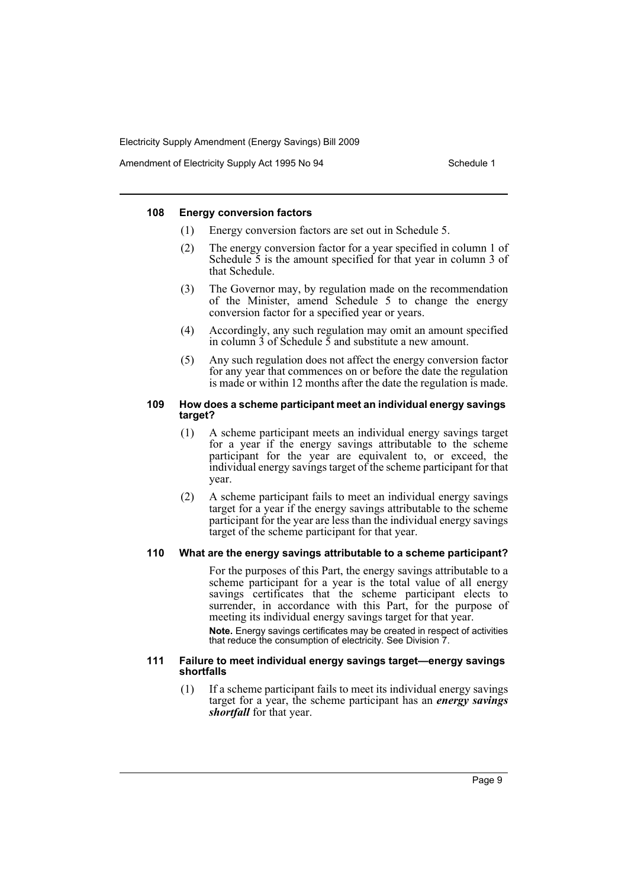#### 108 Energy conversion factors

(1) Energy conversion factors are set out in Schedule 5.

(2) The energy conversion factor for a year specified in column 1 of Schedule 5 is the amount specified for that year in column 3 of that Schedule.

(3) The Governor may, by regulation made on the recommendation of the Minister, amend Schedule 5 to change the energy conversion factor for a specified year or years.

(4) Accordingly, any such regulation may omit an amount specified in column 3 of Schedule 5 and substitute a new amount.

(5) Any such regulation does not affect the energy conversion factor for any year that commences on or before the date the regulation is made or within 12 months after the date the regulation is made.

#### 109 How does a scheme participant meet an individual energy savings target?

(1) A scheme participant meets an individual energy savings target for a year if the energy savings attributable to the scheme participant for the year are equivalent to, or exceed, the individual energy savings target of the scheme participant for that year.

(2) A scheme participant fails to meet an individual energy savings target for a year if the energy savings attributable to the scheme participant for the year are less than the individual energy savings target of the scheme participant for that year.

#### 110 What are the energy savings attributable to a scheme participant?

For the purposes of this Part, the energy savings attributable to a scheme participant for a year is the total value of all energy savings certificates that the scheme participant elects to surrender, in accordance with this Part, for the purpose of meeting its individual energy savings target for that year.

**Note.** Energy savings certificates may be created in respect of activities that reduce the consumption of electricity. See Division 7.

#### 111 Failure to meet individual energy savings target—energy savings shortfalls

(1) If a scheme participant fails to meet its individual energy savings target for a year, the scheme participant has an ***energy savings shortfall*** for that year.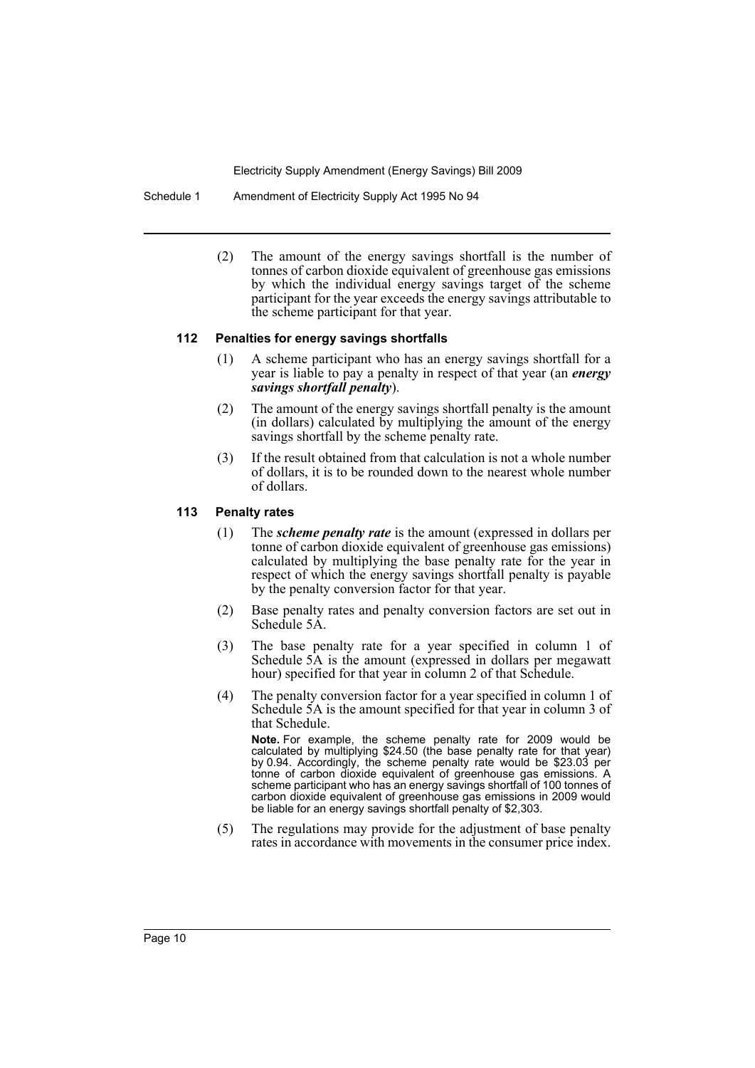(2) The amount of the energy savings shortfall is the number of tonnes of carbon dioxide equivalent of greenhouse gas emissions by which the individual energy savings target of the scheme participant for the year exceeds the energy savings attributable to the scheme participant for that year.

### 112 Penalties for energy savings shortfalls

(1) A scheme participant who has an energy savings shortfall for a year is liable to pay a penalty in respect of that year (an ***energy savings shortfall penalty***).

(2) The amount of the energy savings shortfall penalty is the amount (in dollars) calculated by multiplying the amount of the energy savings shortfall by the scheme penalty rate.

(3) If the result obtained from that calculation is not a whole number of dollars, it is to be rounded down to the nearest whole number of dollars.

### 113 Penalty rates

(1) The ***scheme penalty rate*** is the amount (expressed in dollars per tonne of carbon dioxide equivalent of greenhouse gas emissions) calculated by multiplying the base penalty rate for the year in respect of which the energy savings shortfall penalty is payable by the penalty conversion factor for that year.

(2) Base penalty rates and penalty conversion factors are set out in Schedule 5A.

(3) The base penalty rate for a year specified in column 1 of Schedule 5A is the amount (expressed in dollars per megawatt hour) specified for that year in column 2 of that Schedule.

(4) The penalty conversion factor for a year specified in column 1 of Schedule 5A is the amount specified for that year in column 3 of that Schedule.

**Note.** For example, the scheme penalty rate for 2009 would be calculated by multiplying $24.50 (the base penalty rate for that year) by 0.94. Accordingly, the scheme penalty rate would be $23.03 per tonne of carbon dioxide equivalent of greenhouse gas emissions. A scheme participant who has an energy savings shortfall of 100 tonnes of carbon dioxide equivalent of greenhouse gas emissions in 2009 would be liable for an energy savings shortfall penalty of $2,303.

(5) The regulations may provide for the adjustment of base penalty rates in accordance with movements in the consumer price index.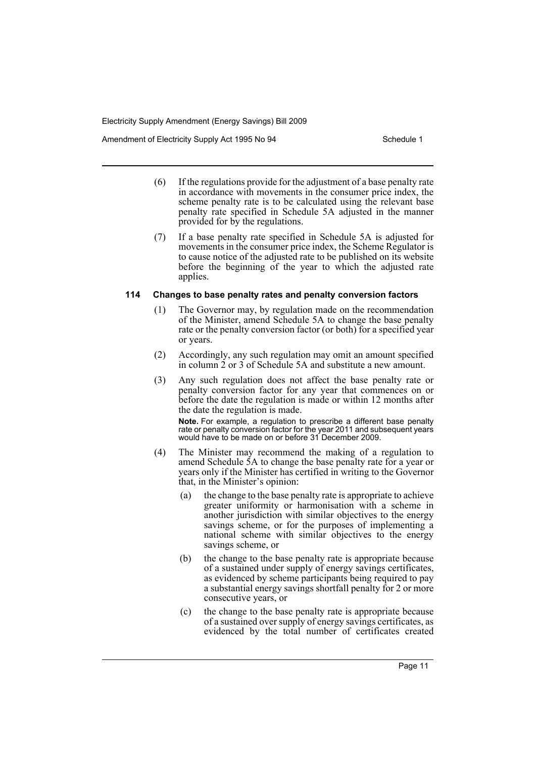(6) If the regulations provide for the adjustment of a base penalty rate in accordance with movements in the consumer price index, the scheme penalty rate is to be calculated using the relevant base penalty rate specified in Schedule 5A adjusted in the manner provided for by the regulations.

(7) If a base penalty rate specified in Schedule 5A is adjusted for movements in the consumer price index, the Scheme Regulator is to cause notice of the adjusted rate to be published on its website before the beginning of the year to which the adjusted rate applies.

### 114 Changes to base penalty rates and penalty conversion factors

(1) The Governor may, by regulation made on the recommendation of the Minister, amend Schedule 5A to change the base penalty rate or the penalty conversion factor (or both) for a specified year or years.

(2) Accordingly, any such regulation may omit an amount specified in column 2 or 3 of Schedule 5A and substitute a new amount.

(3) Any such regulation does not affect the base penalty rate or penalty conversion factor for any year that commences on or before the date the regulation is made or within 12 months after the date the regulation is made.

**Note.** For example, a regulation to prescribe a different base penalty rate or penalty conversion factor for the year 2011 and subsequent years would have to be made on or before 31 December 2009.

(4) The Minister may recommend the making of a regulation to amend Schedule 5A to change the base penalty rate for a year or years only if the Minister has certified in writing to the Governor that, in the Minister's opinion:

(a) the change to the base penalty rate is appropriate to achieve greater uniformity or harmonisation with a scheme in another jurisdiction with similar objectives to the energy savings scheme, or for the purposes of implementing a national scheme with similar objectives to the energy savings scheme, or

(b) the change to the base penalty rate is appropriate because of a sustained under supply of energy savings certificates, as evidenced by scheme participants being required to pay a substantial energy savings shortfall penalty for 2 or more consecutive years, or

(c) the change to the base penalty rate is appropriate because of a sustained over supply of energy savings certificates, as evidenced by the total number of certificates created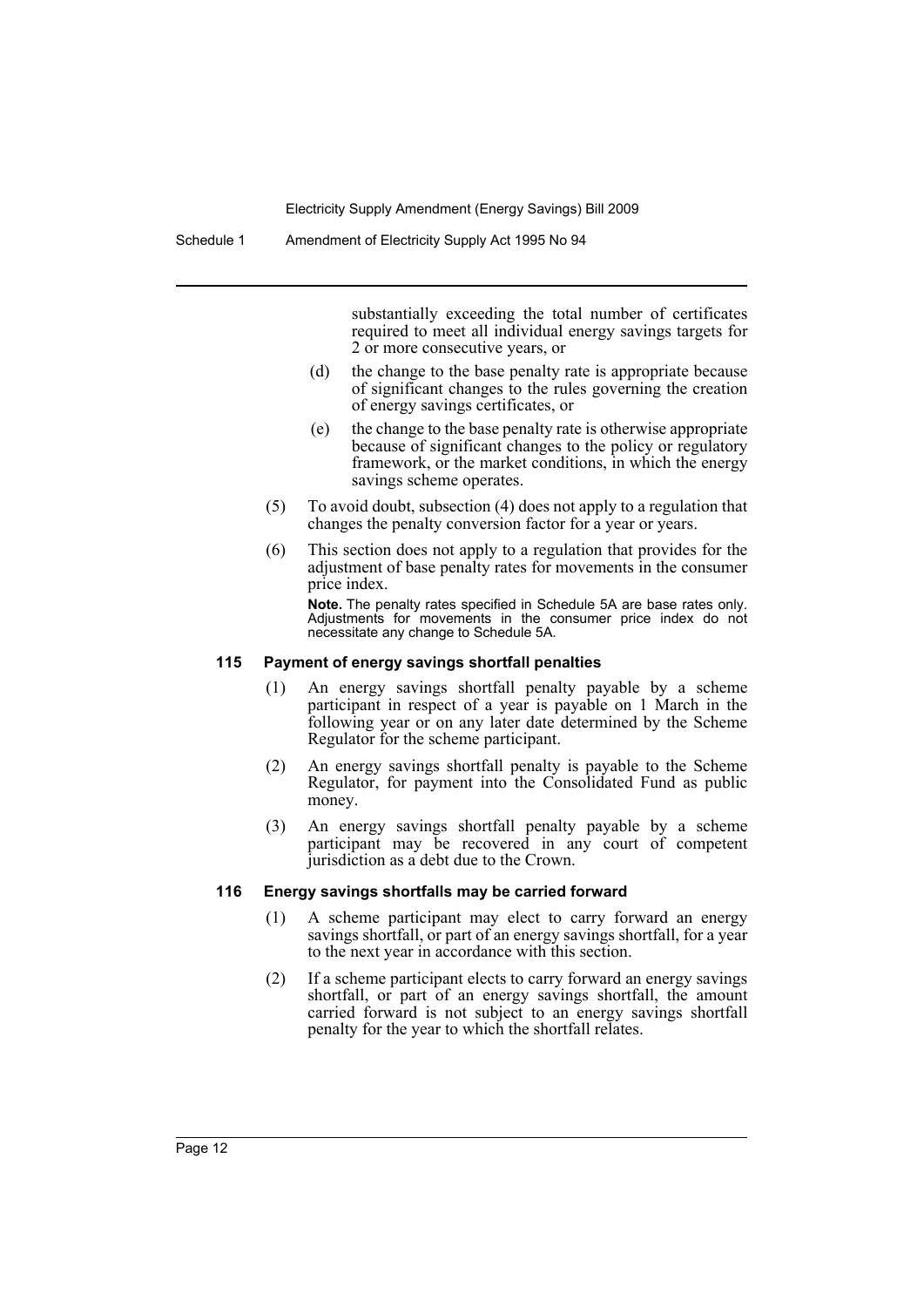substantially exceeding the total number of certificates required to meet all individual energy savings targets for 2 or more consecutive years, or

(d) the change to the base penalty rate is appropriate because of significant changes to the rules governing the creation of energy savings certificates, or

(e) the change to the base penalty rate is otherwise appropriate because of significant changes to the policy or regulatory framework, or the market conditions, in which the energy savings scheme operates.

(5) To avoid doubt, subsection (4) does not apply to a regulation that changes the penalty conversion factor for a year or years.

(6) This section does not apply to a regulation that provides for the adjustment of base penalty rates for movements in the consumer price index.

**Note.** The penalty rates specified in Schedule 5A are base rates only. Adjustments for movements in the consumer price index do not necessitate any change to Schedule 5A.

#### 115 Payment of energy savings shortfall penalties

(1) An energy savings shortfall penalty payable by a scheme participant in respect of a year is payable on 1 March in the following year or on any later date determined by the Scheme Regulator for the scheme participant.

(2) An energy savings shortfall penalty is payable to the Scheme Regulator, for payment into the Consolidated Fund as public money.

(3) An energy savings shortfall penalty payable by a scheme participant may be recovered in any court of competent jurisdiction as a debt due to the Crown.

#### 116 Energy savings shortfalls may be carried forward

(1) A scheme participant may elect to carry forward an energy savings shortfall, or part of an energy savings shortfall, for a year to the next year in accordance with this section.

(2) If a scheme participant elects to carry forward an energy savings shortfall, or part of an energy savings shortfall, the amount carried forward is not subject to an energy savings shortfall penalty for the year to which the shortfall relates.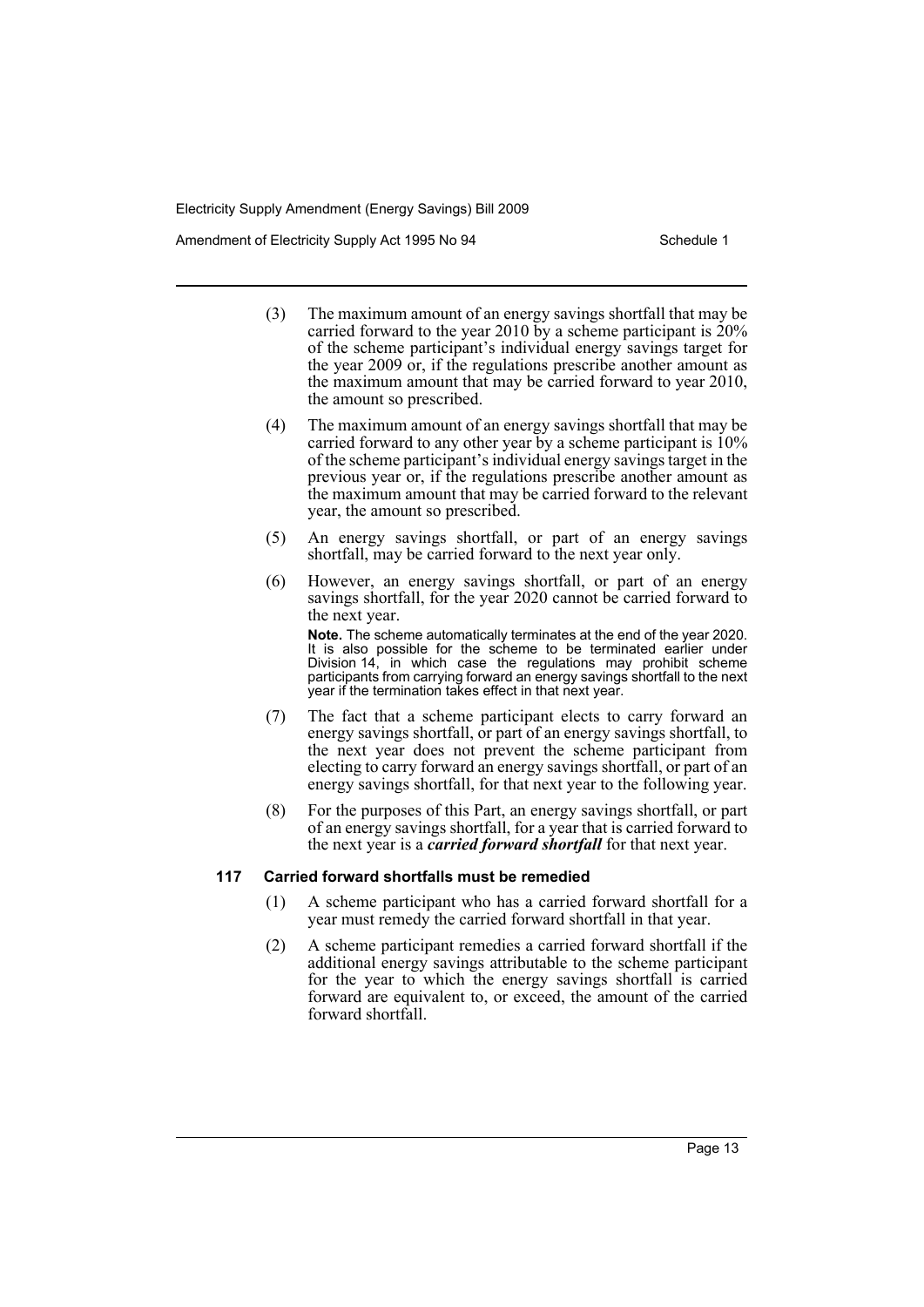(3) The maximum amount of an energy savings shortfall that may be carried forward to the year 2010 by a scheme participant is 20% of the scheme participant's individual energy savings target for the year 2009 or, if the regulations prescribe another amount as the maximum amount that may be carried forward to year 2010, the amount so prescribed.

(4) The maximum amount of an energy savings shortfall that may be carried forward to any other year by a scheme participant is 10% of the scheme participant's individual energy savings target in the previous year or, if the regulations prescribe another amount as the maximum amount that may be carried forward to the relevant year, the amount so prescribed.

(5) An energy savings shortfall, or part of an energy savings shortfall, may be carried forward to the next year only.

(6) However, an energy savings shortfall, or part of an energy savings shortfall, for the year 2020 cannot be carried forward to the next year.

**Note.** The scheme automatically terminates at the end of the year 2020. It is also possible for the scheme to be terminated earlier under Division 14, in which case the regulations may prohibit scheme participants from carrying forward an energy savings shortfall to the next year if the termination takes effect in that next year.

(7) The fact that a scheme participant elects to carry forward an energy savings shortfall, or part of an energy savings shortfall, to the next year does not prevent the scheme participant from electing to carry forward an energy savings shortfall, or part of an energy savings shortfall, for that next year to the following year.

(8) For the purposes of this Part, an energy savings shortfall, or part of an energy savings shortfall, for a year that is carried forward to the next year is a ***carried forward shortfall*** for that next year.

### 117 Carried forward shortfalls must be remedied

(1) A scheme participant who has a carried forward shortfall for a year must remedy the carried forward shortfall in that year.

(2) A scheme participant remedies a carried forward shortfall if the additional energy savings attributable to the scheme participant for the year to which the energy savings shortfall is carried forward are equivalent to, or exceed, the amount of the carried forward shortfall.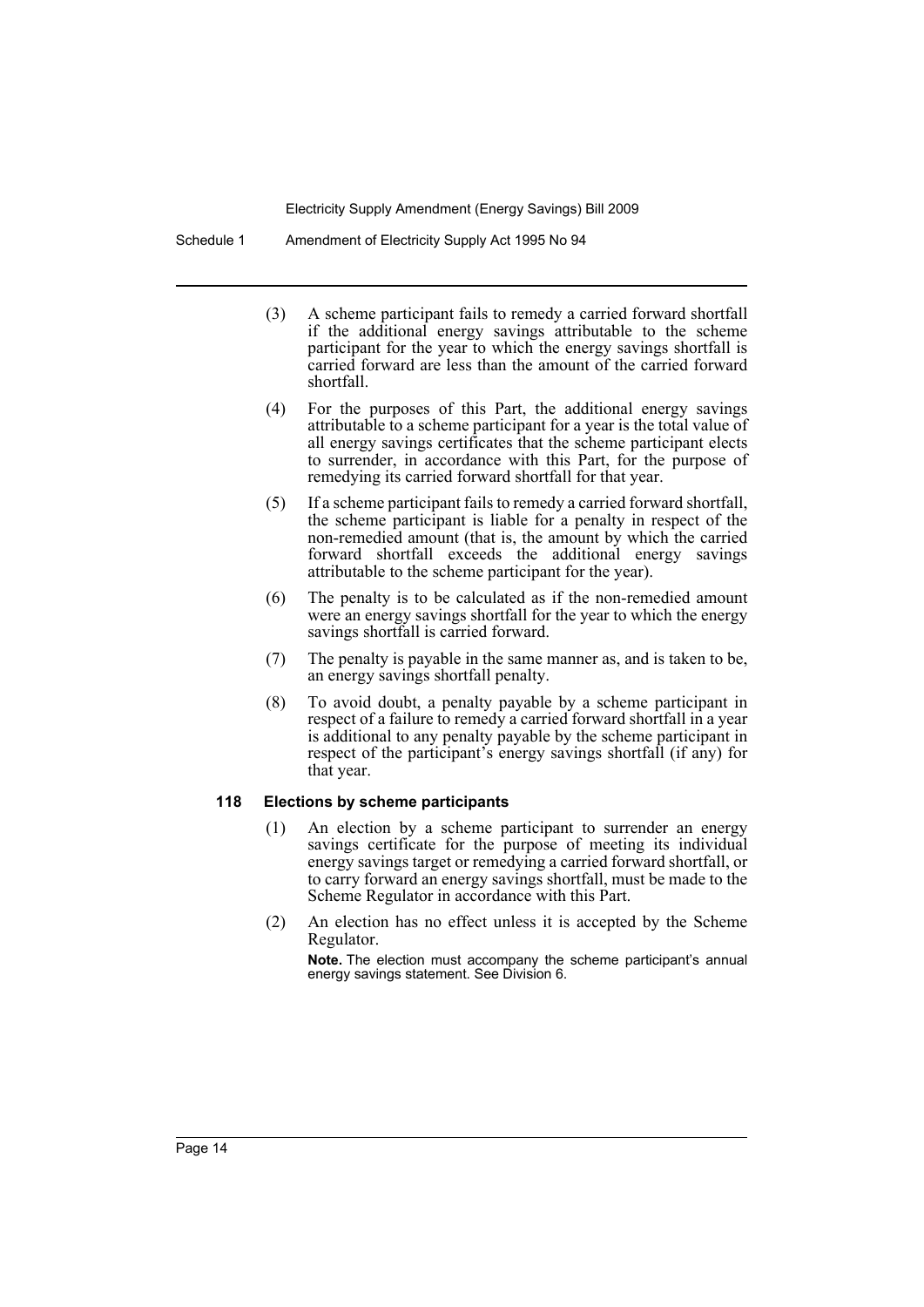(3) A scheme participant fails to remedy a carried forward shortfall if the additional energy savings attributable to the scheme participant for the year to which the energy savings shortfall is carried forward are less than the amount of the carried forward shortfall.

(4) For the purposes of this Part, the additional energy savings attributable to a scheme participant for a year is the total value of all energy savings certificates that the scheme participant elects to surrender, in accordance with this Part, for the purpose of remedying its carried forward shortfall for that year.

(5) If a scheme participant fails to remedy a carried forward shortfall, the scheme participant is liable for a penalty in respect of the non-remedied amount (that is, the amount by which the carried forward shortfall exceeds the additional energy savings attributable to the scheme participant for the year).

(6) The penalty is to be calculated as if the non-remedied amount were an energy savings shortfall for the year to which the energy savings shortfall is carried forward.

(7) The penalty is payable in the same manner as, and is taken to be, an energy savings shortfall penalty.

(8) To avoid doubt, a penalty payable by a scheme participant in respect of a failure to remedy a carried forward shortfall in a year is additional to any penalty payable by the scheme participant in respect of the participant's energy savings shortfall (if any) for that year.

**118 Elections by scheme participants**

(1) An election by a scheme participant to surrender an energy savings certificate for the purpose of meeting its individual energy savings target or remedying a carried forward shortfall, or to carry forward an energy savings shortfall, must be made to the Scheme Regulator in accordance with this Part.

(2) An election has no effect unless it is accepted by the Scheme Regulator.

**Note.** The election must accompany the scheme participant's annual energy savings statement. See Division 6.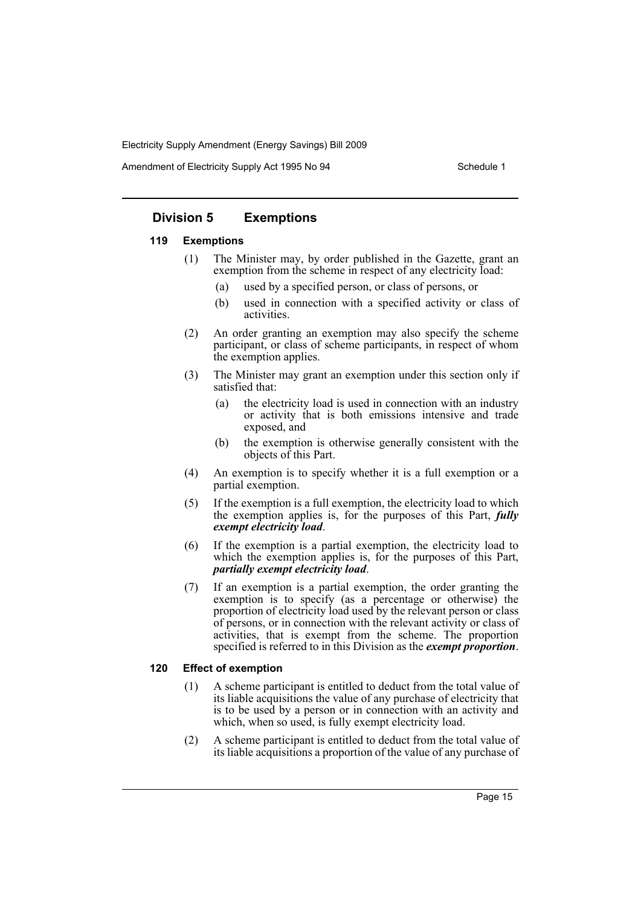## Division 5 Exemptions

### 119 Exemptions

(1) The Minister may, by order published in the Gazette, grant an exemption from the scheme in respect of any electricity load:

(a) used by a specified person, or class of persons, or

(b) used in connection with a specified activity or class of activities.

(2) An order granting an exemption may also specify the scheme participant, or class of scheme participants, in respect of whom the exemption applies.

(3) The Minister may grant an exemption under this section only if satisfied that:

(a) the electricity load is used in connection with an industry or activity that is both emissions intensive and trade exposed, and

(b) the exemption is otherwise generally consistent with the objects of this Part.

(4) An exemption is to specify whether it is a full exemption or a partial exemption.

(5) If the exemption is a full exemption, the electricity load to which the exemption applies is, for the purposes of this Part, ***fully exempt electricity load***.

(6) If the exemption is a partial exemption, the electricity load to which the exemption applies is, for the purposes of this Part, ***partially exempt electricity load***.

(7) If an exemption is a partial exemption, the order granting the exemption is to specify (as a percentage or otherwise) the proportion of electricity load used by the relevant person or class of persons, or in connection with the relevant activity or class of activities, that is exempt from the scheme. The proportion specified is referred to in this Division as the ***exempt proportion***.

### 120 Effect of exemption

(1) A scheme participant is entitled to deduct from the total value of its liable acquisitions the value of any purchase of electricity that is to be used by a person or in connection with an activity and which, when so used, is fully exempt electricity load.

(2) A scheme participant is entitled to deduct from the total value of its liable acquisitions a proportion of the value of any purchase of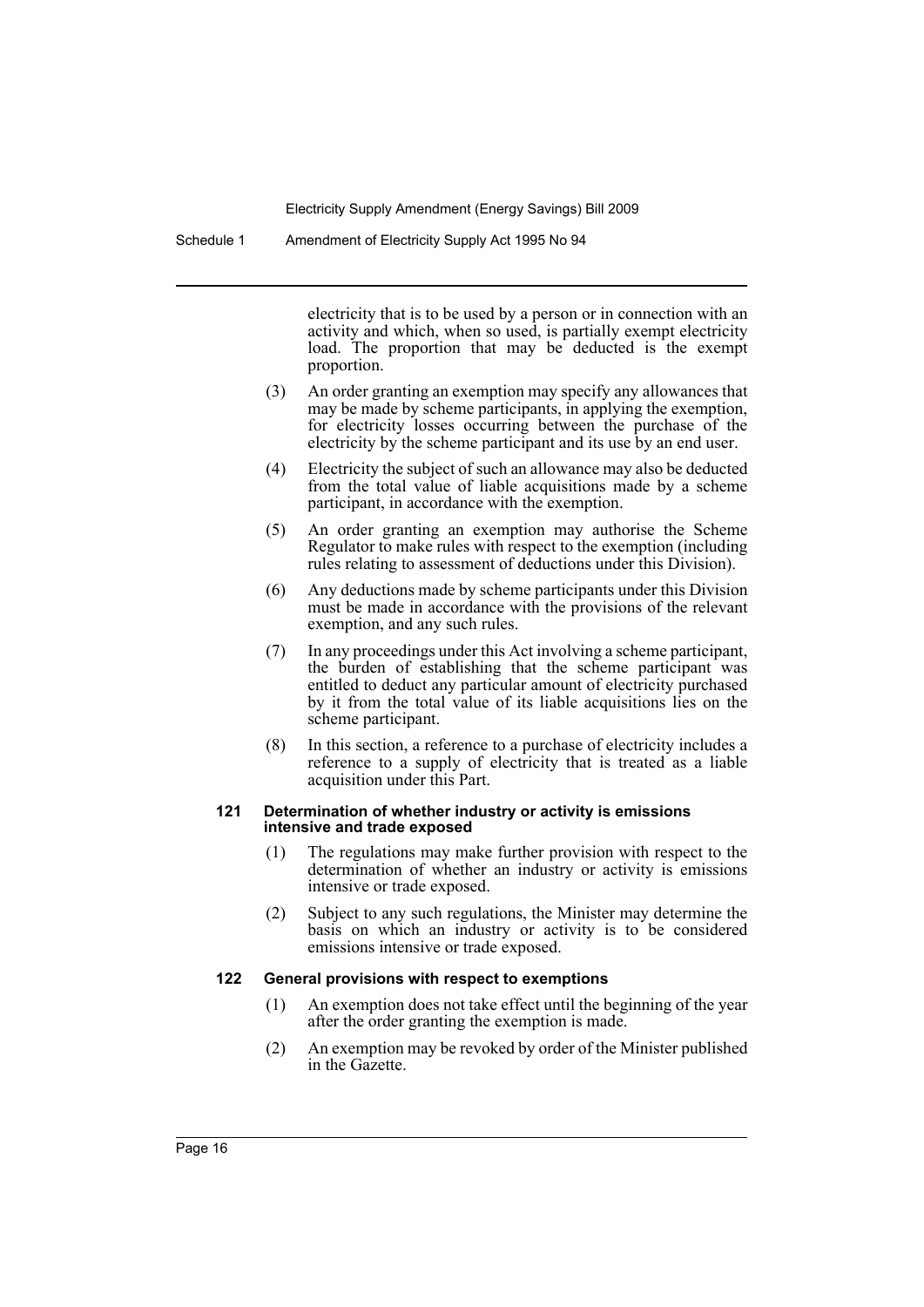electricity that is to be used by a person or in connection with an activity and which, when so used, is partially exempt electricity load. The proportion that may be deducted is the exempt proportion.

(3) An order granting an exemption may specify any allowances that may be made by scheme participants, in applying the exemption, for electricity losses occurring between the purchase of the electricity by the scheme participant and its use by an end user.

(4) Electricity the subject of such an allowance may also be deducted from the total value of liable acquisitions made by a scheme participant, in accordance with the exemption.

(5) An order granting an exemption may authorise the Scheme Regulator to make rules with respect to the exemption (including rules relating to assessment of deductions under this Division).

(6) Any deductions made by scheme participants under this Division must be made in accordance with the provisions of the relevant exemption, and any such rules.

(7) In any proceedings under this Act involving a scheme participant, the burden of establishing that the scheme participant was entitled to deduct any particular amount of electricity purchased by it from the total value of its liable acquisitions lies on the scheme participant.

(8) In this section, a reference to a purchase of electricity includes a reference to a supply of electricity that is treated as a liable acquisition under this Part.

### 121 Determination of whether industry or activity is emissions intensive and trade exposed

(1) The regulations may make further provision with respect to the determination of whether an industry or activity is emissions intensive or trade exposed.

(2) Subject to any such regulations, the Minister may determine the basis on which an industry or activity is to be considered emissions intensive or trade exposed.

### 122 General provisions with respect to exemptions

(1) An exemption does not take effect until the beginning of the year after the order granting the exemption is made.

(2) An exemption may be revoked by order of the Minister published in the Gazette.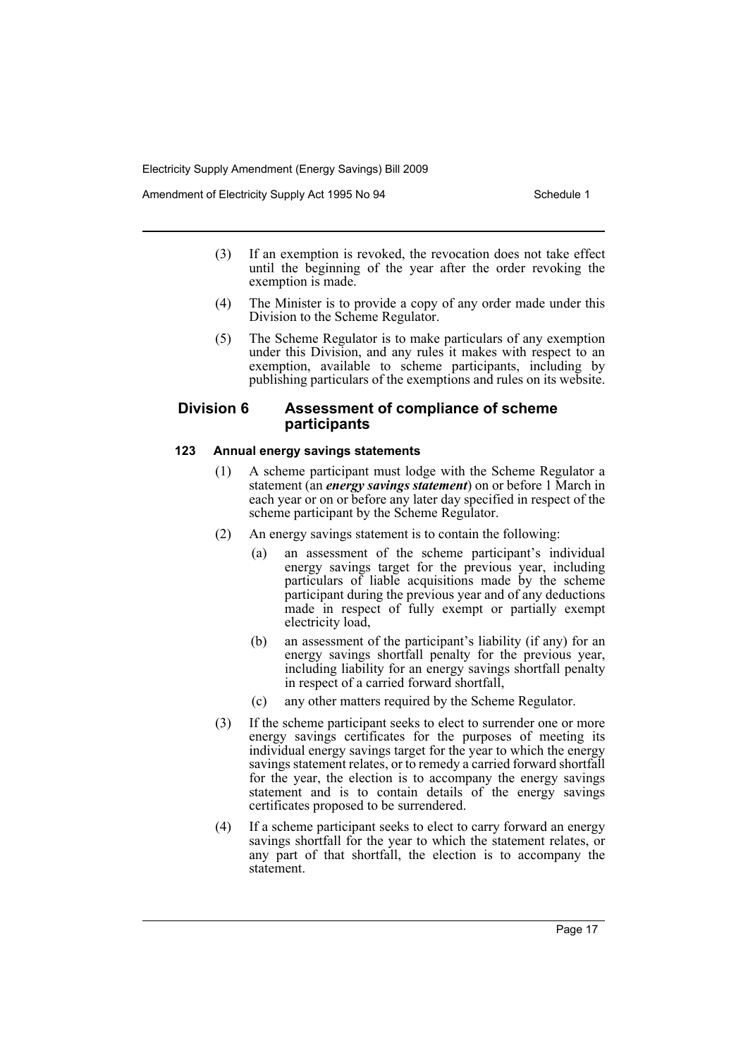(3) If an exemption is revoked, the revocation does not take effect until the beginning of the year after the order revoking the exemption is made.

(4) The Minister is to provide a copy of any order made under this Division to the Scheme Regulator.

(5) The Scheme Regulator is to make particulars of any exemption under this Division, and any rules it makes with respect to an exemption, available to scheme participants, including by publishing particulars of the exemptions and rules on its website.

## Division 6 Assessment of compliance of scheme participants

### 123 Annual energy savings statements

(1) A scheme participant must lodge with the Scheme Regulator a statement (an ***energy savings statement***) on or before 1 March in each year or on or before any later day specified in respect of the scheme participant by the Scheme Regulator.

(2) An energy savings statement is to contain the following:

- (a) an assessment of the scheme participant's individual energy savings target for the previous year, including particulars of liable acquisitions made by the scheme participant during the previous year and of any deductions made in respect of fully exempt or partially exempt electricity load,
- (b) an assessment of the participant's liability (if any) for an energy savings shortfall penalty for the previous year, including liability for an energy savings shortfall penalty in respect of a carried forward shortfall,
- (c) any other matters required by the Scheme Regulator.

(3) If the scheme participant seeks to elect to surrender one or more energy savings certificates for the purposes of meeting its individual energy savings target for the year to which the energy savings statement relates, or to remedy a carried forward shortfall for the year, the election is to accompany the energy savings statement and is to contain details of the energy savings certificates proposed to be surrendered.

(4) If a scheme participant seeks to elect to carry forward an energy savings shortfall for the year to which the statement relates, or any part of that shortfall, the election is to accompany the statement.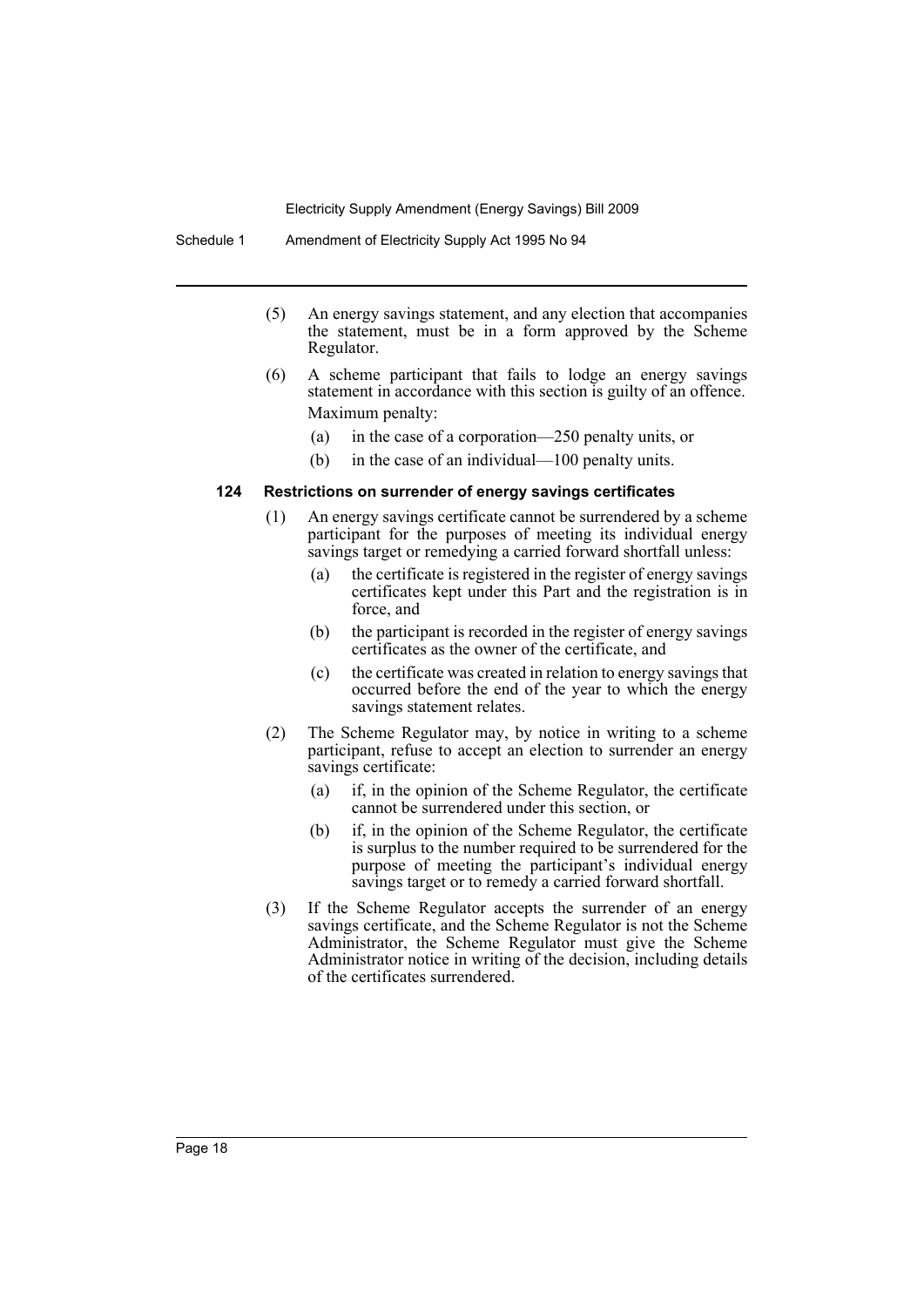(5) An energy savings statement, and any election that accompanies the statement, must be in a form approved by the Scheme Regulator.

(6) A scheme participant that fails to lodge an energy savings statement in accordance with this section is guilty of an offence.

Maximum penalty:

(a) in the case of a corporation—250 penalty units, or

(b) in the case of an individual—100 penalty units.

### 124 Restrictions on surrender of energy savings certificates

(1) An energy savings certificate cannot be surrendered by a scheme participant for the purposes of meeting its individual energy savings target or remedying a carried forward shortfall unless:

(a) the certificate is registered in the register of energy savings certificates kept under this Part and the registration is in force, and

(b) the participant is recorded in the register of energy savings certificates as the owner of the certificate, and

(c) the certificate was created in relation to energy savings that occurred before the end of the year to which the energy savings statement relates.

(2) The Scheme Regulator may, by notice in writing to a scheme participant, refuse to accept an election to surrender an energy savings certificate:

(a) if, in the opinion of the Scheme Regulator, the certificate cannot be surrendered under this section, or

(b) if, in the opinion of the Scheme Regulator, the certificate is surplus to the number required to be surrendered for the purpose of meeting the participant's individual energy savings target or to remedy a carried forward shortfall.

(3) If the Scheme Regulator accepts the surrender of an energy savings certificate, and the Scheme Regulator is not the Scheme Administrator, the Scheme Regulator must give the Scheme Administrator notice in writing of the decision, including details of the certificates surrendered.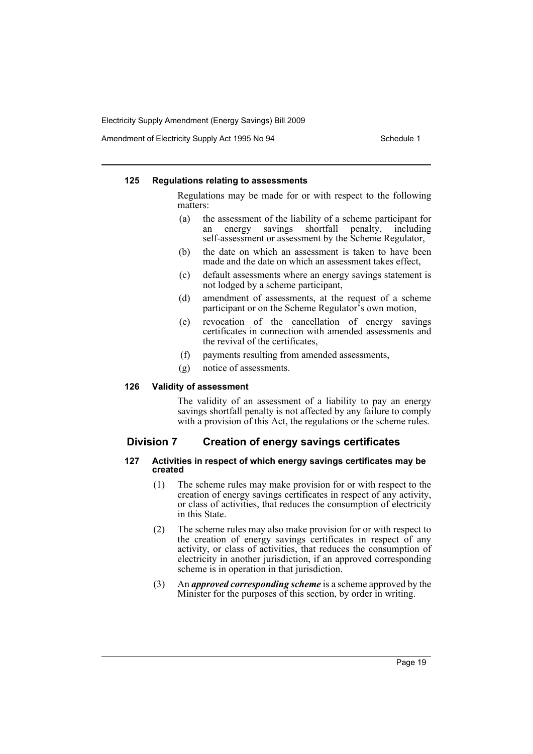#### 125 Regulations relating to assessments

Regulations may be made for or with respect to the following matters:

(a) the assessment of the liability of a scheme participant for an energy savings shortfall penalty, including self-assessment or assessment by the Scheme Regulator,

(b) the date on which an assessment is taken to have been made and the date on which an assessment takes effect,

(c) default assessments where an energy savings statement is not lodged by a scheme participant,

(d) amendment of assessments, at the request of a scheme participant or on the Scheme Regulator's own motion,

(e) revocation of the cancellation of energy savings certificates in connection with amended assessments and the revival of the certificates,

(f) payments resulting from amended assessments,

(g) notice of assessments.

#### 126 Validity of assessment

The validity of an assessment of a liability to pay an energy savings shortfall penalty is not affected by any failure to comply with a provision of this Act, the regulations or the scheme rules.

### Division 7 Creation of energy savings certificates

#### 127 Activities in respect of which energy savings certificates may be created

(1) The scheme rules may make provision for or with respect to the creation of energy savings certificates in respect of any activity, or class of activities, that reduces the consumption of electricity in this State.

(2) The scheme rules may also make provision for or with respect to the creation of energy savings certificates in respect of any activity, or class of activities, that reduces the consumption of electricity in another jurisdiction, if an approved corresponding scheme is in operation in that jurisdiction.

(3) An ***approved corresponding scheme*** is a scheme approved by the Minister for the purposes of this section, by order in writing.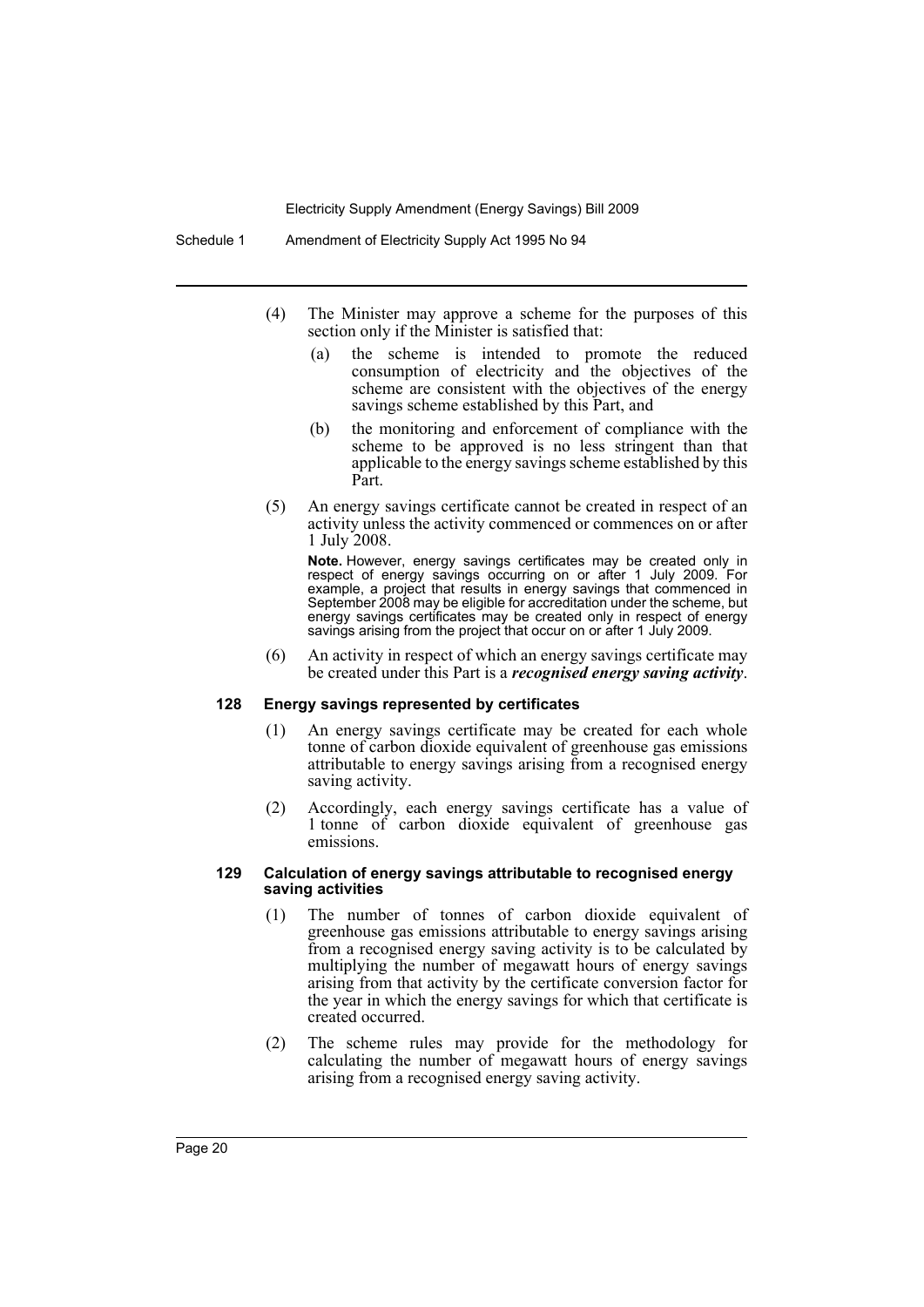(4) The Minister may approve a scheme for the purposes of this section only if the Minister is satisfied that:

   (a) the scheme is intended to promote the reduced consumption of electricity and the objectives of the scheme are consistent with the objectives of the energy savings scheme established by this Part, and

   (b) the monitoring and enforcement of compliance with the scheme to be approved is no less stringent than that applicable to the energy savings scheme established by this Part.

(5) An energy savings certificate cannot be created in respect of an activity unless the activity commenced or commences on or after 1 July 2008.

**Note.** However, energy savings certificates may be created only in respect of energy savings occurring on or after 1 July 2009. For example, a project that results in energy savings that commenced in September 2008 may be eligible for accreditation under the scheme, but energy savings certificates may be created only in respect of energy savings arising from the project that occur on or after 1 July 2009.

(6) An activity in respect of which an energy savings certificate may be created under this Part is a ***recognised energy saving activity***.

### 128 Energy savings represented by certificates

(1) An energy savings certificate may be created for each whole tonne of carbon dioxide equivalent of greenhouse gas emissions attributable to energy savings arising from a recognised energy saving activity.

(2) Accordingly, each energy savings certificate has a value of 1 tonne of carbon dioxide equivalent of greenhouse gas emissions.

### 129 Calculation of energy savings attributable to recognised energy saving activities

(1) The number of tonnes of carbon dioxide equivalent of greenhouse gas emissions attributable to energy savings arising from a recognised energy saving activity is to be calculated by multiplying the number of megawatt hours of energy savings arising from that activity by the certificate conversion factor for the year in which the energy savings for which that certificate is created occurred.

(2) The scheme rules may provide for the methodology for calculating the number of megawatt hours of energy savings arising from a recognised energy saving activity.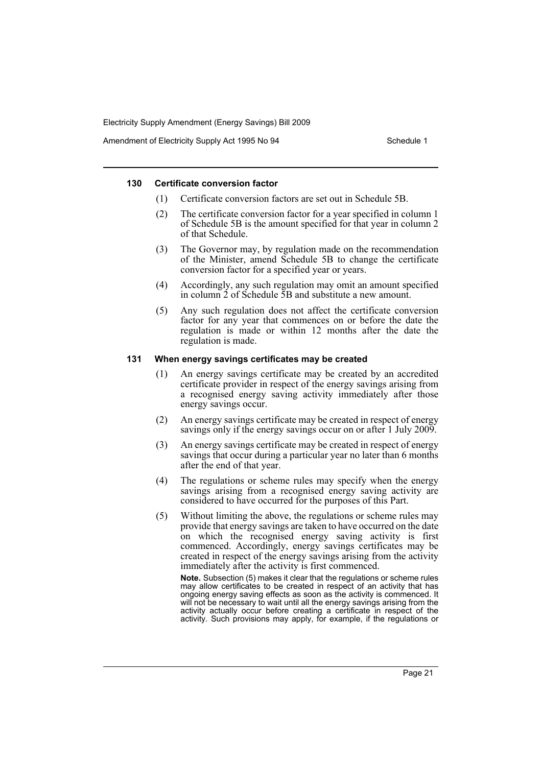#### 130 Certificate conversion factor

(1) Certificate conversion factors are set out in Schedule 5B.

(2) The certificate conversion factor for a year specified in column 1 of Schedule 5B is the amount specified for that year in column 2 of that Schedule.

(3) The Governor may, by regulation made on the recommendation of the Minister, amend Schedule 5B to change the certificate conversion factor for a specified year or years.

(4) Accordingly, any such regulation may omit an amount specified in column 2 of Schedule 5B and substitute a new amount.

(5) Any such regulation does not affect the certificate conversion factor for any year that commences on or before the date the regulation is made or within 12 months after the date the regulation is made.

#### 131 When energy savings certificates may be created

(1) An energy savings certificate may be created by an accredited certificate provider in respect of the energy savings arising from a recognised energy saving activity immediately after those energy savings occur.

(2) An energy savings certificate may be created in respect of energy savings only if the energy savings occur on or after 1 July 2009.

(3) An energy savings certificate may be created in respect of energy savings that occur during a particular year no later than 6 months after the end of that year.

(4) The regulations or scheme rules may specify when the energy savings arising from a recognised energy saving activity are considered to have occurred for the purposes of this Part.

(5) Without limiting the above, the regulations or scheme rules may provide that energy savings are taken to have occurred on the date on which the recognised energy saving activity is first commenced. Accordingly, energy savings certificates may be created in respect of the energy savings arising from the activity immediately after the activity is first commenced.

**Note.** Subsection (5) makes it clear that the regulations or scheme rules may allow certificates to be created in respect of an activity that has ongoing energy saving effects as soon as the activity is commenced. It will not be necessary to wait until all the energy savings arising from the activity actually occur before creating a certificate in respect of the activity. Such provisions may apply, for example, if the regulations or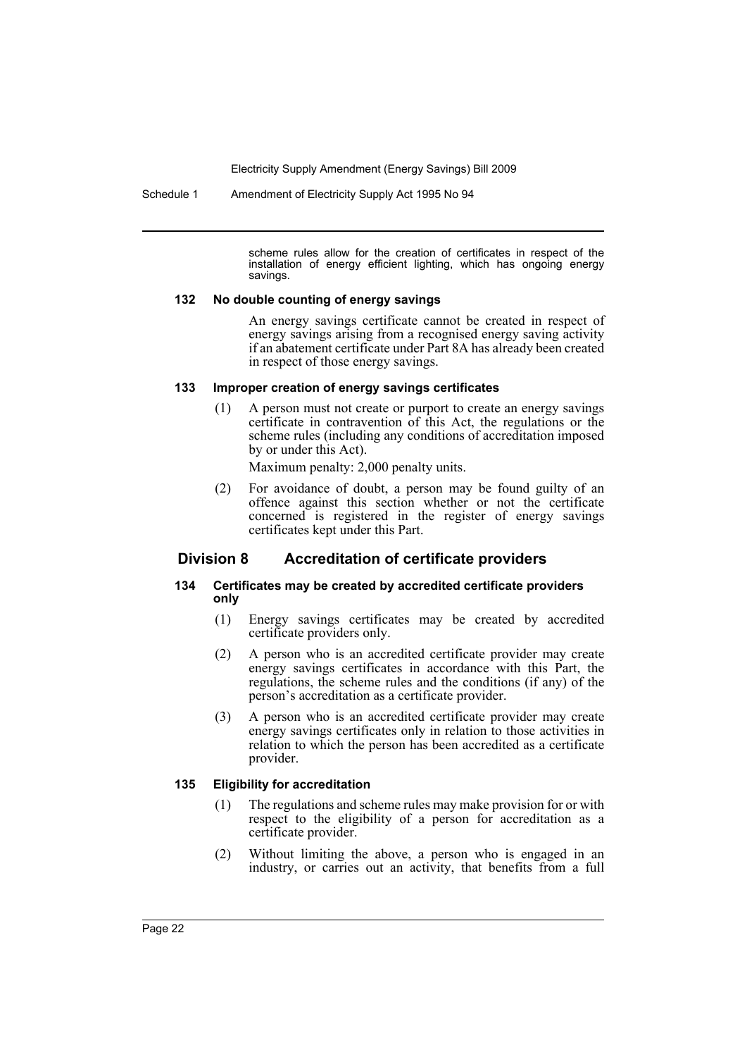scheme rules allow for the creation of certificates in respect of the installation of energy efficient lighting, which has ongoing energy savings.

#### 132 No double counting of energy savings

An energy savings certificate cannot be created in respect of energy savings arising from a recognised energy saving activity if an abatement certificate under Part 8A has already been created in respect of those energy savings.

#### 133 Improper creation of energy savings certificates

(1) A person must not create or purport to create an energy savings certificate in contravention of this Act, the regulations or the scheme rules (including any conditions of accreditation imposed by or under this Act).

Maximum penalty: 2,000 penalty units.

(2) For avoidance of doubt, a person may be found guilty of an offence against this section whether or not the certificate concerned is registered in the register of energy savings certificates kept under this Part.

### Division 8 Accreditation of certificate providers

#### 134 Certificates may be created by accredited certificate providers only

(1) Energy savings certificates may be created by accredited certificate providers only.

(2) A person who is an accredited certificate provider may create energy savings certificates in accordance with this Part, the regulations, the scheme rules and the conditions (if any) of the person's accreditation as a certificate provider.

(3) A person who is an accredited certificate provider may create energy savings certificates only in relation to those activities in relation to which the person has been accredited as a certificate provider.

#### 135 Eligibility for accreditation

(1) The regulations and scheme rules may make provision for or with respect to the eligibility of a person for accreditation as a certificate provider.

(2) Without limiting the above, a person who is engaged in an industry, or carries out an activity, that benefits from a full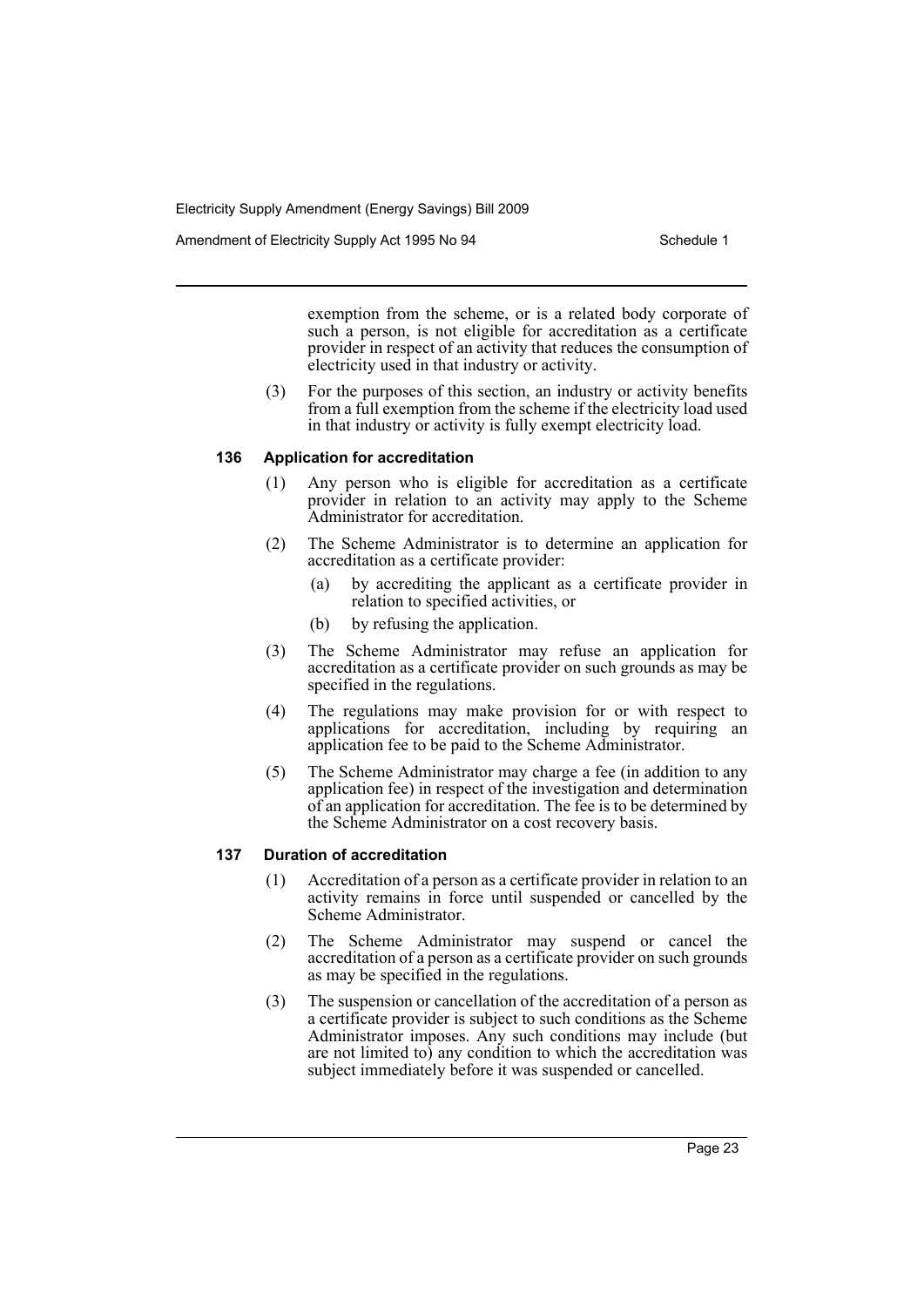exemption from the scheme, or is a related body corporate of such a person, is not eligible for accreditation as a certificate provider in respect of an activity that reduces the consumption of electricity used in that industry or activity.

(3) For the purposes of this section, an industry or activity benefits from a full exemption from the scheme if the electricity load used in that industry or activity is fully exempt electricity load.

**136 Application for accreditation**

(1) Any person who is eligible for accreditation as a certificate provider in relation to an activity may apply to the Scheme Administrator for accreditation.

(2) The Scheme Administrator is to determine an application for accreditation as a certificate provider:

(a) by accrediting the applicant as a certificate provider in relation to specified activities, or

(b) by refusing the application.

(3) The Scheme Administrator may refuse an application for accreditation as a certificate provider on such grounds as may be specified in the regulations.

(4) The regulations may make provision for or with respect to applications for accreditation, including by requiring an application fee to be paid to the Scheme Administrator.

(5) The Scheme Administrator may charge a fee (in addition to any application fee) in respect of the investigation and determination of an application for accreditation. The fee is to be determined by the Scheme Administrator on a cost recovery basis.

**137 Duration of accreditation**

(1) Accreditation of a person as a certificate provider in relation to an activity remains in force until suspended or cancelled by the Scheme Administrator.

(2) The Scheme Administrator may suspend or cancel the accreditation of a person as a certificate provider on such grounds as may be specified in the regulations.

(3) The suspension or cancellation of the accreditation of a person as a certificate provider is subject to such conditions as the Scheme Administrator imposes. Any such conditions may include (but are not limited to) any condition to which the accreditation was subject immediately before it was suspended or cancelled.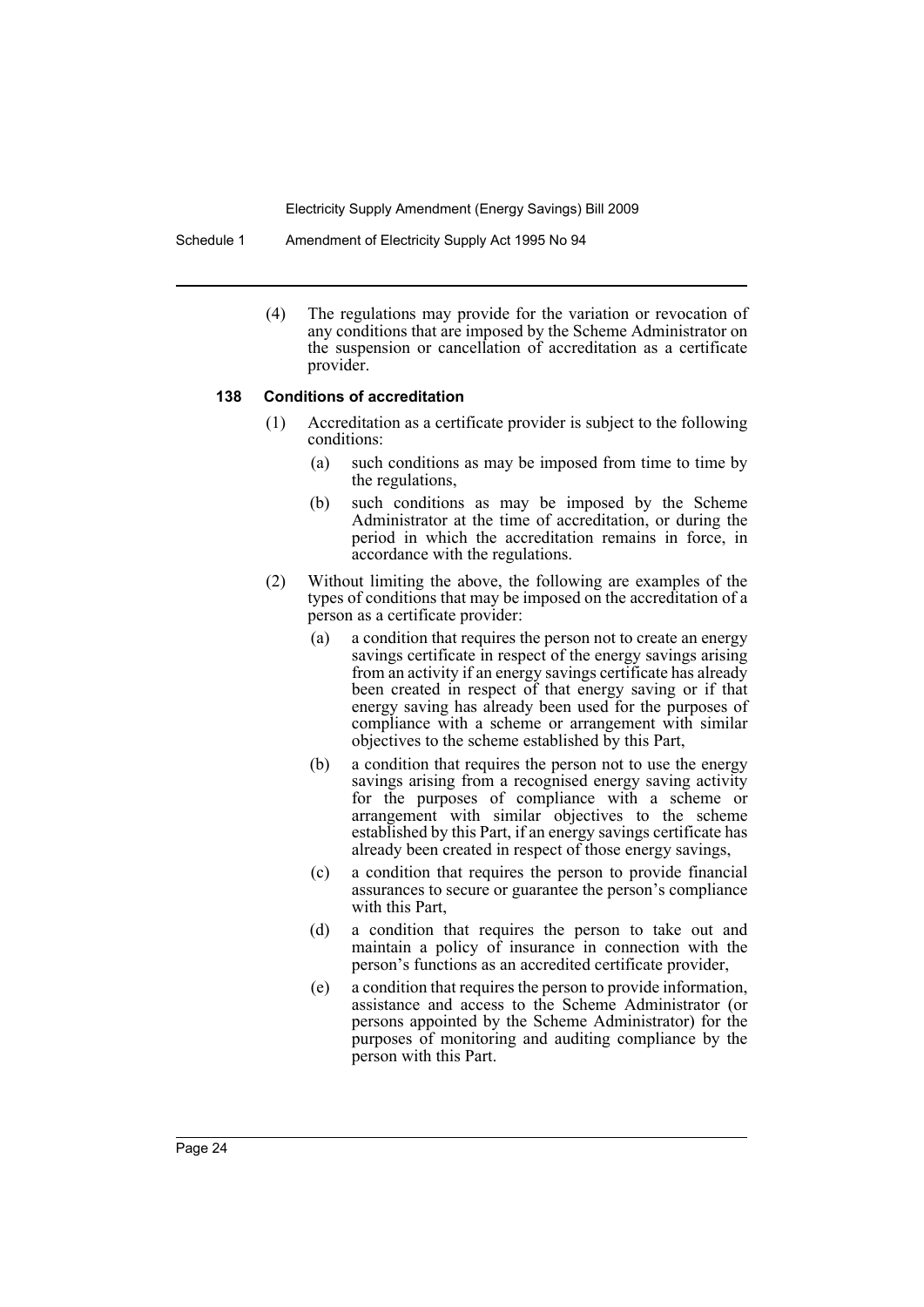(4) The regulations may provide for the variation or revocation of any conditions that are imposed by the Scheme Administrator on the suspension or cancellation of accreditation as a certificate provider.

#### 138 Conditions of accreditation

(1) Accreditation as a certificate provider is subject to the following conditions:

(a) such conditions as may be imposed from time to time by the regulations,

(b) such conditions as may be imposed by the Scheme Administrator at the time of accreditation, or during the period in which the accreditation remains in force, in accordance with the regulations.

(2) Without limiting the above, the following are examples of the types of conditions that may be imposed on the accreditation of a person as a certificate provider:

(a) a condition that requires the person not to create an energy savings certificate in respect of the energy savings arising from an activity if an energy savings certificate has already been created in respect of that energy saving or if that energy saving has already been used for the purposes of compliance with a scheme or arrangement with similar objectives to the scheme established by this Part,

(b) a condition that requires the person not to use the energy savings arising from a recognised energy saving activity for the purposes of compliance with a scheme or arrangement with similar objectives to the scheme established by this Part, if an energy savings certificate has already been created in respect of those energy savings,

(c) a condition that requires the person to provide financial assurances to secure or guarantee the person's compliance with this Part,

(d) a condition that requires the person to take out and maintain a policy of insurance in connection with the person's functions as an accredited certificate provider,

(e) a condition that requires the person to provide information, assistance and access to the Scheme Administrator (or persons appointed by the Scheme Administrator) for the purposes of monitoring and auditing compliance by the person with this Part.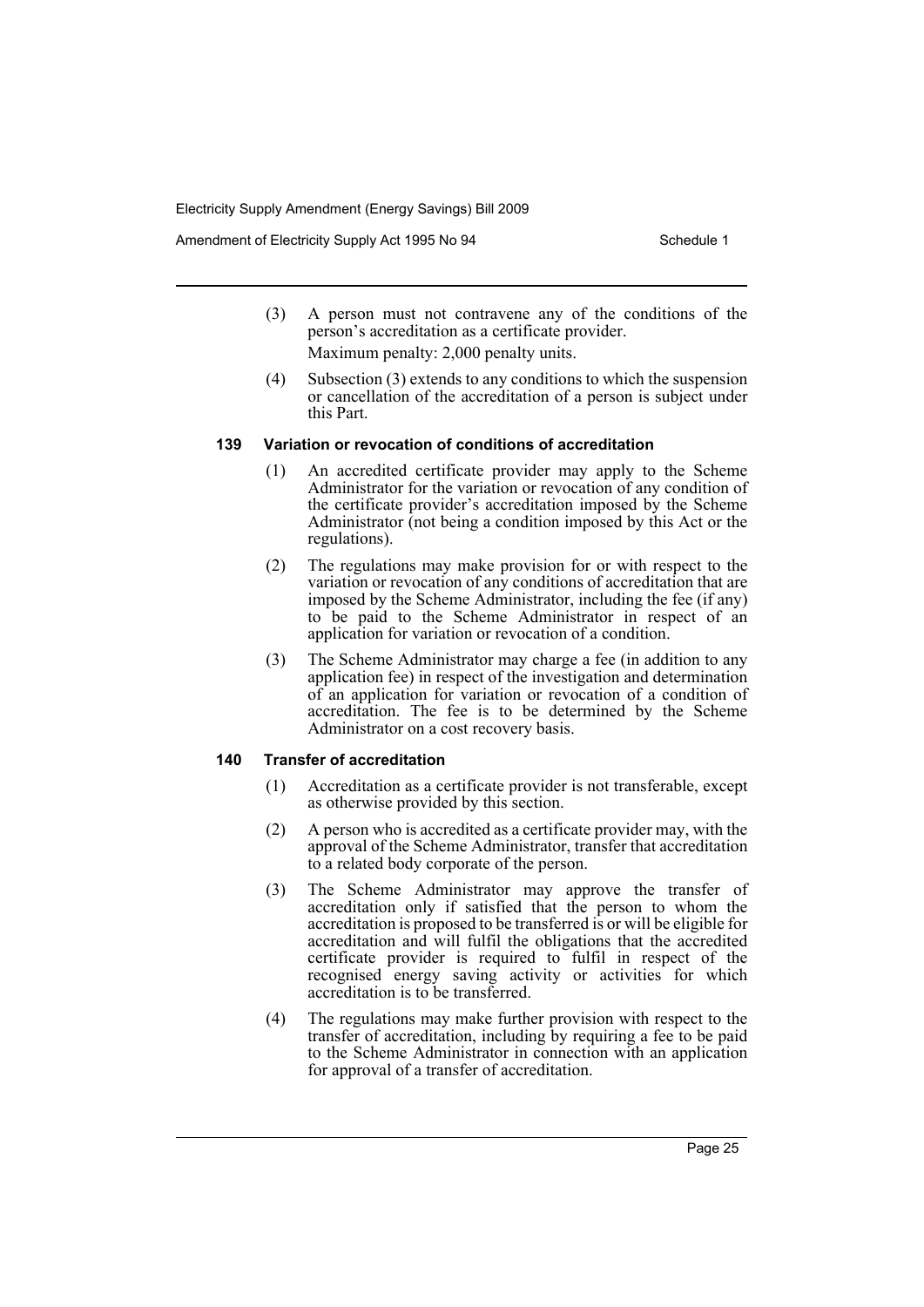(3) A person must not contravene any of the conditions of the person's accreditation as a certificate provider.

Maximum penalty: 2,000 penalty units.

(4) Subsection (3) extends to any conditions to which the suspension or cancellation of the accreditation of a person is subject under this Part.

### 139 Variation or revocation of conditions of accreditation

(1) An accredited certificate provider may apply to the Scheme Administrator for the variation or revocation of any condition of the certificate provider's accreditation imposed by the Scheme Administrator (not being a condition imposed by this Act or the regulations).

(2) The regulations may make provision for or with respect to the variation or revocation of any conditions of accreditation that are imposed by the Scheme Administrator, including the fee (if any) to be paid to the Scheme Administrator in respect of an application for variation or revocation of a condition.

(3) The Scheme Administrator may charge a fee (in addition to any application fee) in respect of the investigation and determination of an application for variation or revocation of a condition of accreditation. The fee is to be determined by the Scheme Administrator on a cost recovery basis.

### 140 Transfer of accreditation

(1) Accreditation as a certificate provider is not transferable, except as otherwise provided by this section.

(2) A person who is accredited as a certificate provider may, with the approval of the Scheme Administrator, transfer that accreditation to a related body corporate of the person.

(3) The Scheme Administrator may approve the transfer of accreditation only if satisfied that the person to whom the accreditation is proposed to be transferred is or will be eligible for accreditation and will fulfil the obligations that the accredited certificate provider is required to fulfil in respect of the recognised energy saving activity or activities for which accreditation is to be transferred.

(4) The regulations may make further provision with respect to the transfer of accreditation, including by requiring a fee to be paid to the Scheme Administrator in connection with an application for approval of a transfer of accreditation.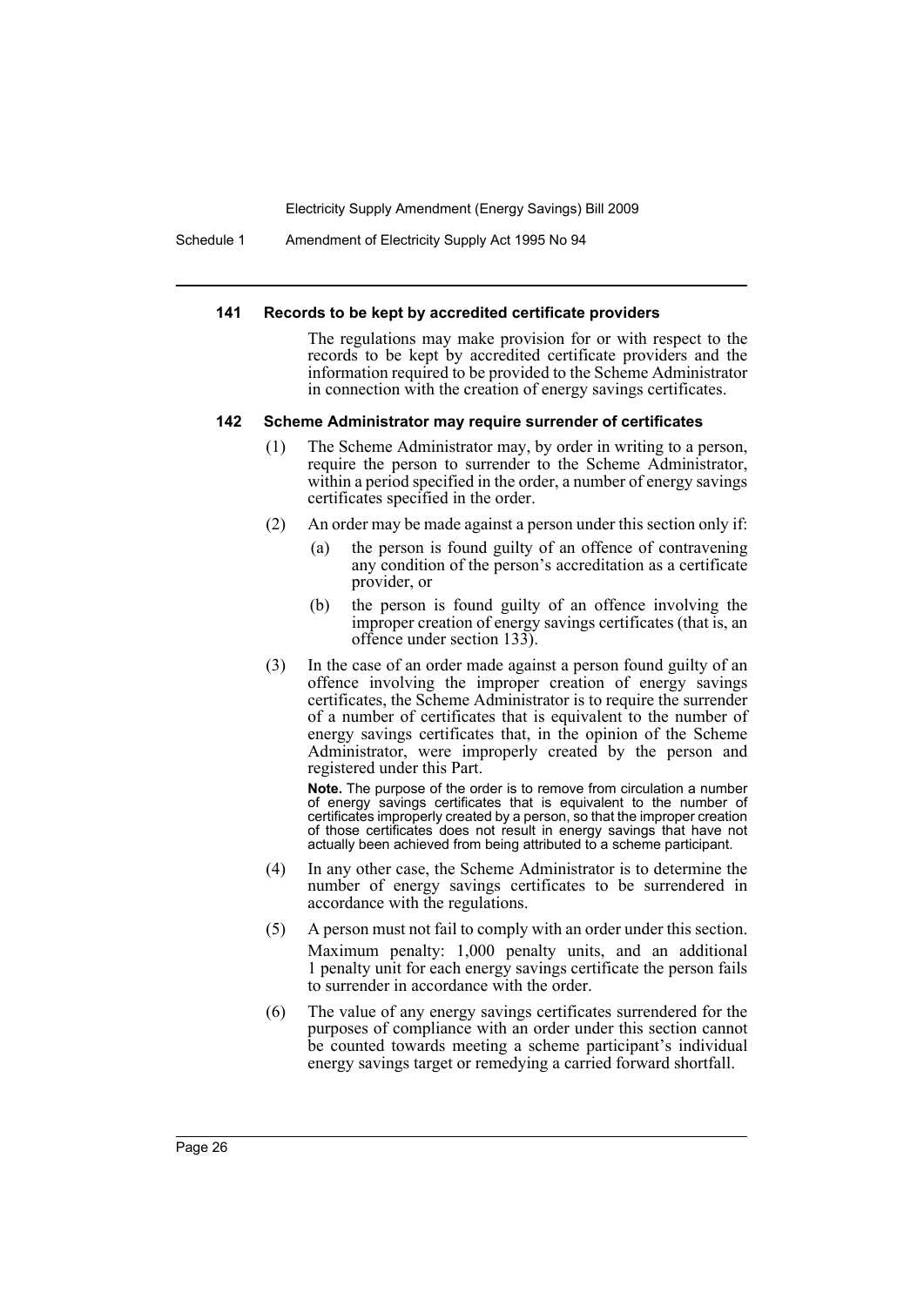#### 141 Records to be kept by accredited certificate providers

The regulations may make provision for or with respect to the records to be kept by accredited certificate providers and the information required to be provided to the Scheme Administrator in connection with the creation of energy savings certificates.

#### 142 Scheme Administrator may require surrender of certificates

(1) The Scheme Administrator may, by order in writing to a person, require the person to surrender to the Scheme Administrator, within a period specified in the order, a number of energy savings certificates specified in the order.

(2) An order may be made against a person under this section only if:

- (a) the person is found guilty of an offence of contravening any condition of the person's accreditation as a certificate provider, or
- (b) the person is found guilty of an offence involving the improper creation of energy savings certificates (that is, an offence under section 133).

(3) In the case of an order made against a person found guilty of an offence involving the improper creation of energy savings certificates, the Scheme Administrator is to require the surrender of a number of certificates that is equivalent to the number of energy savings certificates that, in the opinion of the Scheme Administrator, were improperly created by the person and registered under this Part.

**Note.** The purpose of the order is to remove from circulation a number of energy savings certificates that is equivalent to the number of certificates improperly created by a person, so that the improper creation of those certificates does not result in energy savings that have not actually been achieved from being attributed to a scheme participant.

(4) In any other case, the Scheme Administrator is to determine the number of energy savings certificates to be surrendered in accordance with the regulations.

(5) A person must not fail to comply with an order under this section.

Maximum penalty: 1,000 penalty units, and an additional 1 penalty unit for each energy savings certificate the person fails to surrender in accordance with the order.

(6) The value of any energy savings certificates surrendered for the purposes of compliance with an order under this section cannot be counted towards meeting a scheme participant's individual energy savings target or remedying a carried forward shortfall.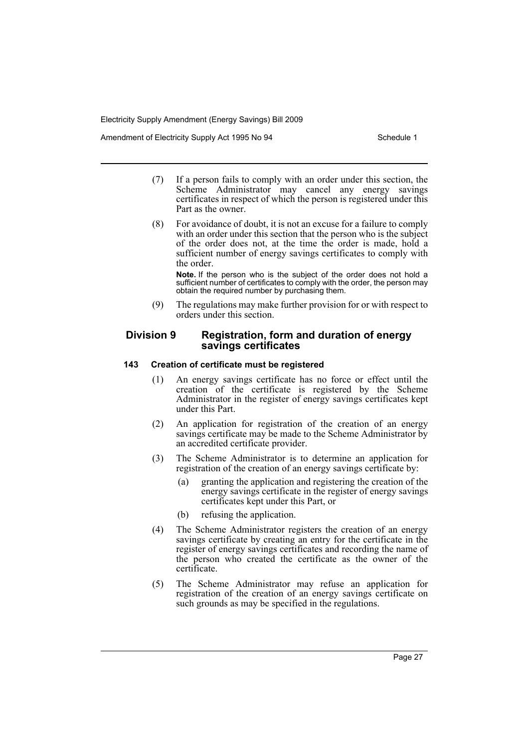(7) If a person fails to comply with an order under this section, the Scheme Administrator may cancel any energy savings certificates in respect of which the person is registered under this Part as the owner.

(8) For avoidance of doubt, it is not an excuse for a failure to comply with an order under this section that the person who is the subject of the order does not, at the time the order is made, hold a sufficient number of energy savings certificates to comply with the order.

**Note.** If the person who is the subject of the order does not hold a sufficient number of certificates to comply with the order, the person may obtain the required number by purchasing them.

(9) The regulations may make further provision for or with respect to orders under this section.

## Division 9 Registration, form and duration of energy savings certificates

### 143 Creation of certificate must be registered

(1) An energy savings certificate has no force or effect until the creation of the certificate is registered by the Scheme Administrator in the register of energy savings certificates kept under this Part.

(2) An application for registration of the creation of an energy savings certificate may be made to the Scheme Administrator by an accredited certificate provider.

(3) The Scheme Administrator is to determine an application for registration of the creation of an energy savings certificate by:

- (a) granting the application and registering the creation of the energy savings certificate in the register of energy savings certificates kept under this Part, or
- (b) refusing the application.

(4) The Scheme Administrator registers the creation of an energy savings certificate by creating an entry for the certificate in the register of energy savings certificates and recording the name of the person who created the certificate as the owner of the certificate.

(5) The Scheme Administrator may refuse an application for registration of the creation of an energy savings certificate on such grounds as may be specified in the regulations.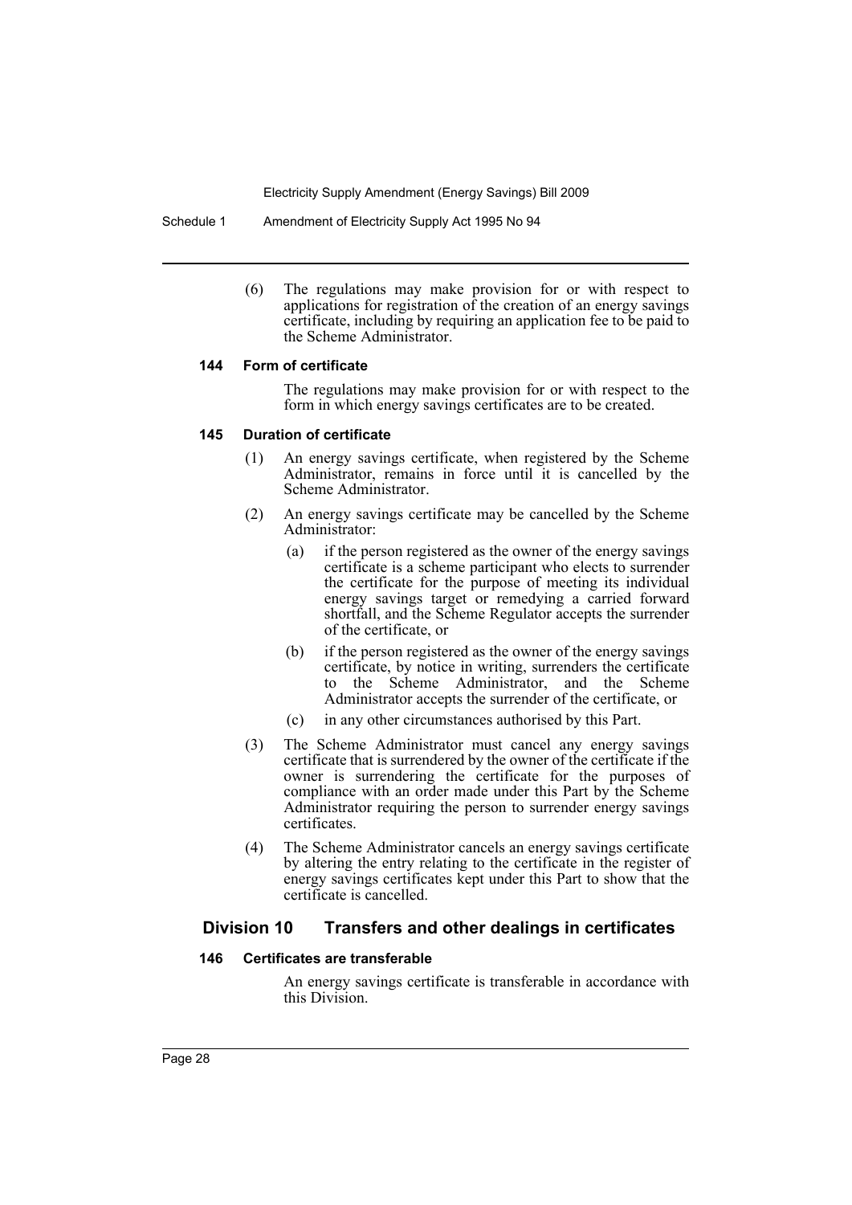(6) The regulations may make provision for or with respect to applications for registration of the creation of an energy savings certificate, including by requiring an application fee to be paid to the Scheme Administrator.

#### 144 Form of certificate

The regulations may make provision for or with respect to the form in which energy savings certificates are to be created.

#### 145 Duration of certificate

(1) An energy savings certificate, when registered by the Scheme Administrator, remains in force until it is cancelled by the Scheme Administrator.

(2) An energy savings certificate may be cancelled by the Scheme Administrator:

- (a) if the person registered as the owner of the energy savings certificate is a scheme participant who elects to surrender the certificate for the purpose of meeting its individual energy savings target or remedying a carried forward shortfall, and the Scheme Regulator accepts the surrender of the certificate, or
- (b) if the person registered as the owner of the energy savings certificate, by notice in writing, surrenders the certificate to the Scheme Administrator, and the Scheme Administrator accepts the surrender of the certificate, or
- (c) in any other circumstances authorised by this Part.

(3) The Scheme Administrator must cancel any energy savings certificate that is surrendered by the owner of the certificate if the owner is surrendering the certificate for the purposes of compliance with an order made under this Part by the Scheme Administrator requiring the person to surrender energy savings certificates.

(4) The Scheme Administrator cancels an energy savings certificate by altering the entry relating to the certificate in the register of energy savings certificates kept under this Part to show that the certificate is cancelled.

### Division 10 Transfers and other dealings in certificates

#### 146 Certificates are transferable

An energy savings certificate is transferable in accordance with this Division.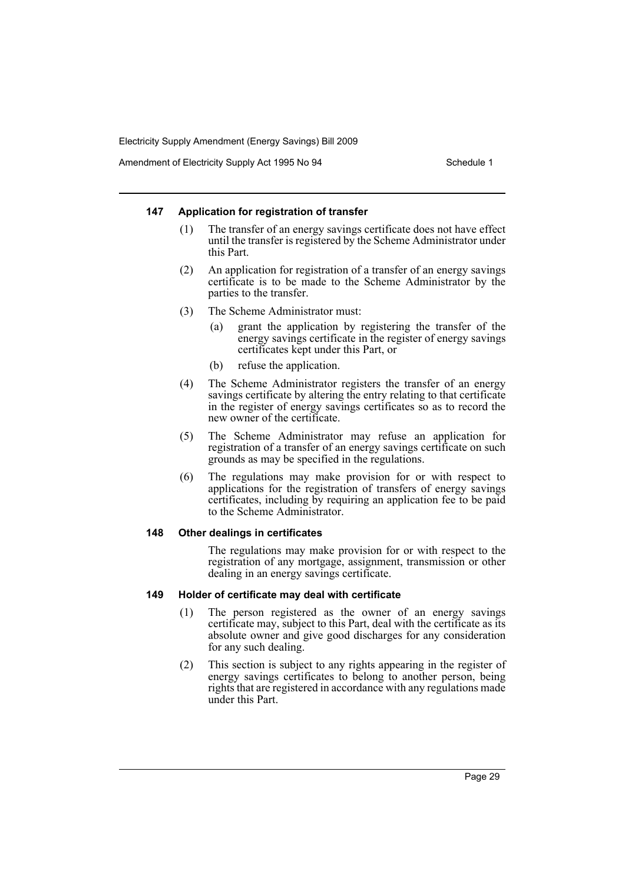#### 147 Application for registration of transfer

(1) The transfer of an energy savings certificate does not have effect until the transfer is registered by the Scheme Administrator under this Part.

(2) An application for registration of a transfer of an energy savings certificate is to be made to the Scheme Administrator by the parties to the transfer.

(3) The Scheme Administrator must:

- (a) grant the application by registering the transfer of the energy savings certificate in the register of energy savings certificates kept under this Part, or
- (b) refuse the application.

(4) The Scheme Administrator registers the transfer of an energy savings certificate by altering the entry relating to that certificate in the register of energy savings certificates so as to record the new owner of the certificate.

(5) The Scheme Administrator may refuse an application for registration of a transfer of an energy savings certificate on such grounds as may be specified in the regulations.

(6) The regulations may make provision for or with respect to applications for the registration of transfers of energy savings certificates, including by requiring an application fee to be paid to the Scheme Administrator.

#### 148 Other dealings in certificates

The regulations may make provision for or with respect to the registration of any mortgage, assignment, transmission or other dealing in an energy savings certificate.

#### 149 Holder of certificate may deal with certificate

(1) The person registered as the owner of an energy savings certificate may, subject to this Part, deal with the certificate as its absolute owner and give good discharges for any consideration for any such dealing.

(2) This section is subject to any rights appearing in the register of energy savings certificates to belong to another person, being rights that are registered in accordance with any regulations made under this Part.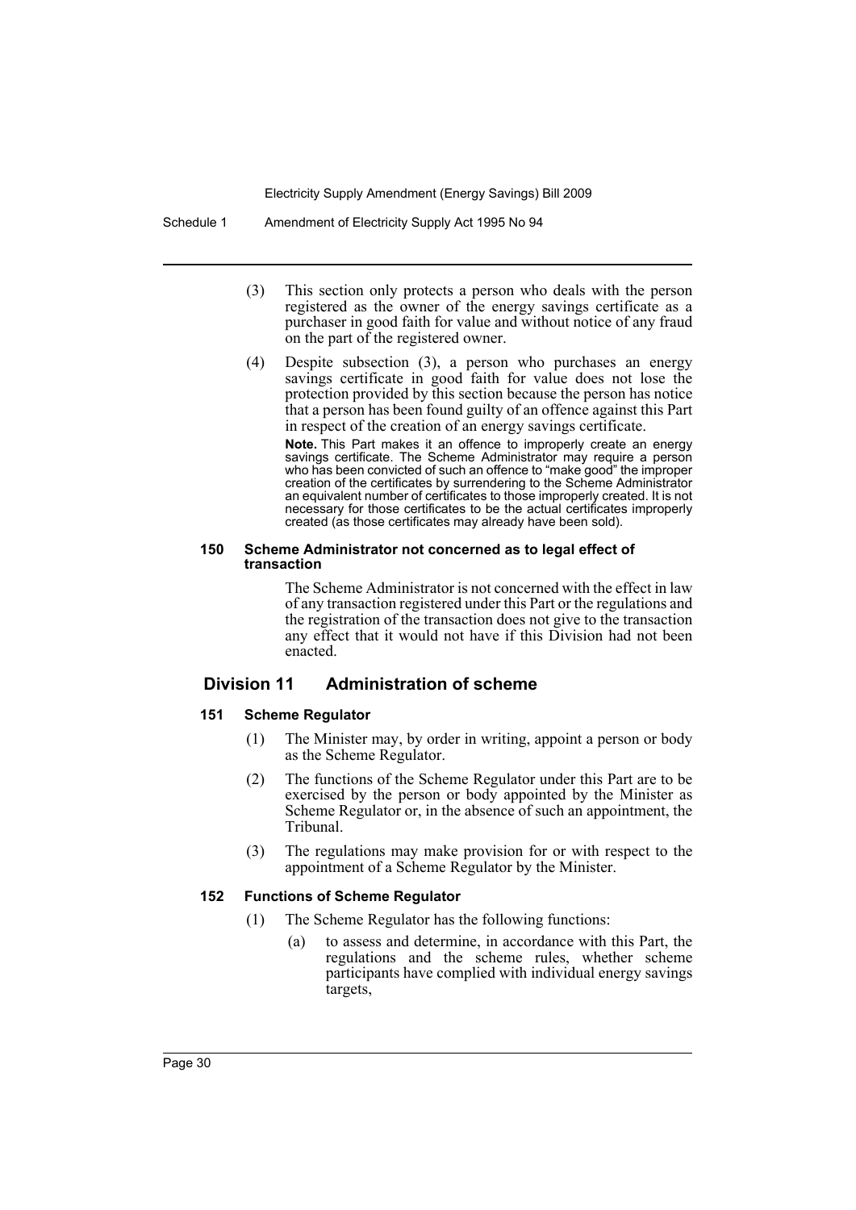(3) This section only protects a person who deals with the person registered as the owner of the energy savings certificate as a purchaser in good faith for value and without notice of any fraud on the part of the registered owner.

(4) Despite subsection (3), a person who purchases an energy savings certificate in good faith for value does not lose the protection provided by this section because the person has notice that a person has been found guilty of an offence against this Part in respect of the creation of an energy savings certificate.

**Note.** This Part makes it an offence to improperly create an energy savings certificate. The Scheme Administrator may require a person who has been convicted of such an offence to "make good" the improper creation of the certificates by surrendering to the Scheme Administrator an equivalent number of certificates to those improperly created. It is not necessary for those certificates to be the actual certificates improperly created (as those certificates may already have been sold).

#### 150 Scheme Administrator not concerned as to legal effect of transaction

The Scheme Administrator is not concerned with the effect in law of any transaction registered under this Part or the regulations and the registration of the transaction does not give to the transaction any effect that it would not have if this Division had not been enacted.

### Division 11 Administration of scheme

#### 151 Scheme Regulator

(1) The Minister may, by order in writing, appoint a person or body as the Scheme Regulator.

(2) The functions of the Scheme Regulator under this Part are to be exercised by the person or body appointed by the Minister as Scheme Regulator or, in the absence of such an appointment, the Tribunal.

(3) The regulations may make provision for or with respect to the appointment of a Scheme Regulator by the Minister.

#### 152 Functions of Scheme Regulator

(1) The Scheme Regulator has the following functions:

(a) to assess and determine, in accordance with this Part, the regulations and the scheme rules, whether scheme participants have complied with individual energy savings targets,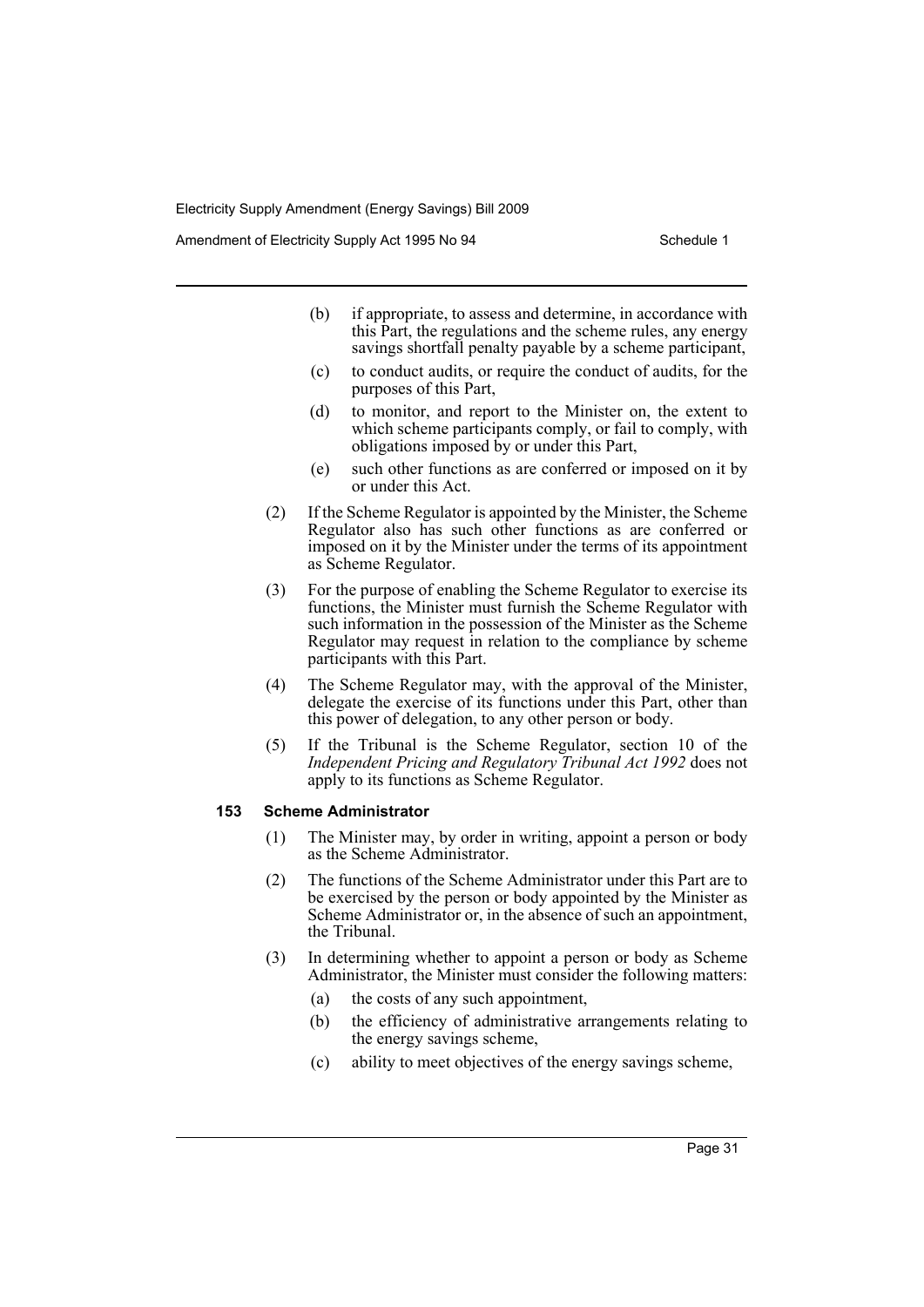(b) if appropriate, to assess and determine, in accordance with this Part, the regulations and the scheme rules, any energy savings shortfall penalty payable by a scheme participant,

(c) to conduct audits, or require the conduct of audits, for the purposes of this Part,

(d) to monitor, and report to the Minister on, the extent to which scheme participants comply, or fail to comply, with obligations imposed by or under this Part,

(e) such other functions as are conferred or imposed on it by or under this Act.

(2) If the Scheme Regulator is appointed by the Minister, the Scheme Regulator also has such other functions as are conferred or imposed on it by the Minister under the terms of its appointment as Scheme Regulator.

(3) For the purpose of enabling the Scheme Regulator to exercise its functions, the Minister must furnish the Scheme Regulator with such information in the possession of the Minister as the Scheme Regulator may request in relation to the compliance by scheme participants with this Part.

(4) The Scheme Regulator may, with the approval of the Minister, delegate the exercise of its functions under this Part, other than this power of delegation, to any other person or body.

(5) If the Tribunal is the Scheme Regulator, section 10 of the *Independent Pricing and Regulatory Tribunal Act 1992* does not apply to its functions as Scheme Regulator.

**153 Scheme Administrator**

(1) The Minister may, by order in writing, appoint a person or body as the Scheme Administrator.

(2) The functions of the Scheme Administrator under this Part are to be exercised by the person or body appointed by the Minister as Scheme Administrator or, in the absence of such an appointment, the Tribunal.

(3) In determining whether to appoint a person or body as Scheme Administrator, the Minister must consider the following matters:

(a) the costs of any such appointment,

(b) the efficiency of administrative arrangements relating to the energy savings scheme,

(c) ability to meet objectives of the energy savings scheme,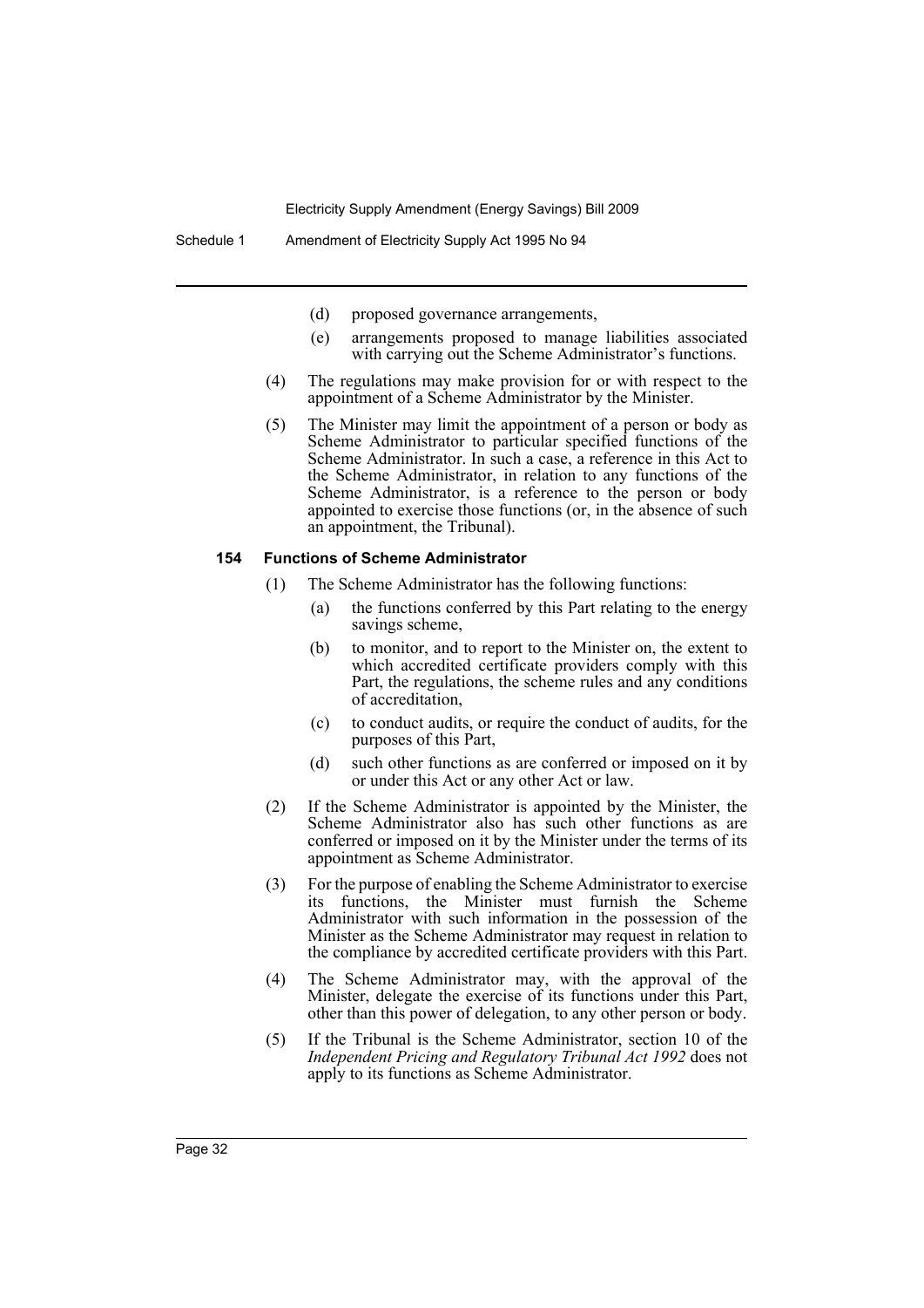(d) proposed governance arrangements,

(e) arrangements proposed to manage liabilities associated with carrying out the Scheme Administrator's functions.

(4) The regulations may make provision for or with respect to the appointment of a Scheme Administrator by the Minister.

(5) The Minister may limit the appointment of a person or body as Scheme Administrator to particular specified functions of the Scheme Administrator. In such a case, a reference in this Act to the Scheme Administrator, in relation to any functions of the Scheme Administrator, is a reference to the person or body appointed to exercise those functions (or, in the absence of such an appointment, the Tribunal).

#### 154 Functions of Scheme Administrator

(1) The Scheme Administrator has the following functions:

(a) the functions conferred by this Part relating to the energy savings scheme,

(b) to monitor, and to report to the Minister on, the extent to which accredited certificate providers comply with this Part, the regulations, the scheme rules and any conditions of accreditation,

(c) to conduct audits, or require the conduct of audits, for the purposes of this Part,

(d) such other functions as are conferred or imposed on it by or under this Act or any other Act or law.

(2) If the Scheme Administrator is appointed by the Minister, the Scheme Administrator also has such other functions as are conferred or imposed on it by the Minister under the terms of its appointment as Scheme Administrator.

(3) For the purpose of enabling the Scheme Administrator to exercise its functions, the Minister must furnish the Scheme Administrator with such information in the possession of the Minister as the Scheme Administrator may request in relation to the compliance by accredited certificate providers with this Part.

(4) The Scheme Administrator may, with the approval of the Minister, delegate the exercise of its functions under this Part, other than this power of delegation, to any other person or body.

(5) If the Tribunal is the Scheme Administrator, section 10 of the *Independent Pricing and Regulatory Tribunal Act 1992* does not apply to its functions as Scheme Administrator.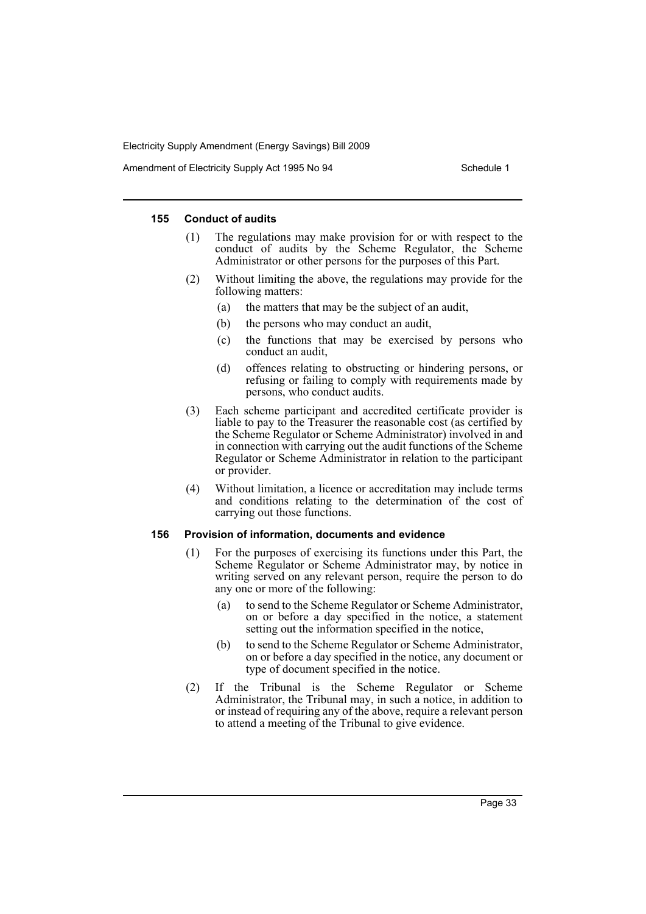#### 155 Conduct of audits

(1) The regulations may make provision for or with respect to the conduct of audits by the Scheme Regulator, the Scheme Administrator or other persons for the purposes of this Part.

(2) Without limiting the above, the regulations may provide for the following matters:

- (a) the matters that may be the subject of an audit,
- (b) the persons who may conduct an audit,
- (c) the functions that may be exercised by persons who conduct an audit,
- (d) offences relating to obstructing or hindering persons, or refusing or failing to comply with requirements made by persons, who conduct audits.

(3) Each scheme participant and accredited certificate provider is liable to pay to the Treasurer the reasonable cost (as certified by the Scheme Regulator or Scheme Administrator) involved in and in connection with carrying out the audit functions of the Scheme Regulator or Scheme Administrator in relation to the participant or provider.

(4) Without limitation, a licence or accreditation may include terms and conditions relating to the determination of the cost of carrying out those functions.

#### 156 Provision of information, documents and evidence

(1) For the purposes of exercising its functions under this Part, the Scheme Regulator or Scheme Administrator may, by notice in writing served on any relevant person, require the person to do any one or more of the following:

- (a) to send to the Scheme Regulator or Scheme Administrator, on or before a day specified in the notice, a statement setting out the information specified in the notice,
- (b) to send to the Scheme Regulator or Scheme Administrator, on or before a day specified in the notice, any document or type of document specified in the notice.

(2) If the Tribunal is the Scheme Regulator or Scheme Administrator, the Tribunal may, in such a notice, in addition to or instead of requiring any of the above, require a relevant person to attend a meeting of the Tribunal to give evidence.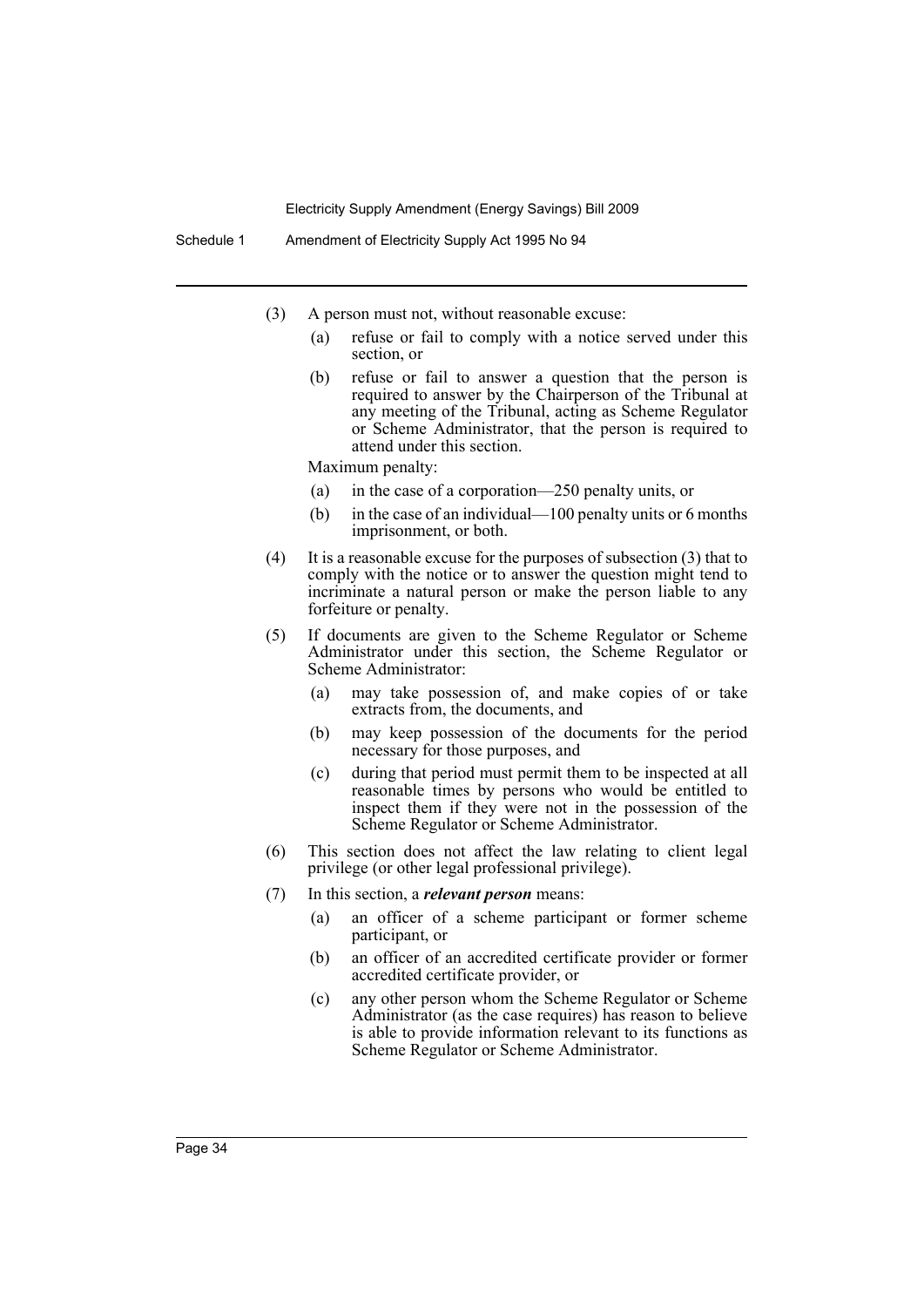(3) A person must not, without reasonable excuse:

(a) refuse or fail to comply with a notice served under this section, or

(b) refuse or fail to answer a question that the person is required to answer by the Chairperson of the Tribunal at any meeting of the Tribunal, acting as Scheme Regulator or Scheme Administrator, that the person is required to attend under this section.

Maximum penalty:

(a) in the case of a corporation—250 penalty units, or

(b) in the case of an individual—100 penalty units or 6 months imprisonment, or both.

(4) It is a reasonable excuse for the purposes of subsection (3) that to comply with the notice or to answer the question might tend to incriminate a natural person or make the person liable to any forfeiture or penalty.

(5) If documents are given to the Scheme Regulator or Scheme Administrator under this section, the Scheme Regulator or Scheme Administrator:

(a) may take possession of, and make copies of or take extracts from, the documents, and

(b) may keep possession of the documents for the period necessary for those purposes, and

(c) during that period must permit them to be inspected at all reasonable times by persons who would be entitled to inspect them if they were not in the possession of the Scheme Regulator or Scheme Administrator.

(6) This section does not affect the law relating to client legal privilege (or other legal professional privilege).

(7) In this section, a ***relevant person*** means:

(a) an officer of a scheme participant or former scheme participant, or

(b) an officer of an accredited certificate provider or former accredited certificate provider, or

(c) any other person whom the Scheme Regulator or Scheme Administrator (as the case requires) has reason to believe is able to provide information relevant to its functions as Scheme Regulator or Scheme Administrator.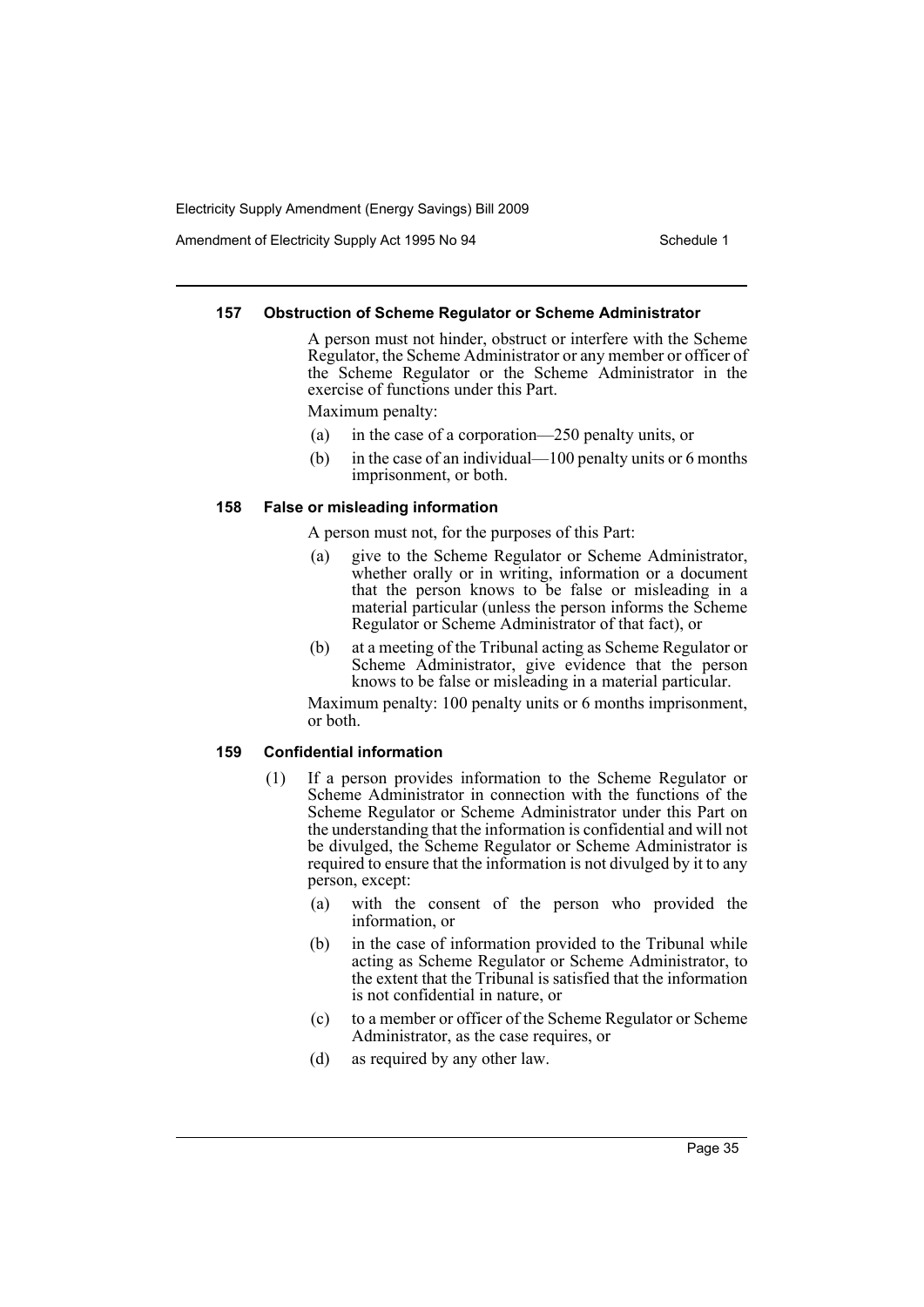#### 157 Obstruction of Scheme Regulator or Scheme Administrator

A person must not hinder, obstruct or interfere with the Scheme Regulator, the Scheme Administrator or any member or officer of the Scheme Regulator or the Scheme Administrator in the exercise of functions under this Part.

Maximum penalty:

(a) in the case of a corporation—250 penalty units, or

(b) in the case of an individual—100 penalty units or 6 months imprisonment, or both.

#### 158 False or misleading information

A person must not, for the purposes of this Part:

(a) give to the Scheme Regulator or Scheme Administrator, whether orally or in writing, information or a document that the person knows to be false or misleading in a material particular (unless the person informs the Scheme Regulator or Scheme Administrator of that fact), or

(b) at a meeting of the Tribunal acting as Scheme Regulator or Scheme Administrator, give evidence that the person knows to be false or misleading in a material particular.

Maximum penalty: 100 penalty units or 6 months imprisonment, or both.

#### 159 Confidential information

(1) If a person provides information to the Scheme Regulator or Scheme Administrator in connection with the functions of the Scheme Regulator or Scheme Administrator under this Part on the understanding that the information is confidential and will not be divulged, the Scheme Regulator or Scheme Administrator is required to ensure that the information is not divulged by it to any person, except:

(a) with the consent of the person who provided the information, or

(b) in the case of information provided to the Tribunal while acting as Scheme Regulator or Scheme Administrator, to the extent that the Tribunal is satisfied that the information is not confidential in nature, or

(c) to a member or officer of the Scheme Regulator or Scheme Administrator, as the case requires, or

(d) as required by any other law.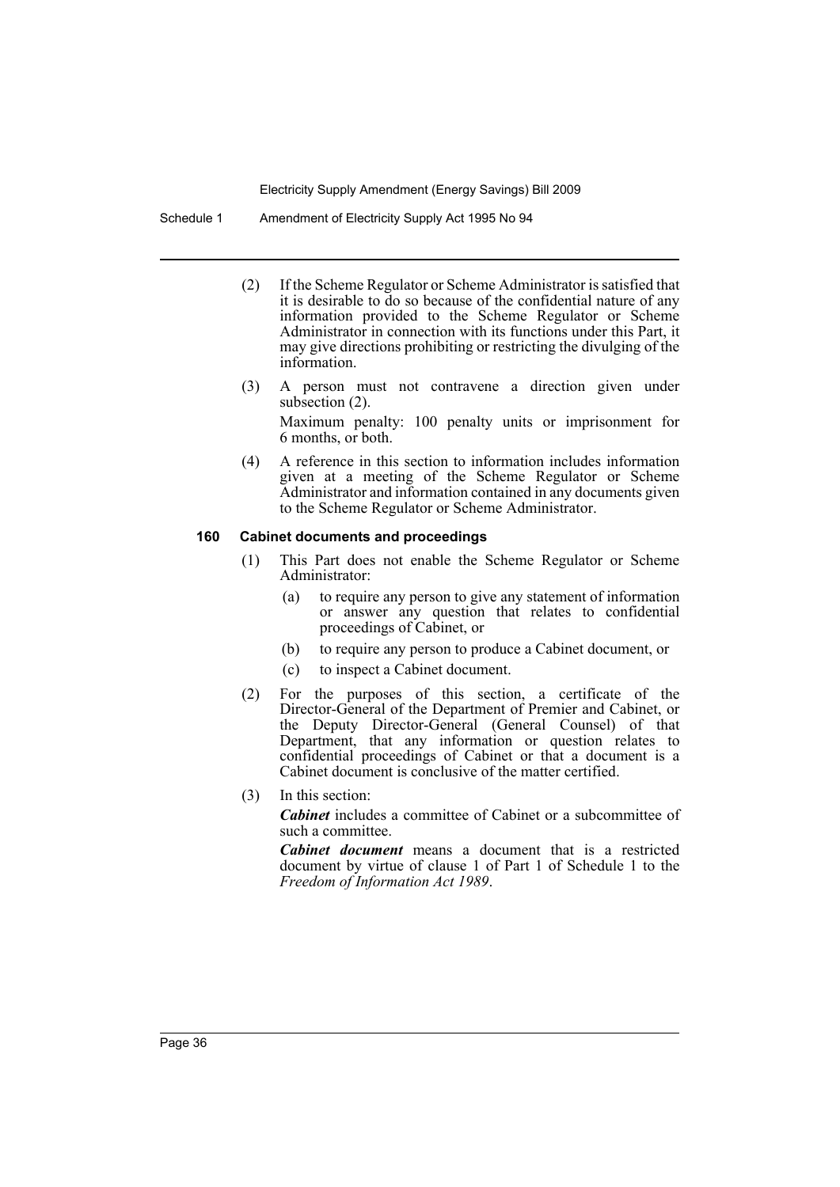(2) If the Scheme Regulator or Scheme Administrator is satisfied that it is desirable to do so because of the confidential nature of any information provided to the Scheme Regulator or Scheme Administrator in connection with its functions under this Part, it may give directions prohibiting or restricting the divulging of the information.

(3) A person must not contravene a direction given under subsection (2).

Maximum penalty: 100 penalty units or imprisonment for 6 months, or both.

(4) A reference in this section to information includes information given at a meeting of the Scheme Regulator or Scheme Administrator and information contained in any documents given to the Scheme Regulator or Scheme Administrator.

### 160 Cabinet documents and proceedings

(1) This Part does not enable the Scheme Regulator or Scheme Administrator:

- (a) to require any person to give any statement of information or answer any question that relates to confidential proceedings of Cabinet, or
- (b) to require any person to produce a Cabinet document, or
- (c) to inspect a Cabinet document.

(2) For the purposes of this section, a certificate of the Director-General of the Department of Premier and Cabinet, or the Deputy Director-General (General Counsel) of that Department, that any information or question relates to confidential proceedings of Cabinet or that a document is a Cabinet document is conclusive of the matter certified.

(3) In this section:

***Cabinet*** includes a committee of Cabinet or a subcommittee of such a committee.

***Cabinet document*** means a document that is a restricted document by virtue of clause 1 of Part 1 of Schedule 1 to the *Freedom of Information Act 1989*.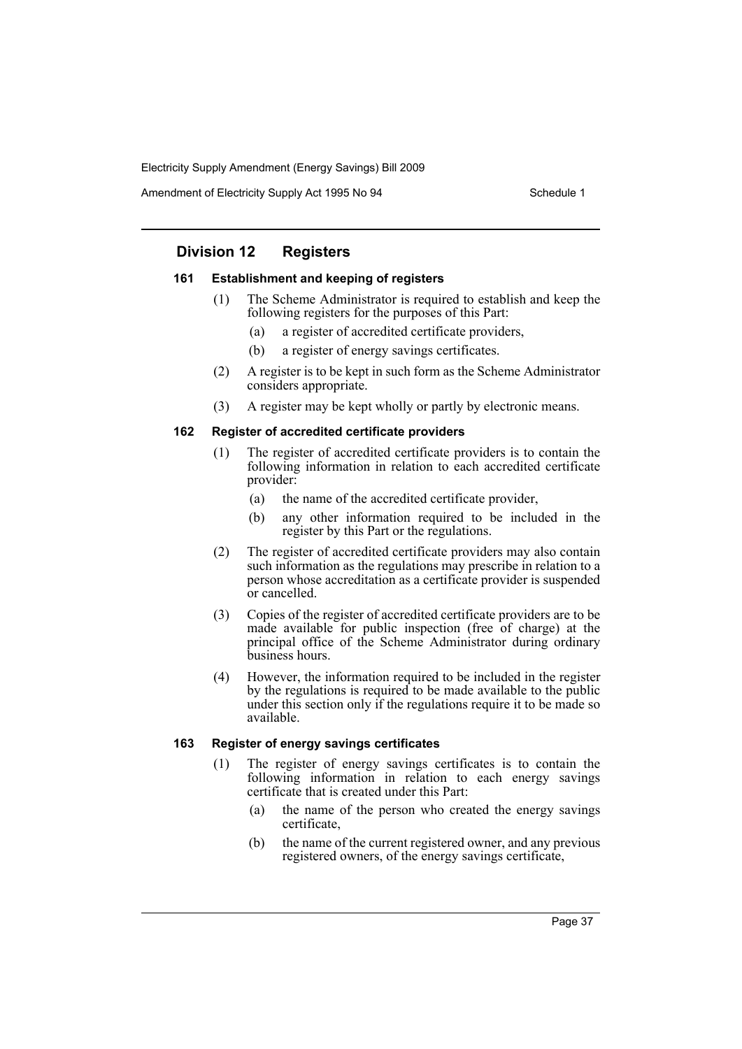## Division 12 Registers

### 161 Establishment and keeping of registers

(1) The Scheme Administrator is required to establish and keep the following registers for the purposes of this Part:

- (a) a register of accredited certificate providers,
- (b) a register of energy savings certificates.

(2) A register is to be kept in such form as the Scheme Administrator considers appropriate.

(3) A register may be kept wholly or partly by electronic means.

### 162 Register of accredited certificate providers

(1) The register of accredited certificate providers is to contain the following information in relation to each accredited certificate provider:

- (a) the name of the accredited certificate provider,
- (b) any other information required to be included in the register by this Part or the regulations.

(2) The register of accredited certificate providers may also contain such information as the regulations may prescribe in relation to a person whose accreditation as a certificate provider is suspended or cancelled.

(3) Copies of the register of accredited certificate providers are to be made available for public inspection (free of charge) at the principal office of the Scheme Administrator during ordinary business hours.

(4) However, the information required to be included in the register by the regulations is required to be made available to the public under this section only if the regulations require it to be made so available.

### 163 Register of energy savings certificates

(1) The register of energy savings certificates is to contain the following information in relation to each energy savings certificate that is created under this Part:

- (a) the name of the person who created the energy savings certificate,
- (b) the name of the current registered owner, and any previous registered owners, of the energy savings certificate,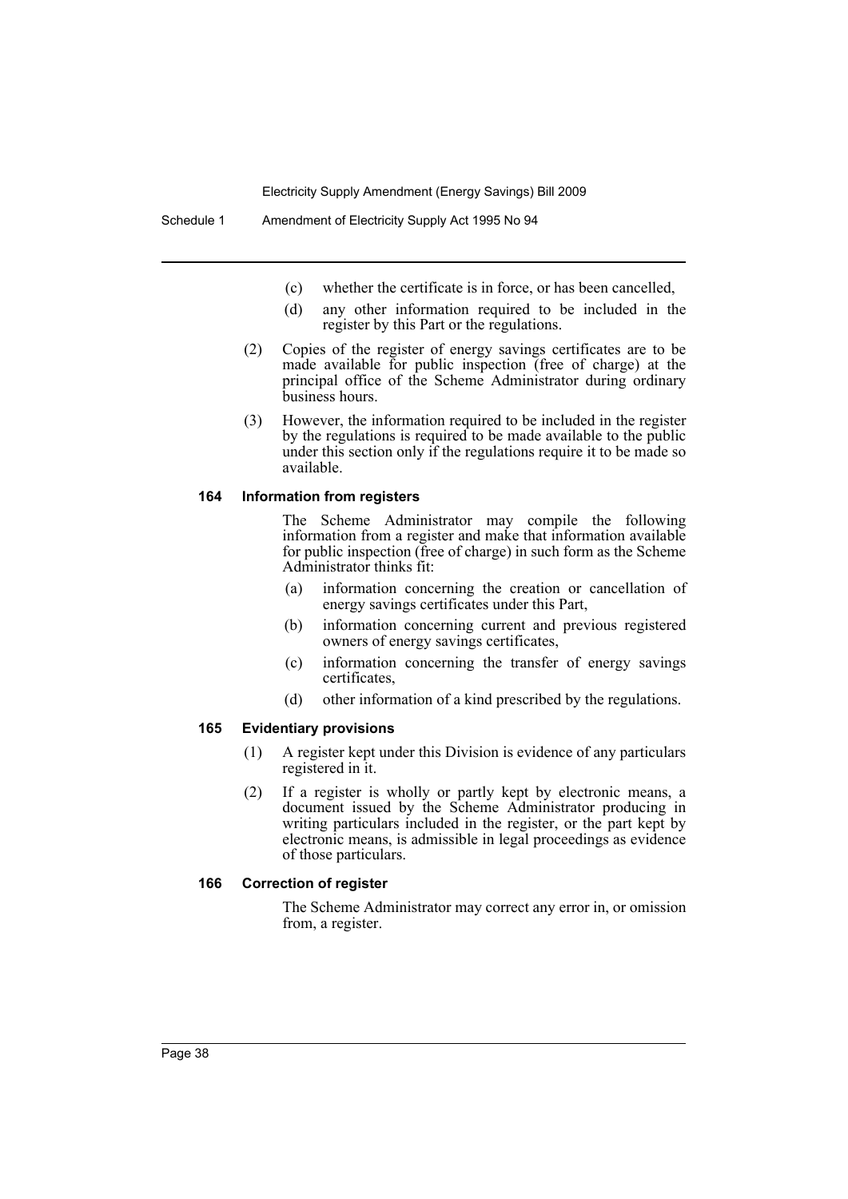(c) whether the certificate is in force, or has been cancelled,

(d) any other information required to be included in the register by this Part or the regulations.

(2) Copies of the register of energy savings certificates are to be made available for public inspection (free of charge) at the principal office of the Scheme Administrator during ordinary business hours.

(3) However, the information required to be included in the register by the regulations is required to be made available to the public under this section only if the regulations require it to be made so available.

#### 164 Information from registers

The Scheme Administrator may compile the following information from a register and make that information available for public inspection (free of charge) in such form as the Scheme Administrator thinks fit:

(a) information concerning the creation or cancellation of energy savings certificates under this Part,

(b) information concerning current and previous registered owners of energy savings certificates,

(c) information concerning the transfer of energy savings certificates,

(d) other information of a kind prescribed by the regulations.

#### 165 Evidentiary provisions

(1) A register kept under this Division is evidence of any particulars registered in it.

(2) If a register is wholly or partly kept by electronic means, a document issued by the Scheme Administrator producing in writing particulars included in the register, or the part kept by electronic means, is admissible in legal proceedings as evidence of those particulars.

#### 166 Correction of register

The Scheme Administrator may correct any error in, or omission from, a register.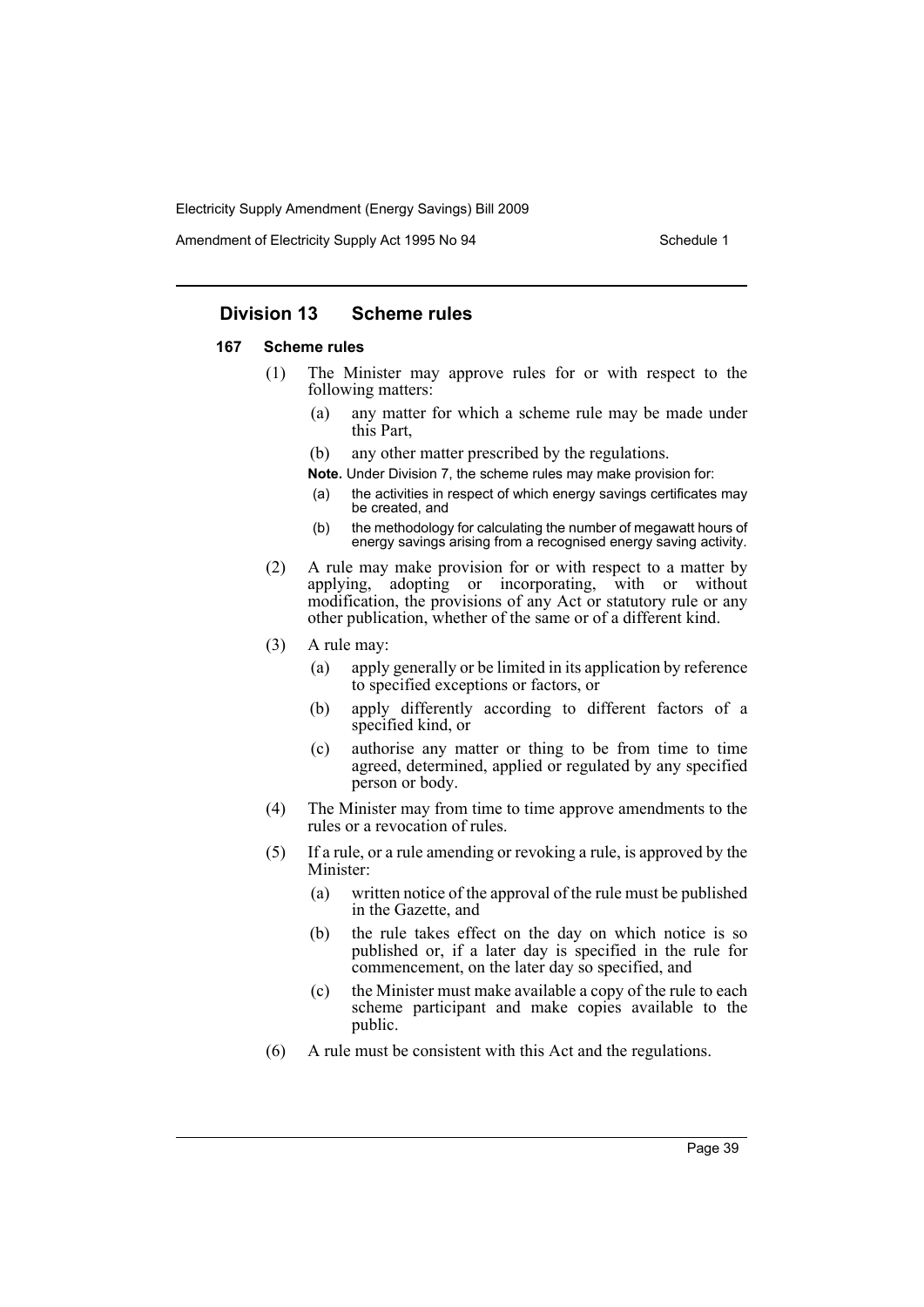## Division 13 Scheme rules

### 167 Scheme rules

(1) The Minister may approve rules for or with respect to the following matters:

- (a) any matter for which a scheme rule may be made under this Part,
- (b) any other matter prescribed by the regulations.

**Note.** Under Division 7, the scheme rules may make provision for:

- (a) the activities in respect of which energy savings certificates may be created, and
- (b) the methodology for calculating the number of megawatt hours of energy savings arising from a recognised energy saving activity.

(2) A rule may make provision for or with respect to a matter by applying, adopting or incorporating, with or without modification, the provisions of any Act or statutory rule or any other publication, whether of the same or of a different kind.

(3) A rule may:

- (a) apply generally or be limited in its application by reference to specified exceptions or factors, or
- (b) apply differently according to different factors of a specified kind, or
- (c) authorise any matter or thing to be from time to time agreed, determined, applied or regulated by any specified person or body.

(4) The Minister may from time to time approve amendments to the rules or a revocation of rules.

(5) If a rule, or a rule amending or revoking a rule, is approved by the Minister:

- (a) written notice of the approval of the rule must be published in the Gazette, and
- (b) the rule takes effect on the day on which notice is so published or, if a later day is specified in the rule for commencement, on the later day so specified, and
- (c) the Minister must make available a copy of the rule to each scheme participant and make copies available to the public.

(6) A rule must be consistent with this Act and the regulations.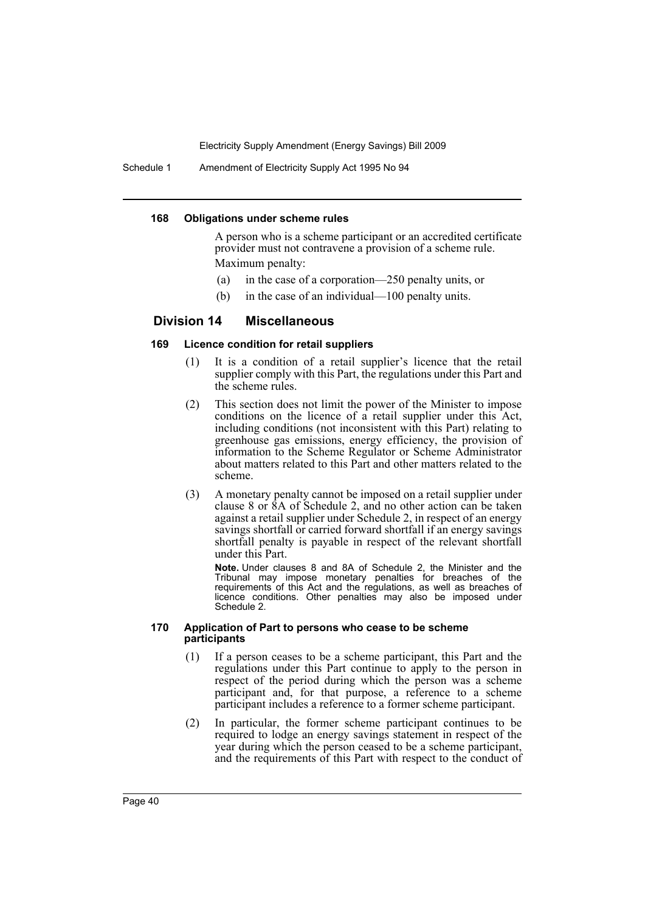#### 168 Obligations under scheme rules

A person who is a scheme participant or an accredited certificate provider must not contravene a provision of a scheme rule.

Maximum penalty:

(a) in the case of a corporation—250 penalty units, or

(b) in the case of an individual—100 penalty units.

## Division 14 Miscellaneous

#### 169 Licence condition for retail suppliers

(1) It is a condition of a retail supplier's licence that the retail supplier comply with this Part, the regulations under this Part and the scheme rules.

(2) This section does not limit the power of the Minister to impose conditions on the licence of a retail supplier under this Act, including conditions (not inconsistent with this Part) relating to greenhouse gas emissions, energy efficiency, the provision of information to the Scheme Regulator or Scheme Administrator about matters related to this Part and other matters related to the scheme.

(3) A monetary penalty cannot be imposed on a retail supplier under clause 8 or 8A of Schedule 2, and no other action can be taken against a retail supplier under Schedule 2, in respect of an energy savings shortfall or carried forward shortfall if an energy savings shortfall penalty is payable in respect of the relevant shortfall under this Part.

**Note.** Under clauses 8 and 8A of Schedule 2, the Minister and the Tribunal may impose monetary penalties for breaches of the requirements of this Act and the regulations, as well as breaches of licence conditions. Other penalties may also be imposed under Schedule 2.

#### 170 Application of Part to persons who cease to be scheme participants

(1) If a person ceases to be a scheme participant, this Part and the regulations under this Part continue to apply to the person in respect of the period during which the person was a scheme participant and, for that purpose, a reference to a scheme participant includes a reference to a former scheme participant.

(2) In particular, the former scheme participant continues to be required to lodge an energy savings statement in respect of the year during which the person ceased to be a scheme participant, and the requirements of this Part with respect to the conduct of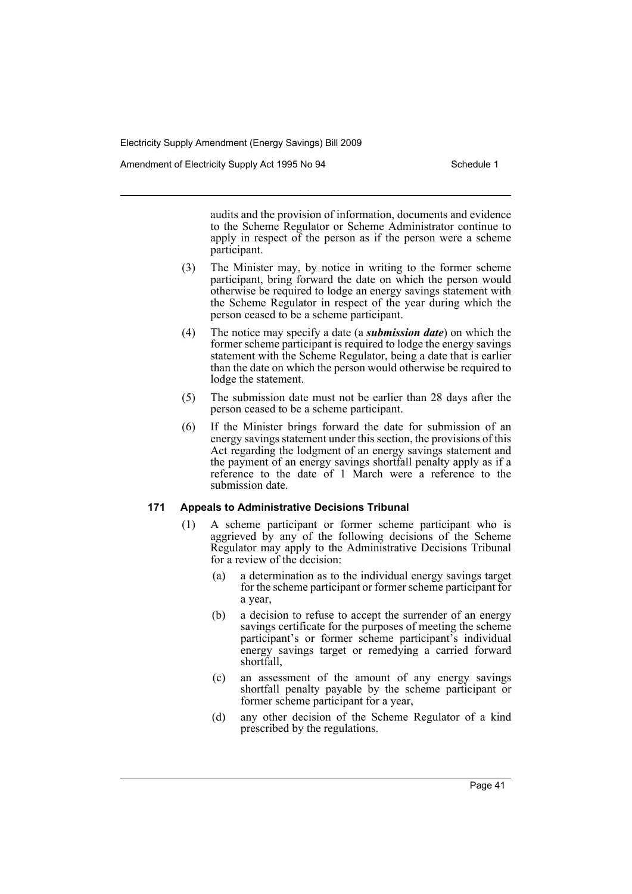audits and the provision of information, documents and evidence to the Scheme Regulator or Scheme Administrator continue to apply in respect of the person as if the person were a scheme participant.

(3) The Minister may, by notice in writing to the former scheme participant, bring forward the date on which the person would otherwise be required to lodge an energy savings statement with the Scheme Regulator in respect of the year during which the person ceased to be a scheme participant.

(4) The notice may specify a date (a ***submission date***) on which the former scheme participant is required to lodge the energy savings statement with the Scheme Regulator, being a date that is earlier than the date on which the person would otherwise be required to lodge the statement.

(5) The submission date must not be earlier than 28 days after the person ceased to be a scheme participant.

(6) If the Minister brings forward the date for submission of an energy savings statement under this section, the provisions of this Act regarding the lodgment of an energy savings statement and the payment of an energy savings shortfall penalty apply as if a reference to the date of 1 March were a reference to the submission date.

### 171 Appeals to Administrative Decisions Tribunal

(1) A scheme participant or former scheme participant who is aggrieved by any of the following decisions of the Scheme Regulator may apply to the Administrative Decisions Tribunal for a review of the decision:

- (a) a determination as to the individual energy savings target for the scheme participant or former scheme participant for a year,
- (b) a decision to refuse to accept the surrender of an energy savings certificate for the purposes of meeting the scheme participant's or former scheme participant's individual energy savings target or remedying a carried forward shortfall,
- (c) an assessment of the amount of any energy savings shortfall penalty payable by the scheme participant or former scheme participant for a year,
- (d) any other decision of the Scheme Regulator of a kind prescribed by the regulations.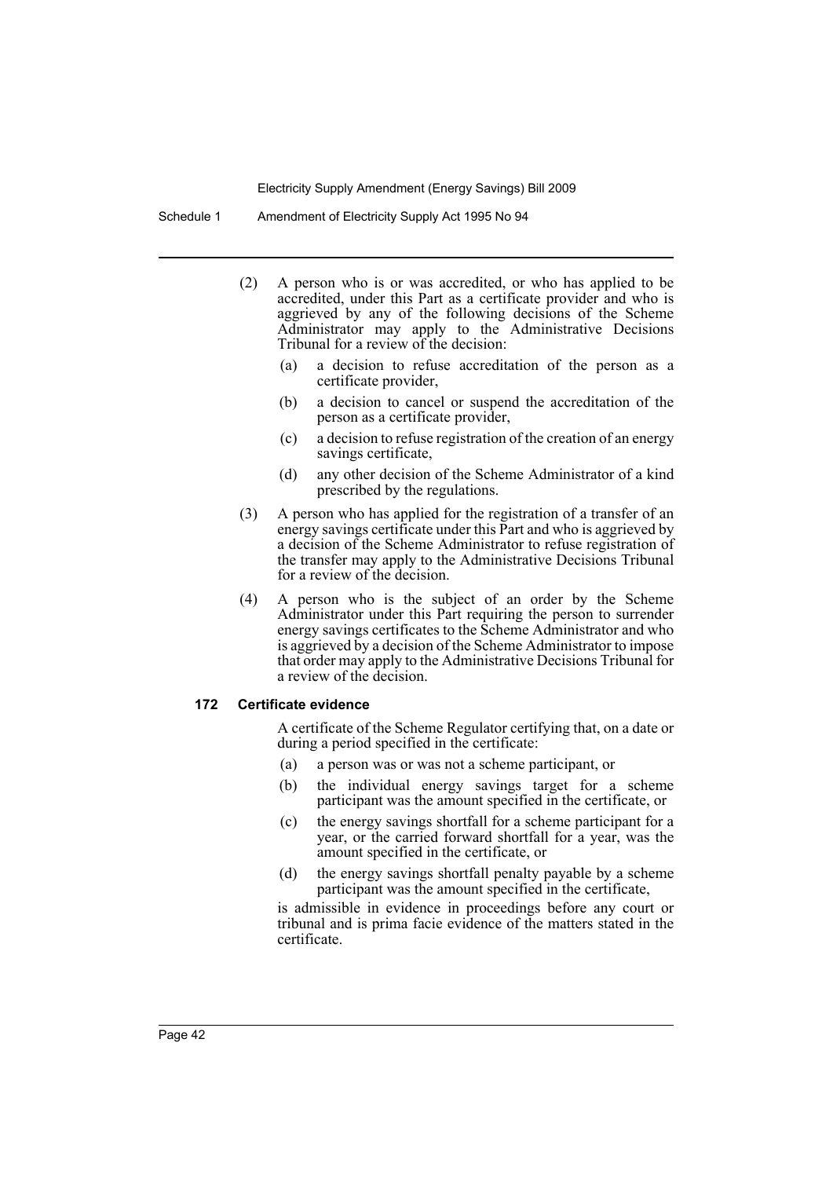(2) A person who is or was accredited, or who has applied to be accredited, under this Part as a certificate provider and who is aggrieved by any of the following decisions of the Scheme Administrator may apply to the Administrative Decisions Tribunal for a review of the decision:

(a) a decision to refuse accreditation of the person as a certificate provider,

(b) a decision to cancel or suspend the accreditation of the person as a certificate provider,

(c) a decision to refuse registration of the creation of an energy savings certificate,

(d) any other decision of the Scheme Administrator of a kind prescribed by the regulations.

(3) A person who has applied for the registration of a transfer of an energy savings certificate under this Part and who is aggrieved by a decision of the Scheme Administrator to refuse registration of the transfer may apply to the Administrative Decisions Tribunal for a review of the decision.

(4) A person who is the subject of an order by the Scheme Administrator under this Part requiring the person to surrender energy savings certificates to the Scheme Administrator and who is aggrieved by a decision of the Scheme Administrator to impose that order may apply to the Administrative Decisions Tribunal for a review of the decision.

### 172 Certificate evidence

A certificate of the Scheme Regulator certifying that, on a date or during a period specified in the certificate:

(a) a person was or was not a scheme participant, or

(b) the individual energy savings target for a scheme participant was the amount specified in the certificate, or

(c) the energy savings shortfall for a scheme participant for a year, or the carried forward shortfall for a year, was the amount specified in the certificate, or

(d) the energy savings shortfall penalty payable by a scheme participant was the amount specified in the certificate,

is admissible in evidence in proceedings before any court or tribunal and is prima facie evidence of the matters stated in the certificate.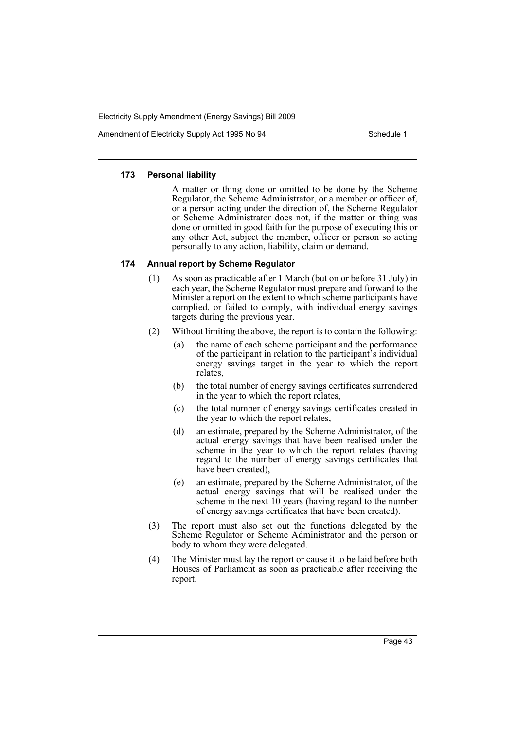#### 173 Personal liability

A matter or thing done or omitted to be done by the Scheme Regulator, the Scheme Administrator, or a member or officer of, or a person acting under the direction of, the Scheme Regulator or Scheme Administrator does not, if the matter or thing was done or omitted in good faith for the purpose of executing this or any other Act, subject the member, officer or person so acting personally to any action, liability, claim or demand.

#### 174 Annual report by Scheme Regulator

(1) As soon as practicable after 1 March (but on or before 31 July) in each year, the Scheme Regulator must prepare and forward to the Minister a report on the extent to which scheme participants have complied, or failed to comply, with individual energy savings targets during the previous year.

(2) Without limiting the above, the report is to contain the following:

(a) the name of each scheme participant and the performance of the participant in relation to the participant's individual energy savings target in the year to which the report relates,

(b) the total number of energy savings certificates surrendered in the year to which the report relates,

(c) the total number of energy savings certificates created in the year to which the report relates,

(d) an estimate, prepared by the Scheme Administrator, of the actual energy savings that have been realised under the scheme in the year to which the report relates (having regard to the number of energy savings certificates that have been created),

(e) an estimate, prepared by the Scheme Administrator, of the actual energy savings that will be realised under the scheme in the next 10 years (having regard to the number of energy savings certificates that have been created).

(3) The report must also set out the functions delegated by the Scheme Regulator or Scheme Administrator and the person or body to whom they were delegated.

(4) The Minister must lay the report or cause it to be laid before both Houses of Parliament as soon as practicable after receiving the report.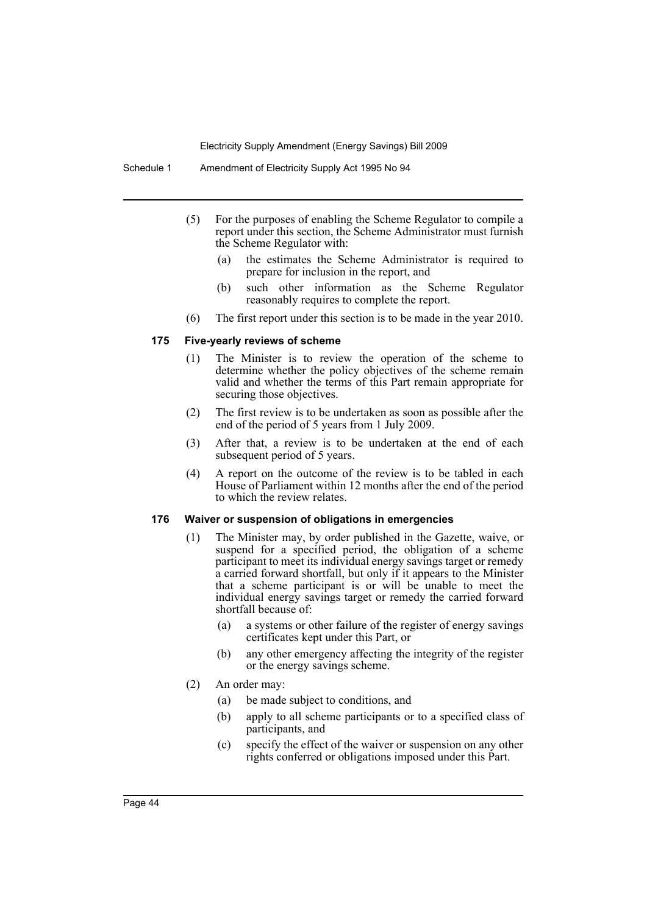(5) For the purposes of enabling the Scheme Regulator to compile a report under this section, the Scheme Administrator must furnish the Scheme Regulator with:

  (a) the estimates the Scheme Administrator is required to prepare for inclusion in the report, and

  (b) such other information as the Scheme Regulator reasonably requires to complete the report.

(6) The first report under this section is to be made in the year 2010.

**175 Five-yearly reviews of scheme**

(1) The Minister is to review the operation of the scheme to determine whether the policy objectives of the scheme remain valid and whether the terms of this Part remain appropriate for securing those objectives.

(2) The first review is to be undertaken as soon as possible after the end of the period of 5 years from 1 July 2009.

(3) After that, a review is to be undertaken at the end of each subsequent period of 5 years.

(4) A report on the outcome of the review is to be tabled in each House of Parliament within 12 months after the end of the period to which the review relates.

**176 Waiver or suspension of obligations in emergencies**

(1) The Minister may, by order published in the Gazette, waive, or suspend for a specified period, the obligation of a scheme participant to meet its individual energy savings target or remedy a carried forward shortfall, but only if it appears to the Minister that a scheme participant is or will be unable to meet the individual energy savings target or remedy the carried forward shortfall because of:

  (a) a systems or other failure of the register of energy savings certificates kept under this Part, or

  (b) any other emergency affecting the integrity of the register or the energy savings scheme.

(2) An order may:

  (a) be made subject to conditions, and

  (b) apply to all scheme participants or to a specified class of participants, and

  (c) specify the effect of the waiver or suspension on any other rights conferred or obligations imposed under this Part.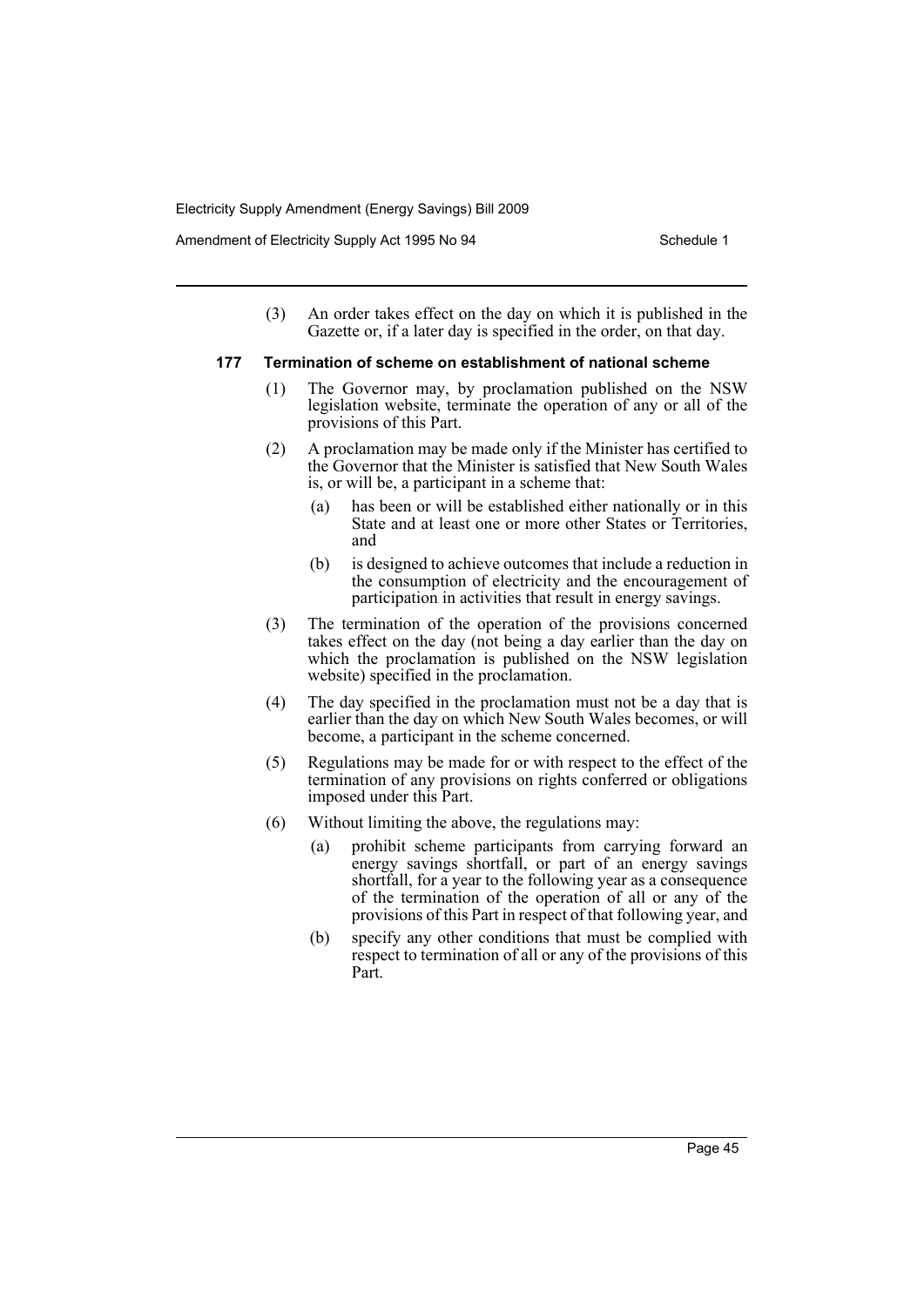(3) An order takes effect on the day on which it is published in the Gazette or, if a later day is specified in the order, on that day.

### 177 Termination of scheme on establishment of national scheme

(1) The Governor may, by proclamation published on the NSW legislation website, terminate the operation of any or all of the provisions of this Part.

(2) A proclamation may be made only if the Minister has certified to the Governor that the Minister is satisfied that New South Wales is, or will be, a participant in a scheme that:

- (a) has been or will be established either nationally or in this State and at least one or more other States or Territories, and
- (b) is designed to achieve outcomes that include a reduction in the consumption of electricity and the encouragement of participation in activities that result in energy savings.

(3) The termination of the operation of the provisions concerned takes effect on the day (not being a day earlier than the day on which the proclamation is published on the NSW legislation website) specified in the proclamation.

(4) The day specified in the proclamation must not be a day that is earlier than the day on which New South Wales becomes, or will become, a participant in the scheme concerned.

(5) Regulations may be made for or with respect to the effect of the termination of any provisions on rights conferred or obligations imposed under this Part.

(6) Without limiting the above, the regulations may:

- (a) prohibit scheme participants from carrying forward an energy savings shortfall, or part of an energy savings shortfall, for a year to the following year as a consequence of the termination of the operation of all or any of the provisions of this Part in respect of that following year, and
- (b) specify any other conditions that must be complied with respect to termination of all or any of the provisions of this Part.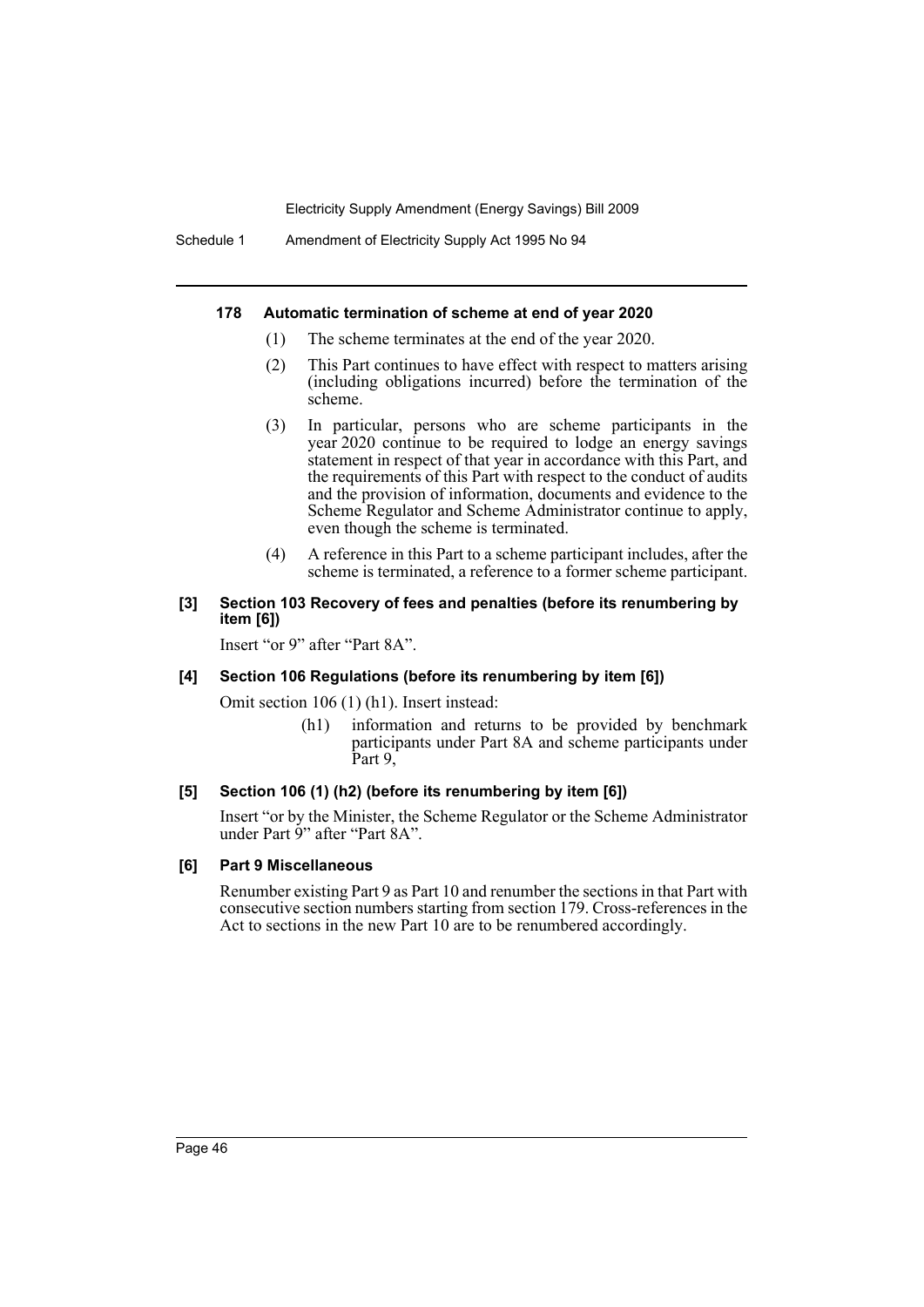#### 178 Automatic termination of scheme at end of year 2020

(1) The scheme terminates at the end of the year 2020.

(2) This Part continues to have effect with respect to matters arising (including obligations incurred) before the termination of the scheme.

(3) In particular, persons who are scheme participants in the year 2020 continue to be required to lodge an energy savings statement in respect of that year in accordance with this Part, and the requirements of this Part with respect to the conduct of audits and the provision of information, documents and evidence to the Scheme Regulator and Scheme Administrator continue to apply, even though the scheme is terminated.

(4) A reference in this Part to a scheme participant includes, after the scheme is terminated, a reference to a former scheme participant.

#### [3] Section 103 Recovery of fees and penalties (before its renumbering by item [6])

Insert "or 9" after "Part 8A".

#### [4] Section 106 Regulations (before its renumbering by item [6])

Omit section 106 (1) (h1). Insert instead:

(h1) information and returns to be provided by benchmark participants under Part 8A and scheme participants under Part 9,

#### [5] Section 106 (1) (h2) (before its renumbering by item [6])

Insert "or by the Minister, the Scheme Regulator or the Scheme Administrator under Part 9" after "Part 8A".

#### [6] Part 9 Miscellaneous

Renumber existing Part 9 as Part 10 and renumber the sections in that Part with consecutive section numbers starting from section 179. Cross-references in the Act to sections in the new Part 10 are to be renumbered accordingly.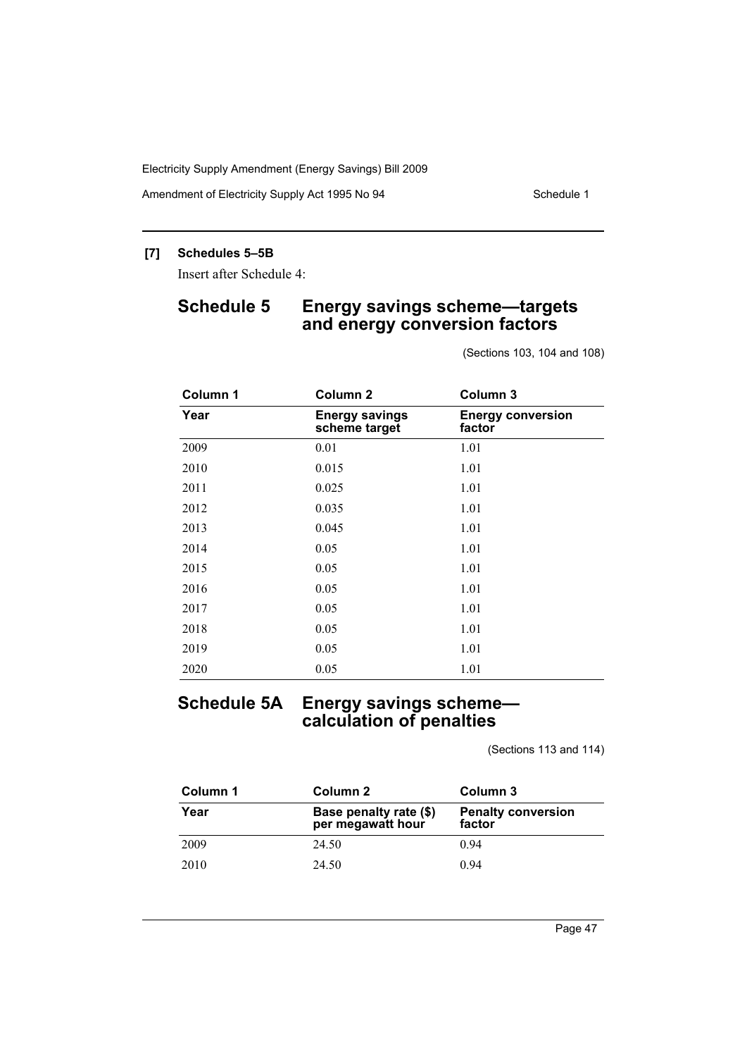**[7] Schedules 5–5B**

Insert after Schedule 4:

## Schedule 5 Energy savings scheme—targets and energy conversion factors

(Sections 103, 104 and 108)

| Column 1 | Column 2 | Column 3 |
|---|---|---|
| **Year** | **Energy savings scheme target** | **Energy conversion factor** |
| 2009 | 0.01 | 1.01 |
| 2010 | 0.015 | 1.01 |
| 2011 | 0.025 | 1.01 |
| 2012 | 0.035 | 1.01 |
| 2013 | 0.045 | 1.01 |
| 2014 | 0.05 | 1.01 |
| 2015 | 0.05 | 1.01 |
| 2016 | 0.05 | 1.01 |
| 2017 | 0.05 | 1.01 |
| 2018 | 0.05 | 1.01 |
| 2019 | 0.05 | 1.01 |
| 2020 | 0.05 | 1.01 |

## Schedule 5A Energy savings scheme—calculation of penalties

(Sections 113 and 114)

| Column 1 | Column 2 | Column 3 |
|---|---|---|
| **Year** | **Base penalty rate ($) per megawatt hour** | **Penalty conversion factor** |
| 2009 | 24.50 | 0.94 |
| 2010 | 24.50 | 0.94 |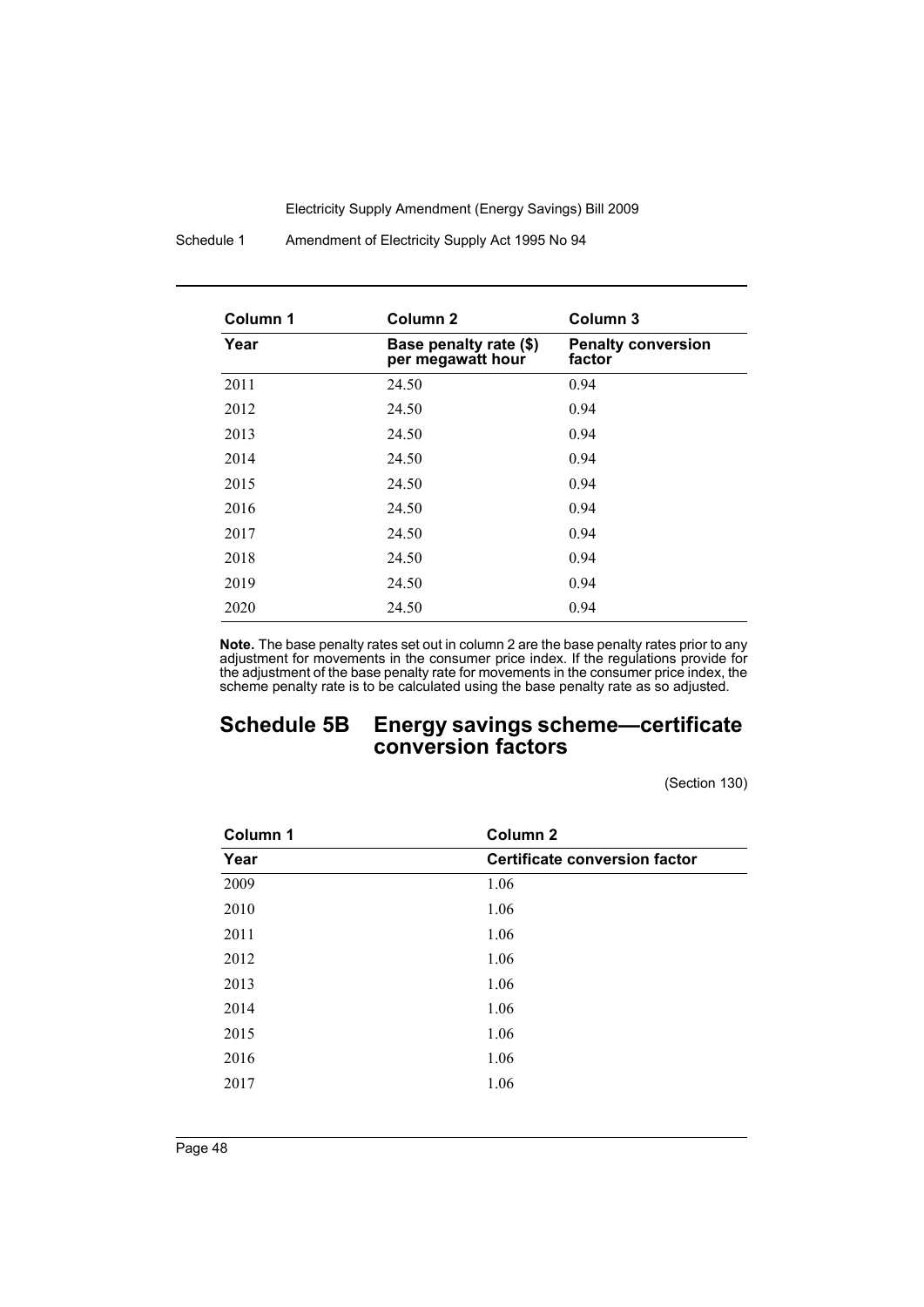| Column 1 | Column 2 | Column 3 |
|---|---|---|
| **Year** | **Base penalty rate ($) per megawatt hour** | **Penalty conversion factor** |
| 2011 | 24.50 | 0.94 |
| 2012 | 24.50 | 0.94 |
| 2013 | 24.50 | 0.94 |
| 2014 | 24.50 | 0.94 |
| 2015 | 24.50 | 0.94 |
| 2016 | 24.50 | 0.94 |
| 2017 | 24.50 | 0.94 |
| 2018 | 24.50 | 0.94 |
| 2019 | 24.50 | 0.94 |
| 2020 | 24.50 | 0.94 |

**Note.** The base penalty rates set out in column 2 are the base penalty rates prior to any adjustment for movements in the consumer price index. If the regulations provide for the adjustment of the base penalty rate for movements in the consumer price index, the scheme penalty rate is to be calculated using the base penalty rate as so adjusted.

## Schedule 5B Energy savings scheme—certificate conversion factors

(Section 130)

| Column 1 | Column 2 |
|---|---|
| **Year** | **Certificate conversion factor** |
| 2009 | 1.06 |
| 2010 | 1.06 |
| 2011 | 1.06 |
| 2012 | 1.06 |
| 2013 | 1.06 |
| 2014 | 1.06 |
| 2015 | 1.06 |
| 2016 | 1.06 |
| 2017 | 1.06 |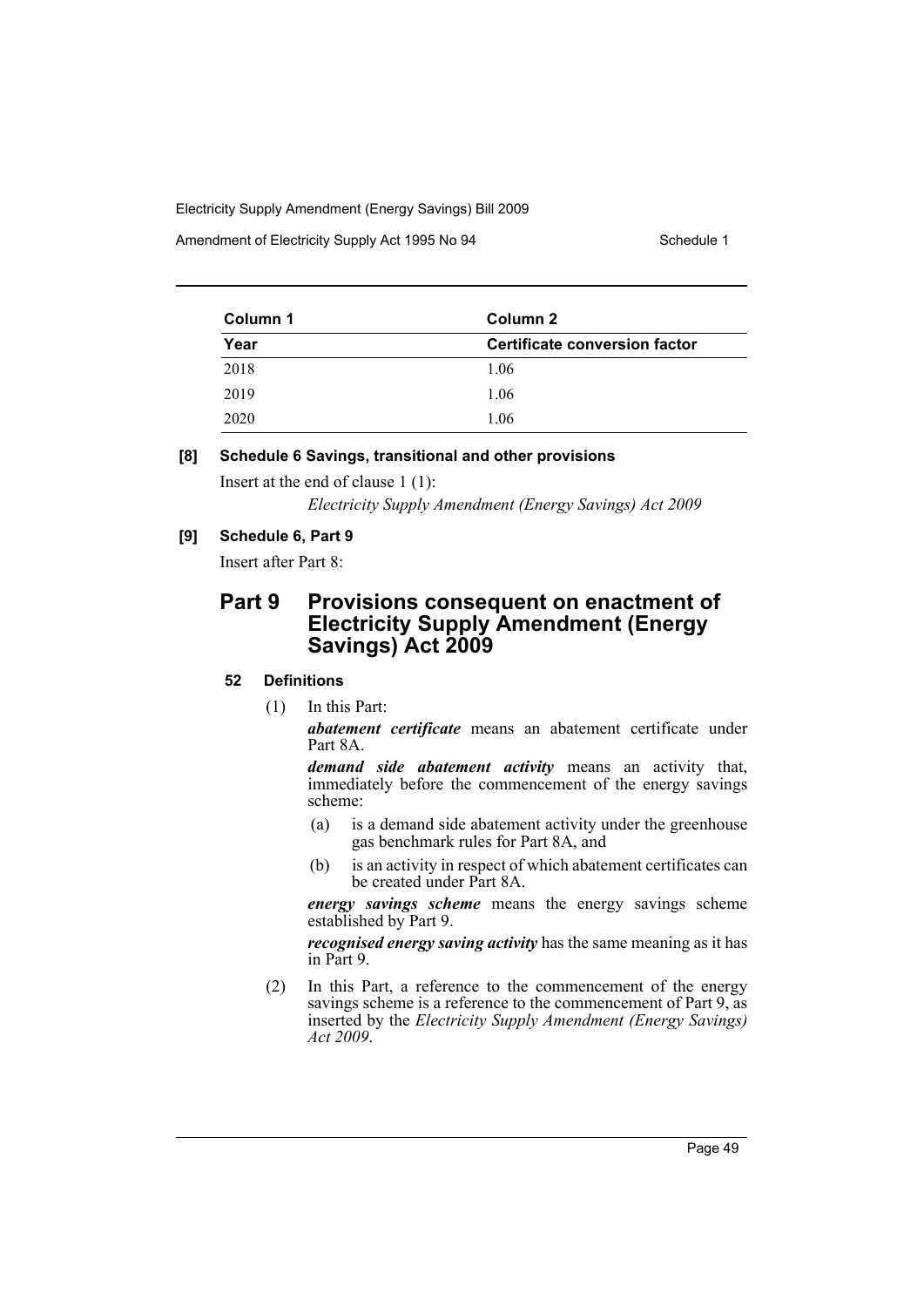| Column 1 | Column 2 |
| --- | --- |
| **Year** | **Certificate conversion factor** |
| 2018 | 1.06 |
| 2019 | 1.06 |
| 2020 | 1.06 |

**[8] Schedule 6 Savings, transitional and other provisions**

Insert at the end of clause 1 (1):

*Electricity Supply Amendment (Energy Savings) Act 2009*

**[9] Schedule 6, Part 9**

Insert after Part 8:

## Part 9 Provisions consequent on enactment of Electricity Supply Amendment (Energy Savings) Act 2009

### 52 Definitions

(1) In this Part:

***abatement certificate*** means an abatement certificate under Part 8A.

***demand side abatement activity*** means an activity that, immediately before the commencement of the energy savings scheme:

- (a) is a demand side abatement activity under the greenhouse gas benchmark rules for Part 8A, and
- (b) is an activity in respect of which abatement certificates can be created under Part 8A.

***energy savings scheme*** means the energy savings scheme established by Part 9.

***recognised energy saving activity*** has the same meaning as it has in Part 9.

(2) In this Part, a reference to the commencement of the energy savings scheme is a reference to the commencement of Part 9, as inserted by the *Electricity Supply Amendment (Energy Savings) Act 2009*.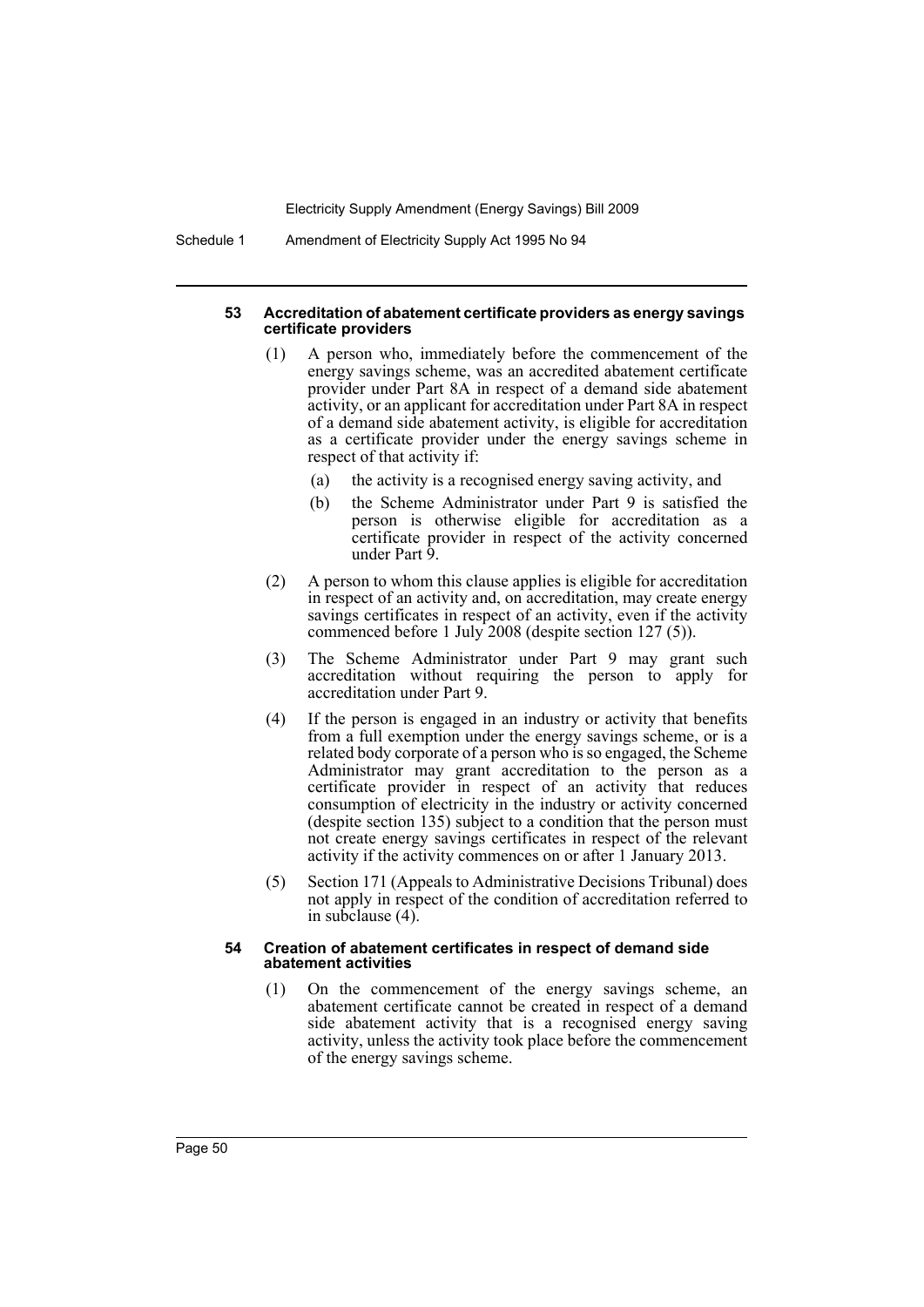#### 53 Accreditation of abatement certificate providers as energy savings certificate providers

(1) A person who, immediately before the commencement of the energy savings scheme, was an accredited abatement certificate provider under Part 8A in respect of a demand side abatement activity, or an applicant for accreditation under Part 8A in respect of a demand side abatement activity, is eligible for accreditation as a certificate provider under the energy savings scheme in respect of that activity if:

(a) the activity is a recognised energy saving activity, and

(b) the Scheme Administrator under Part 9 is satisfied the person is otherwise eligible for accreditation as a certificate provider in respect of the activity concerned under Part 9.

(2) A person to whom this clause applies is eligible for accreditation in respect of an activity and, on accreditation, may create energy savings certificates in respect of an activity, even if the activity commenced before 1 July 2008 (despite section 127 (5)).

(3) The Scheme Administrator under Part 9 may grant such accreditation without requiring the person to apply for accreditation under Part 9.

(4) If the person is engaged in an industry or activity that benefits from a full exemption under the energy savings scheme, or is a related body corporate of a person who is so engaged, the Scheme Administrator may grant accreditation to the person as a certificate provider in respect of an activity that reduces consumption of electricity in the industry or activity concerned (despite section 135) subject to a condition that the person must not create energy savings certificates in respect of the relevant activity if the activity commences on or after 1 January 2013.

(5) Section 171 (Appeals to Administrative Decisions Tribunal) does not apply in respect of the condition of accreditation referred to in subclause (4).

#### 54 Creation of abatement certificates in respect of demand side abatement activities

(1) On the commencement of the energy savings scheme, an abatement certificate cannot be created in respect of a demand side abatement activity that is a recognised energy saving activity, unless the activity took place before the commencement of the energy savings scheme.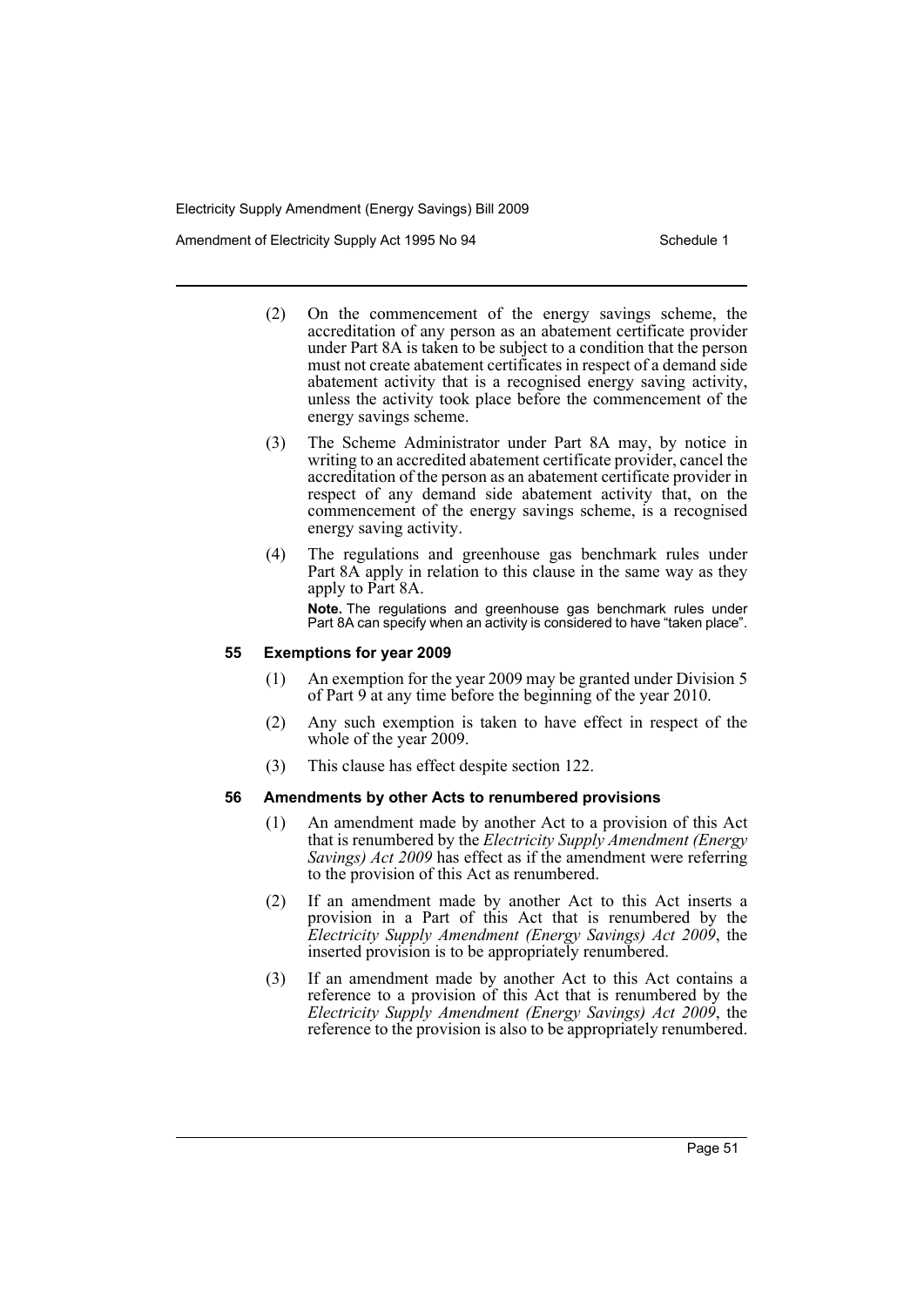(2) On the commencement of the energy savings scheme, the accreditation of any person as an abatement certificate provider under Part 8A is taken to be subject to a condition that the person must not create abatement certificates in respect of a demand side abatement activity that is a recognised energy saving activity, unless the activity took place before the commencement of the energy savings scheme.

(3) The Scheme Administrator under Part 8A may, by notice in writing to an accredited abatement certificate provider, cancel the accreditation of the person as an abatement certificate provider in respect of any demand side abatement activity that, on the commencement of the energy savings scheme, is a recognised energy saving activity.

(4) The regulations and greenhouse gas benchmark rules under Part 8A apply in relation to this clause in the same way as they apply to Part 8A.

**Note.** The regulations and greenhouse gas benchmark rules under Part 8A can specify when an activity is considered to have "taken place".

### 55 Exemptions for year 2009

(1) An exemption for the year 2009 may be granted under Division 5 of Part 9 at any time before the beginning of the year 2010.

(2) Any such exemption is taken to have effect in respect of the whole of the year 2009.

(3) This clause has effect despite section 122.

### 56 Amendments by other Acts to renumbered provisions

(1) An amendment made by another Act to a provision of this Act that is renumbered by the *Electricity Supply Amendment (Energy Savings) Act 2009* has effect as if the amendment were referring to the provision of this Act as renumbered.

(2) If an amendment made by another Act to this Act inserts a provision in a Part of this Act that is renumbered by the *Electricity Supply Amendment (Energy Savings) Act 2009*, the inserted provision is to be appropriately renumbered.

(3) If an amendment made by another Act to this Act contains a reference to a provision of this Act that is renumbered by the *Electricity Supply Amendment (Energy Savings) Act 2009*, the reference to the provision is also to be appropriately renumbered.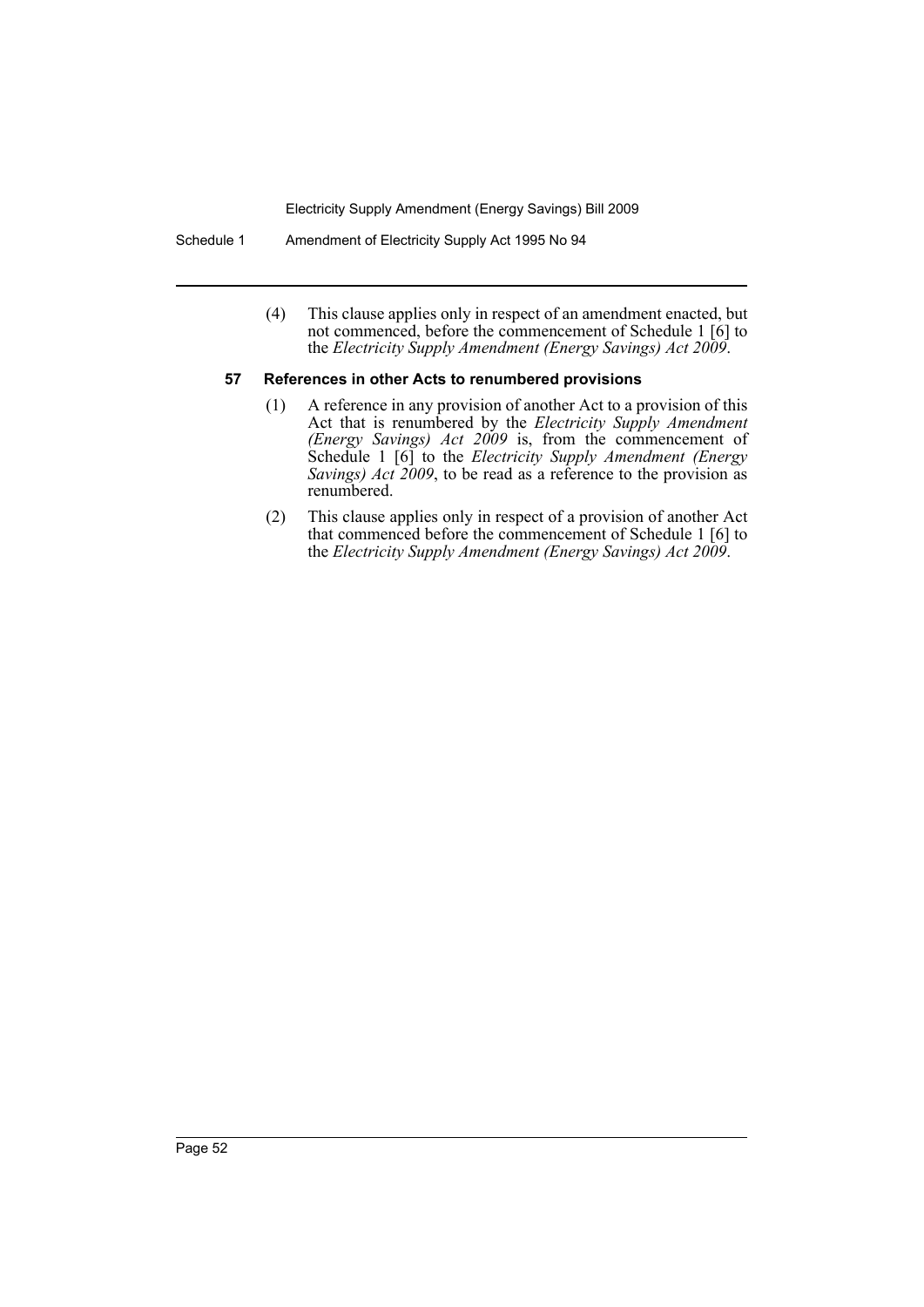(4) This clause applies only in respect of an amendment enacted, but not commenced, before the commencement of Schedule 1 [6] to the *Electricity Supply Amendment (Energy Savings) Act 2009*.

### 57 References in other Acts to renumbered provisions

(1) A reference in any provision of another Act to a provision of this Act that is renumbered by the *Electricity Supply Amendment (Energy Savings) Act 2009* is, from the commencement of Schedule 1 [6] to the *Electricity Supply Amendment (Energy Savings) Act 2009*, to be read as a reference to the provision as renumbered.

(2) This clause applies only in respect of a provision of another Act that commenced before the commencement of Schedule 1 [6] to the *Electricity Supply Amendment (Energy Savings) Act 2009*.